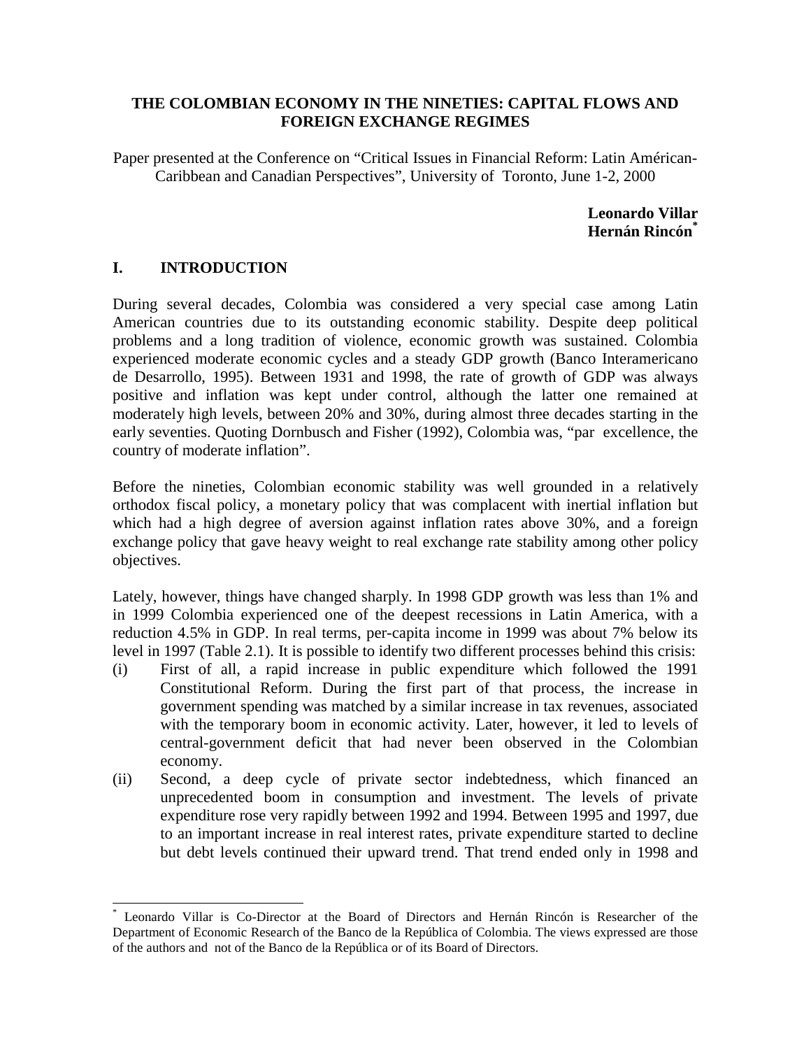# THE COLOMBIAN ECONOMY IN THE NINETIES: CAPITAL FLOWS AND FOREIGN EXCHANGE REGIMES

Paper presented at the Conference on "Critical Issues in Financial Reform: Latin Américan-Caribbean and Canadian Perspectives", University of Toronto, June 1-2, 2000

**Leonardo Villar**
**Hernán Rincón**[*]

## I. INTRODUCTION

During several decades, Colombia was considered a very special case among Latin American countries due to its outstanding economic stability. Despite deep political problems and a long tradition of violence, economic growth was sustained. Colombia experienced moderate economic cycles and a steady GDP growth (Banco Interamericano de Desarrollo, 1995). Between 1931 and 1998, the rate of growth of GDP was always positive and inflation was kept under control, although the latter one remained at moderately high levels, between 20% and 30%, during almost three decades starting in the early seventies. Quoting Dornbusch and Fisher (1992), Colombia was, "par excellence, the country of moderate inflation".

Before the nineties, Colombian economic stability was well grounded in a relatively orthodox fiscal policy, a monetary policy that was complacent with inertial inflation but which had a high degree of aversion against inflation rates above 30%, and a foreign exchange policy that gave heavy weight to real exchange rate stability among other policy objectives.

Lately, however, things have changed sharply. In 1998 GDP growth was less than 1% and in 1999 Colombia experienced one of the deepest recessions in Latin America, with a reduction 4.5% in GDP. In real terms, per-capita income in 1999 was about 7% below its level in 1997 (Table 2.1). It is possible to identify two different processes behind this crisis:

(i) First of all, a rapid increase in public expenditure which followed the 1991 Constitutional Reform. During the first part of that process, the increase in government spending was matched by a similar increase in tax revenues, associated with the temporary boom in economic activity. Later, however, it led to levels of central-government deficit that had never been observed in the Colombian economy.

(ii) Second, a deep cycle of private sector indebtedness, which financed an unprecedented boom in consumption and investment. The levels of private expenditure rose very rapidly between 1992 and 1994. Between 1995 and 1997, due to an important increase in real interest rates, private expenditure started to decline but debt levels continued their upward trend. That trend ended only in 1998 and

---

[*] Leonardo Villar is Co-Director at the Board of Directors and Hernán Rincón is Researcher of the Department of Economic Research of the Banco de la República of Colombia. The views expressed are those of the authors and not of the Banco de la República or of its Board of Directors.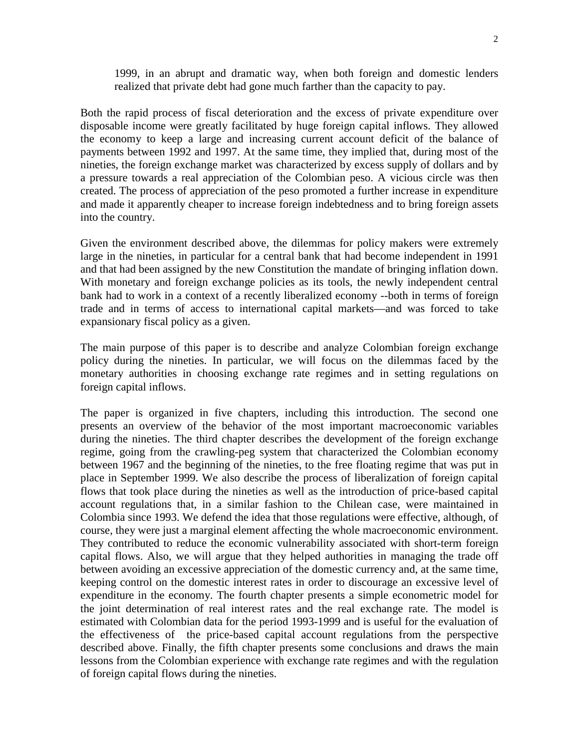1999, in an abrupt and dramatic way, when both foreign and domestic lenders realized that private debt had gone much farther than the capacity to pay.

Both the rapid process of fiscal deterioration and the excess of private expenditure over disposable income were greatly facilitated by huge foreign capital inflows. They allowed the economy to keep a large and increasing current account deficit of the balance of payments between 1992 and 1997. At the same time, they implied that, during most of the nineties, the foreign exchange market was characterized by excess supply of dollars and by a pressure towards a real appreciation of the Colombian peso. A vicious circle was then created. The process of appreciation of the peso promoted a further increase in expenditure and made it apparently cheaper to increase foreign indebtedness and to bring foreign assets into the country.

Given the environment described above, the dilemmas for policy makers were extremely large in the nineties, in particular for a central bank that had become independent in 1991 and that had been assigned by the new Constitution the mandate of bringing inflation down. With monetary and foreign exchange policies as its tools, the newly independent central bank had to work in a context of a recently liberalized economy --both in terms of foreign trade and in terms of access to international capital markets—and was forced to take expansionary fiscal policy as a given.

The main purpose of this paper is to describe and analyze Colombian foreign exchange policy during the nineties. In particular, we will focus on the dilemmas faced by the monetary authorities in choosing exchange rate regimes and in setting regulations on foreign capital inflows.

The paper is organized in five chapters, including this introduction. The second one presents an overview of the behavior of the most important macroeconomic variables during the nineties. The third chapter describes the development of the foreign exchange regime, going from the crawling-peg system that characterized the Colombian economy between 1967 and the beginning of the nineties, to the free floating regime that was put in place in September 1999. We also describe the process of liberalization of foreign capital flows that took place during the nineties as well as the introduction of price-based capital account regulations that, in a similar fashion to the Chilean case, were maintained in Colombia since 1993. We defend the idea that those regulations were effective, although, of course, they were just a marginal element affecting the whole macroeconomic environment. They contributed to reduce the economic vulnerability associated with short-term foreign capital flows. Also, we will argue that they helped authorities in managing the trade off between avoiding an excessive appreciation of the domestic currency and, at the same time, keeping control on the domestic interest rates in order to discourage an excessive level of expenditure in the economy. The fourth chapter presents a simple econometric model for the joint determination of real interest rates and the real exchange rate. The model is estimated with Colombian data for the period 1993-1999 and is useful for the evaluation of the effectiveness of the price-based capital account regulations from the perspective described above. Finally, the fifth chapter presents some conclusions and draws the main lessons from the Colombian experience with exchange rate regimes and with the regulation of foreign capital flows during the nineties.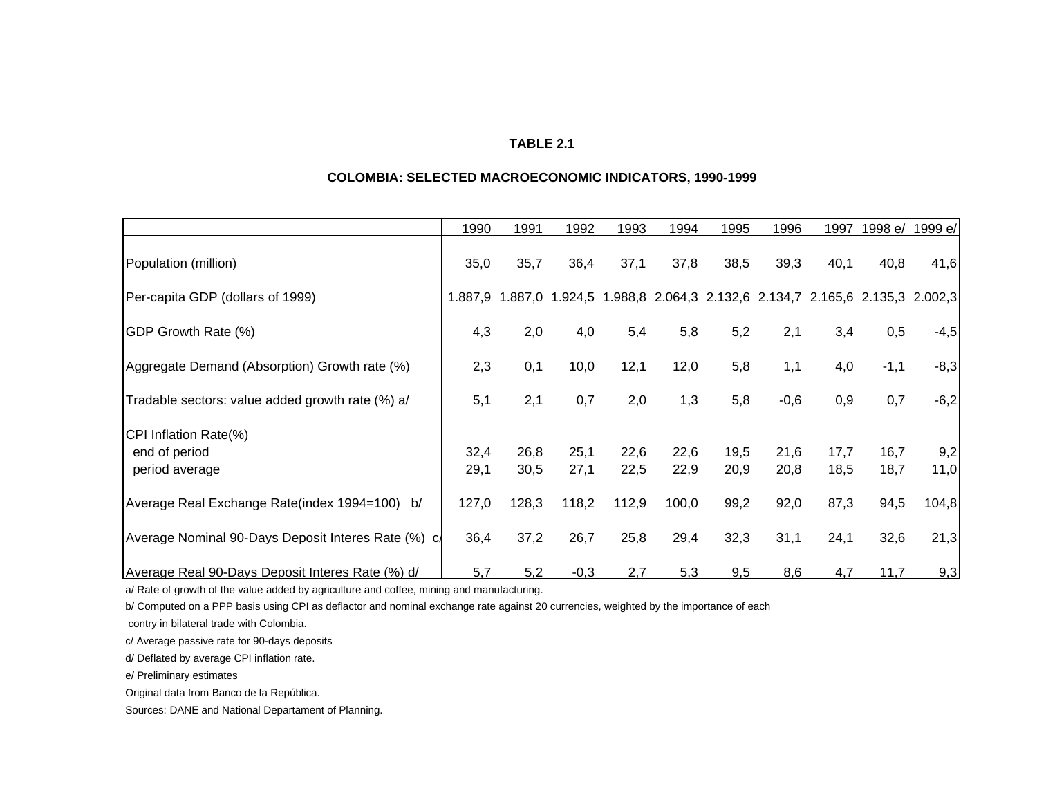**TABLE 2.1**

**COLOMBIA: SELECTED MACROECONOMIC INDICATORS, 1990-1999**

| | 1990 | 1991 | 1992 | 1993 | 1994 | 1995 | 1996 | 1997 | 1998 e/ | 1999 e/ |
|---|---|---|---|---|---|---|---|---|---|---|
| Population (million) | 35,0 | 35,7 | 36,4 | 37,1 | 37,8 | 38,5 | 39,3 | 40,1 | 40,8 | 41,6 |
| Per-capita GDP (dollars of 1999) | 1.887,9 | 1.887,0 | 1.924,5 | 1.988,8 | 2.064,3 | 2.132,6 | 2.134,7 | 2.165,6 | 2.135,3 | 2.002,3 |
| GDP Growth Rate (%) | 4,3 | 2,0 | 4,0 | 5,4 | 5,8 | 5,2 | 2,1 | 3,4 | 0,5 | -4,5 |
| Aggregate Demand (Absorption) Growth rate (%) | 2,3 | 0,1 | 10,0 | 12,1 | 12,0 | 5,8 | 1,1 | 4,0 | -1,1 | -8,3 |
| Tradable sectors: value added growth rate (%) a/ | 5,1 | 2,1 | 0,7 | 2,0 | 1,3 | 5,8 | -0,6 | 0,9 | 0,7 | -6,2 |
| CPI Inflation Rate(%) | | | | | | | | | | |
| end of period | 32,4 | 26,8 | 25,1 | 22,6 | 22,6 | 19,5 | 21,6 | 17,7 | 16,7 | 9,2 |
| period average | 29,1 | 30,5 | 27,1 | 22,5 | 22,9 | 20,9 | 20,8 | 18,5 | 18,7 | 11,0 |
| Average Real Exchange Rate(index 1994=100) b/ | 127,0 | 128,3 | 118,2 | 112,9 | 100,0 | 99,2 | 92,0 | 87,3 | 94,5 | 104,8 |
| Average Nominal 90-Days Deposit Interes Rate (%) c/ | 36,4 | 37,2 | 26,7 | 25,8 | 29,4 | 32,3 | 31,1 | 24,1 | 32,6 | 21,3 |
| Average Real 90-Days Deposit Interes Rate (%) d/ | 5,7 | 5,2 | -0,3 | 2,7 | 5,3 | 9,5 | 8,6 | 4,7 | 11,7 | 9,3 |

a/ Rate of growth of the value added by agriculture and coffee, mining and manufacturing.

b/ Computed on a PPP basis using CPI as deflactor and nominal exchange rate against 20 currencies, weighted by the importance of each contry in bilateral trade with Colombia.

c/ Average passive rate for 90-days deposits

d/ Deflated by average CPI inflation rate.

e/ Preliminary estimates

Original data from Banco de la República.

Sources: DANE and National Departament of Planning.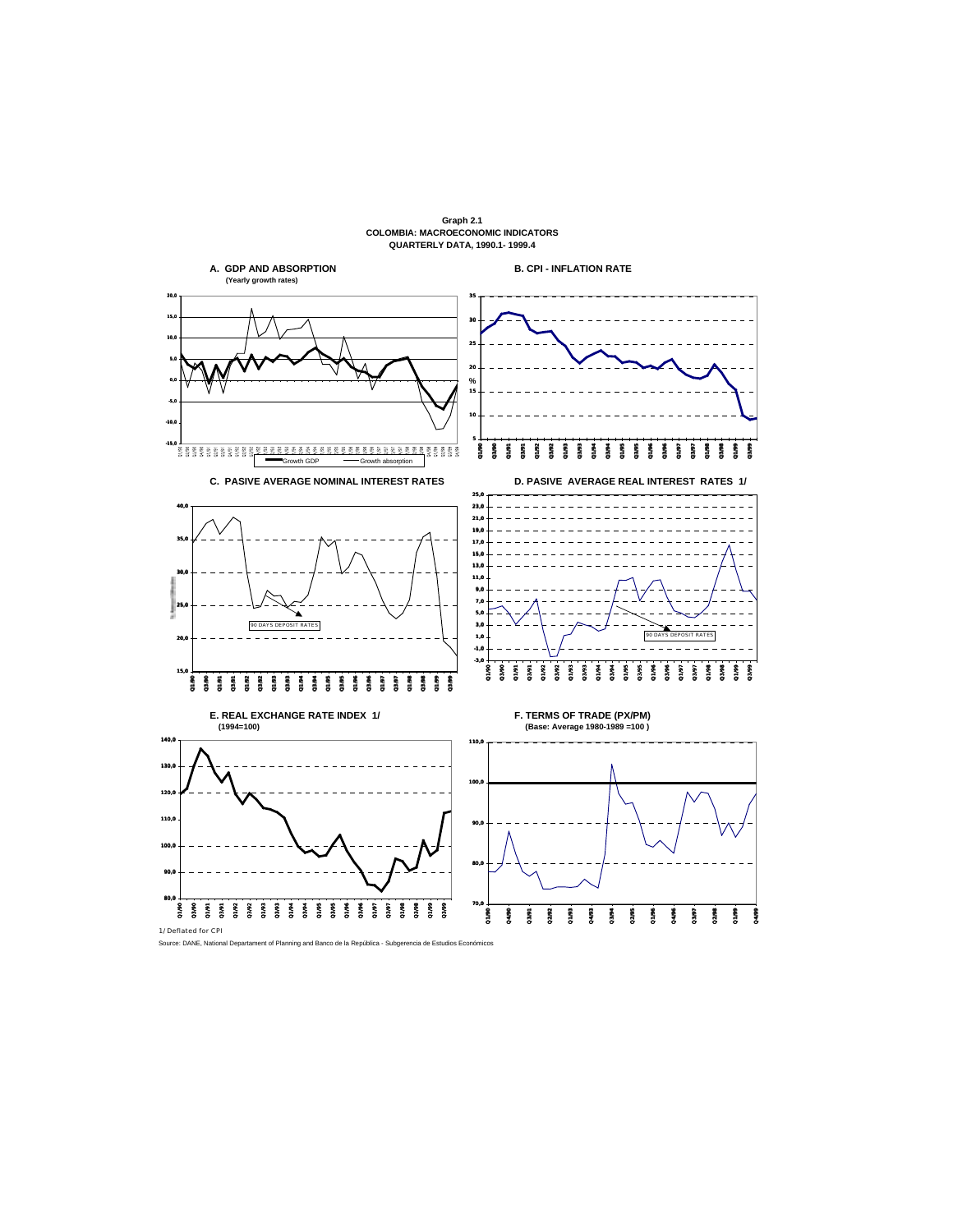**Graph 2.1**
**COLOMBIA: MACROECONOMIC INDICATORS**
**QUARTERLY DATA, 1990.1- 1999.4**

**A. GDP AND ABSORPTION**
**(Yearly growth rates)**

**B. CPI - INFLATION RATE**

**C. PASIVE AVERAGE NOMINAL INTEREST RATES**

**D. PASIVE AVERAGE REAL INTEREST RATES 1/**

**E. REAL EXCHANGE RATE INDEX 1/**
**(1994=100)**

**F. TERMS OF TRADE (PX/PM)**
**(Base: Average 1980-1989 =100 )**

1/ Deflated for CPI

Source: DANE, National Departament of Planning and Banco de la República - Subgerencia de Estudios Económicos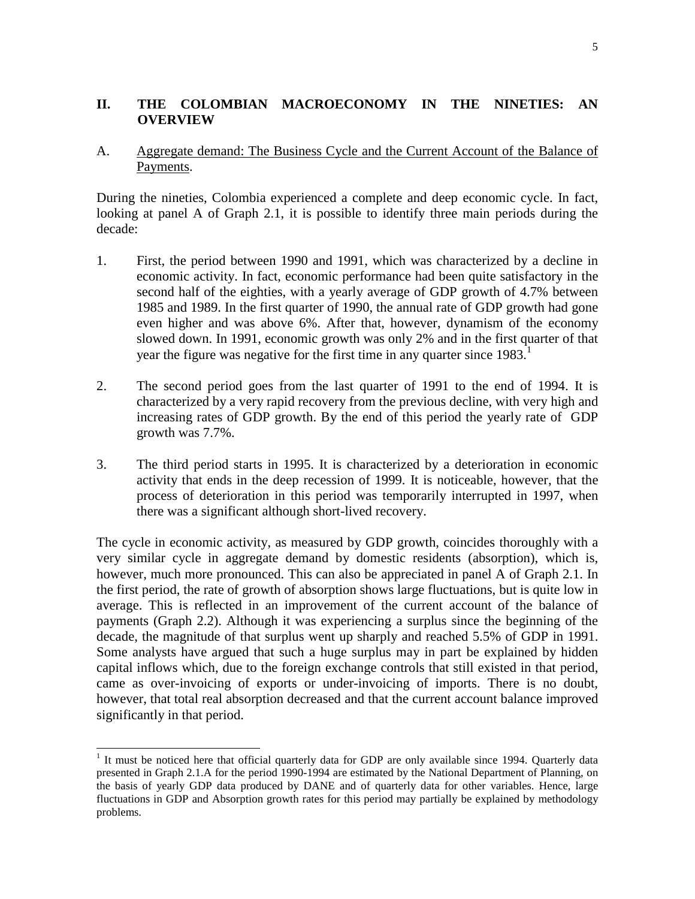## II. THE COLOMBIAN MACROECONOMY IN THE NINETIES: AN OVERVIEW

### A. Aggregate demand: The Business Cycle and the Current Account of the Balance of Payments.

During the nineties, Colombia experienced a complete and deep economic cycle. In fact, looking at panel A of Graph 2.1, it is possible to identify three main periods during the decade:

1. First, the period between 1990 and 1991, which was characterized by a decline in economic activity. In fact, economic performance had been quite satisfactory in the second half of the eighties, with a yearly average of GDP growth of 4.7% between 1985 and 1989. In the first quarter of 1990, the annual rate of GDP growth had gone even higher and was above 6%. After that, however, dynamism of the economy slowed down. In 1991, economic growth was only 2% and in the first quarter of that year the figure was negative for the first time in any quarter since 1983.[1]

2. The second period goes from the last quarter of 1991 to the end of 1994. It is characterized by a very rapid recovery from the previous decline, with very high and increasing rates of GDP growth. By the end of this period the yearly rate of GDP growth was 7.7%.

3. The third period starts in 1995. It is characterized by a deterioration in economic activity that ends in the deep recession of 1999. It is noticeable, however, that the process of deterioration in this period was temporarily interrupted in 1997, when there was a significant although short-lived recovery.

The cycle in economic activity, as measured by GDP growth, coincides thoroughly with a very similar cycle in aggregate demand by domestic residents (absorption), which is, however, much more pronounced. This can also be appreciated in panel A of Graph 2.1. In the first period, the rate of growth of absorption shows large fluctuations, but is quite low in average. This is reflected in an improvement of the current account of the balance of payments (Graph 2.2). Although it was experiencing a surplus since the beginning of the decade, the magnitude of that surplus went up sharply and reached 5.5% of GDP in 1991. Some analysts have argued that such a huge surplus may in part be explained by hidden capital inflows which, due to the foreign exchange controls that still existed in that period, came as over-invoicing of exports or under-invoicing of imports. There is no doubt, however, that total real absorption decreased and that the current account balance improved significantly in that period.

---

[1] It must be noticed here that official quarterly data for GDP are only available since 1994. Quarterly data presented in Graph 2.1.A for the period 1990-1994 are estimated by the National Department of Planning, on the basis of yearly GDP data produced by DANE and of quarterly data for other variables. Hence, large fluctuations in GDP and Absorption growth rates for this period may partially be explained by methodology problems.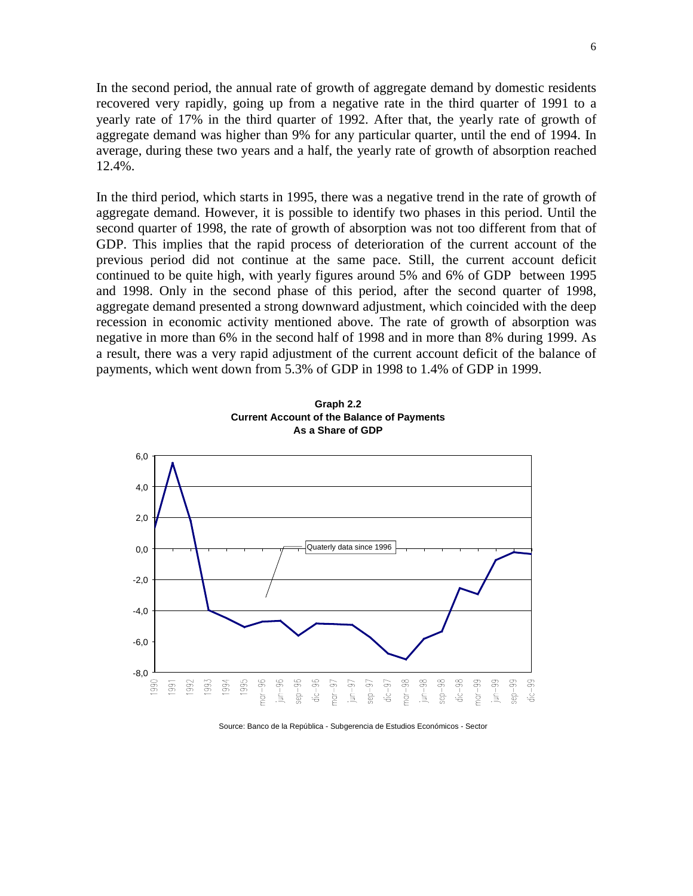In the second period, the annual rate of growth of aggregate demand by domestic residents recovered very rapidly, going up from a negative rate in the third quarter of 1991 to a yearly rate of 17% in the third quarter of 1992. After that, the yearly rate of growth of aggregate demand was higher than 9% for any particular quarter, until the end of 1994. In average, during these two years and a half, the yearly rate of growth of absorption reached 12.4%.

In the third period, which starts in 1995, there was a negative trend in the rate of growth of aggregate demand. However, it is possible to identify two phases in this period. Until the second quarter of 1998, the rate of growth of absorption was not too different from that of GDP. This implies that the rapid process of deterioration of the current account of the previous period did not continue at the same pace. Still, the current account deficit continued to be quite high, with yearly figures around 5% and 6% of GDP between 1995 and 1998. Only in the second phase of this period, after the second quarter of 1998, aggregate demand presented a strong downward adjustment, which coincided with the deep recession in economic activity mentioned above. The rate of growth of absorption was negative in more than 6% in the second half of 1998 and in more than 8% during 1999. As a result, there was a very rapid adjustment of the current account deficit of the balance of payments, which went down from 5.3% of GDP in 1998 to 1.4% of GDP in 1999.

**Graph 2.2**
**Current Account of the Balance of Payments**
**As a Share of GDP**

Source: Banco de la República - Subgerencia de Estudios Económicos - Sector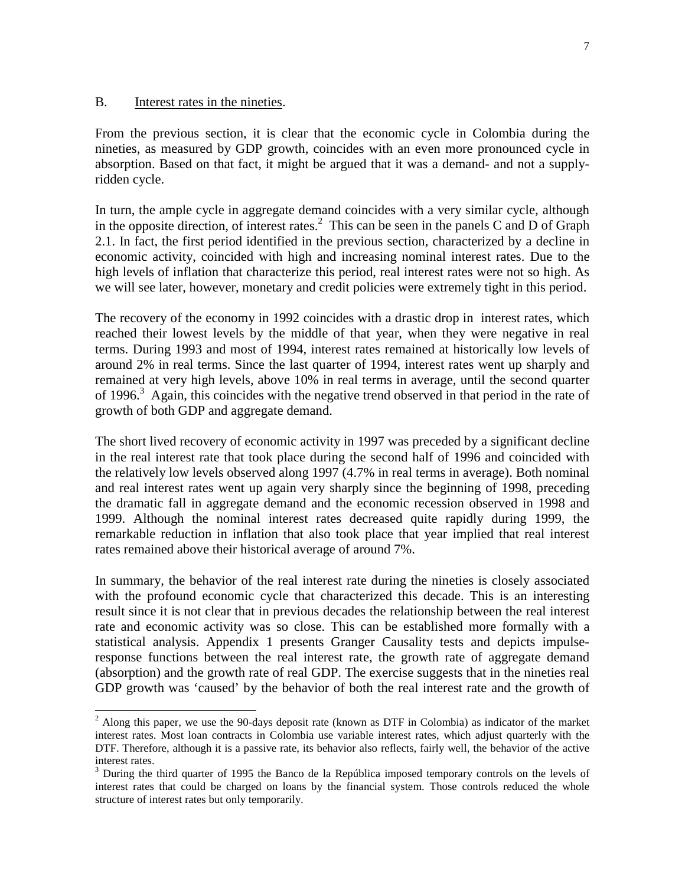## B. Interest rates in the nineties.

From the previous section, it is clear that the economic cycle in Colombia during the nineties, as measured by GDP growth, coincides with an even more pronounced cycle in absorption. Based on that fact, it might be argued that it was a demand- and not a supply-ridden cycle.

In turn, the ample cycle in aggregate demand coincides with a very similar cycle, although in the opposite direction, of interest rates.[2] This can be seen in the panels C and D of Graph 2.1. In fact, the first period identified in the previous section, characterized by a decline in economic activity, coincided with high and increasing nominal interest rates. Due to the high levels of inflation that characterize this period, real interest rates were not so high. As we will see later, however, monetary and credit policies were extremely tight in this period.

The recovery of the economy in 1992 coincides with a drastic drop in interest rates, which reached their lowest levels by the middle of that year, when they were negative in real terms. During 1993 and most of 1994, interest rates remained at historically low levels of around 2% in real terms. Since the last quarter of 1994, interest rates went up sharply and remained at very high levels, above 10% in real terms in average, until the second quarter of 1996.[3] Again, this coincides with the negative trend observed in that period in the rate of growth of both GDP and aggregate demand.

The short lived recovery of economic activity in 1997 was preceded by a significant decline in the real interest rate that took place during the second half of 1996 and coincided with the relatively low levels observed along 1997 (4.7% in real terms in average). Both nominal and real interest rates went up again very sharply since the beginning of 1998, preceding the dramatic fall in aggregate demand and the economic recession observed in 1998 and 1999. Although the nominal interest rates decreased quite rapidly during 1999, the remarkable reduction in inflation that also took place that year implied that real interest rates remained above their historical average of around 7%.

In summary, the behavior of the real interest rate during the nineties is closely associated with the profound economic cycle that characterized this decade. This is an interesting result since it is not clear that in previous decades the relationship between the real interest rate and economic activity was so close. This can be established more formally with a statistical analysis. Appendix 1 presents Granger Causality tests and depicts impulse-response functions between the real interest rate, the growth rate of aggregate demand (absorption) and the growth rate of real GDP. The exercise suggests that in the nineties real GDP growth was 'caused' by the behavior of both the real interest rate and the growth of

---

[2] Along this paper, we use the 90-days deposit rate (known as DTF in Colombia) as indicator of the market interest rates. Most loan contracts in Colombia use variable interest rates, which adjust quarterly with the DTF. Therefore, although it is a passive rate, its behavior also reflects, fairly well, the behavior of the active interest rates.

[3] During the third quarter of 1995 the Banco de la República imposed temporary controls on the levels of interest rates that could be charged on loans by the financial system. Those controls reduced the whole structure of interest rates but only temporarily.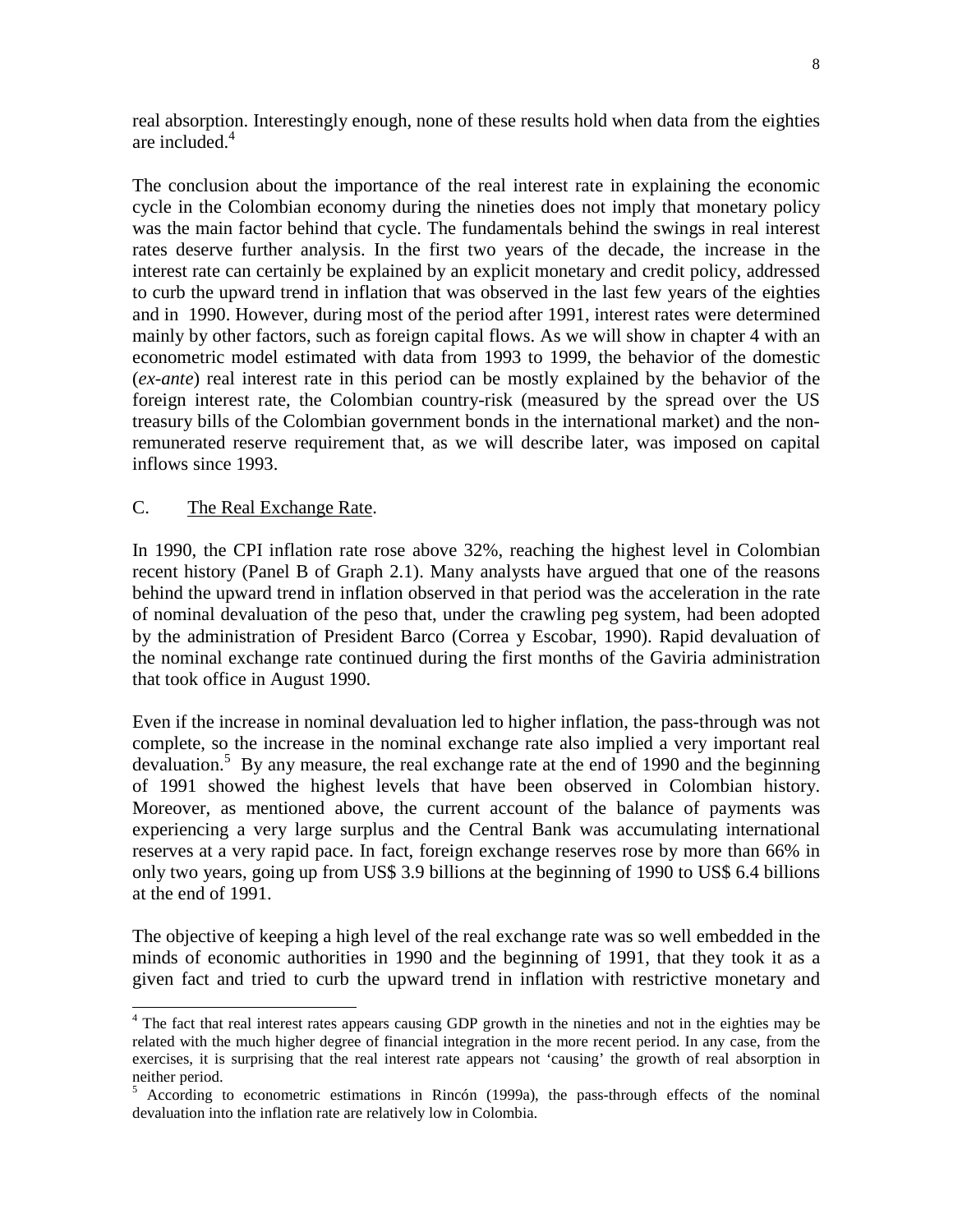real absorption. Interestingly enough, none of these results hold when data from the eighties are included.[4]

The conclusion about the importance of the real interest rate in explaining the economic cycle in the Colombian economy during the nineties does not imply that monetary policy was the main factor behind that cycle. The fundamentals behind the swings in real interest rates deserve further analysis. In the first two years of the decade, the increase in the interest rate can certainly be explained by an explicit monetary and credit policy, addressed to curb the upward trend in inflation that was observed in the last few years of the eighties and in 1990. However, during most of the period after 1991, interest rates were determined mainly by other factors, such as foreign capital flows. As we will show in chapter 4 with an econometric model estimated with data from 1993 to 1999, the behavior of the domestic (*ex-ante*) real interest rate in this period can be mostly explained by the behavior of the foreign interest rate, the Colombian country-risk (measured by the spread over the US treasury bills of the Colombian government bonds in the international market) and the non-remunerated reserve requirement that, as we will describe later, was imposed on capital inflows since 1993.

C. <u>The Real Exchange Rate</u>.

In 1990, the CPI inflation rate rose above 32%, reaching the highest level in Colombian recent history (Panel B of Graph 2.1). Many analysts have argued that one of the reasons behind the upward trend in inflation observed in that period was the acceleration in the rate of nominal devaluation of the peso that, under the crawling peg system, had been adopted by the administration of President Barco (Correa y Escobar, 1990). Rapid devaluation of the nominal exchange rate continued during the first months of the Gaviria administration that took office in August 1990.

Even if the increase in nominal devaluation led to higher inflation, the pass-through was not complete, so the increase in the nominal exchange rate also implied a very important real devaluation.[5] By any measure, the real exchange rate at the end of 1990 and the beginning of 1991 showed the highest levels that have been observed in Colombian history. Moreover, as mentioned above, the current account of the balance of payments was experiencing a very large surplus and the Central Bank was accumulating international reserves at a very rapid pace. In fact, foreign exchange reserves rose by more than 66% in only two years, going up from US$ 3.9 billions at the beginning of 1990 to US$ 6.4 billions at the end of 1991.

The objective of keeping a high level of the real exchange rate was so well embedded in the minds of economic authorities in 1990 and the beginning of 1991, that they took it as a given fact and tried to curb the upward trend in inflation with restrictive monetary and

---

[4] The fact that real interest rates appears causing GDP growth in the nineties and not in the eighties may be related with the much higher degree of financial integration in the more recent period. In any case, from the exercises, it is surprising that the real interest rate appears not 'causing' the growth of real absorption in neither period.

[5] According to econometric estimations in Rincón (1999a), the pass-through effects of the nominal devaluation into the inflation rate are relatively low in Colombia.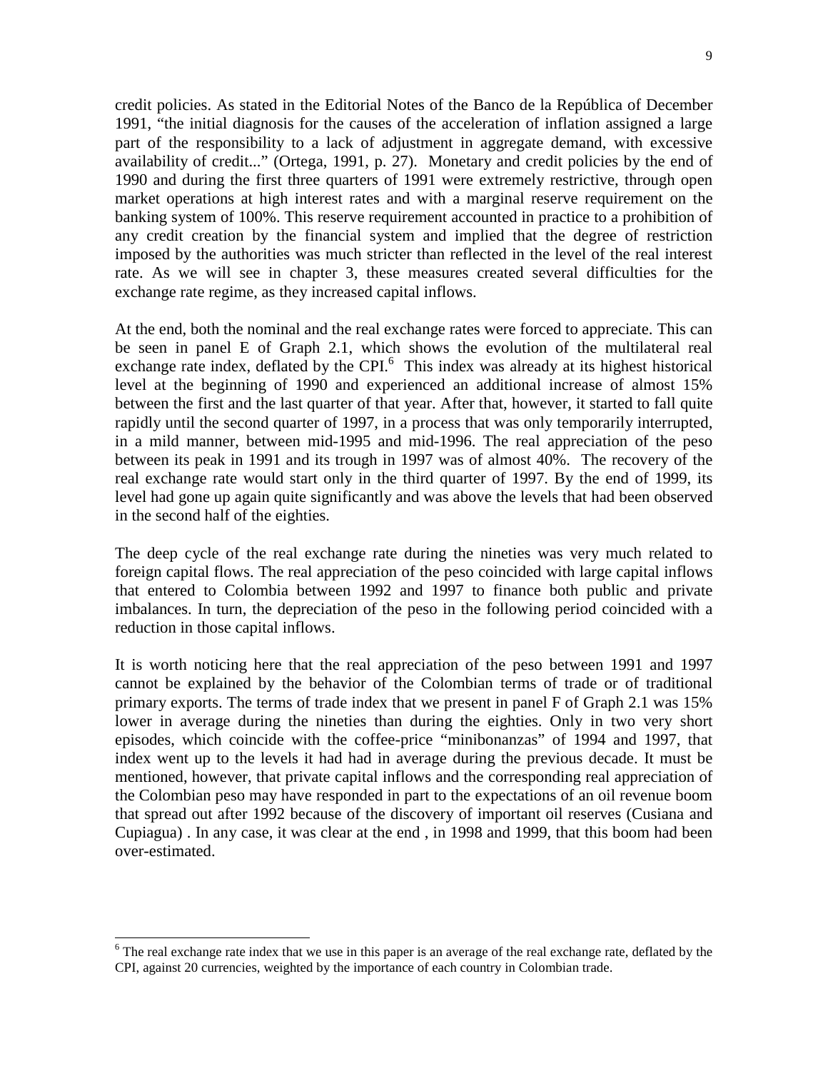credit policies. As stated in the Editorial Notes of the Banco de la República of December 1991, "the initial diagnosis for the causes of the acceleration of inflation assigned a large part of the responsibility to a lack of adjustment in aggregate demand, with excessive availability of credit..." (Ortega, 1991, p. 27). Monetary and credit policies by the end of 1990 and during the first three quarters of 1991 were extremely restrictive, through open market operations at high interest rates and with a marginal reserve requirement on the banking system of 100%. This reserve requirement accounted in practice to a prohibition of any credit creation by the financial system and implied that the degree of restriction imposed by the authorities was much stricter than reflected in the level of the real interest rate. As we will see in chapter 3, these measures created several difficulties for the exchange rate regime, as they increased capital inflows.

At the end, both the nominal and the real exchange rates were forced to appreciate. This can be seen in panel E of Graph 2.1, which shows the evolution of the multilateral real exchange rate index, deflated by the CPI.[6] This index was already at its highest historical level at the beginning of 1990 and experienced an additional increase of almost 15% between the first and the last quarter of that year. After that, however, it started to fall quite rapidly until the second quarter of 1997, in a process that was only temporarily interrupted, in a mild manner, between mid-1995 and mid-1996. The real appreciation of the peso between its peak in 1991 and its trough in 1997 was of almost 40%. The recovery of the real exchange rate would start only in the third quarter of 1997. By the end of 1999, its level had gone up again quite significantly and was above the levels that had been observed in the second half of the eighties.

The deep cycle of the real exchange rate during the nineties was very much related to foreign capital flows. The real appreciation of the peso coincided with large capital inflows that entered to Colombia between 1992 and 1997 to finance both public and private imbalances. In turn, the depreciation of the peso in the following period coincided with a reduction in those capital inflows.

It is worth noticing here that the real appreciation of the peso between 1991 and 1997 cannot be explained by the behavior of the Colombian terms of trade or of traditional primary exports. The terms of trade index that we present in panel F of Graph 2.1 was 15% lower in average during the nineties than during the eighties. Only in two very short episodes, which coincide with the coffee-price "minibonanzas" of 1994 and 1997, that index went up to the levels it had had in average during the previous decade. It must be mentioned, however, that private capital inflows and the corresponding real appreciation of the Colombian peso may have responded in part to the expectations of an oil revenue boom that spread out after 1992 because of the discovery of important oil reserves (Cusiana and Cupiagua) . In any case, it was clear at the end , in 1998 and 1999, that this boom had been over-estimated.

[6] The real exchange rate index that we use in this paper is an average of the real exchange rate, deflated by the CPI, against 20 currencies, weighted by the importance of each country in Colombian trade.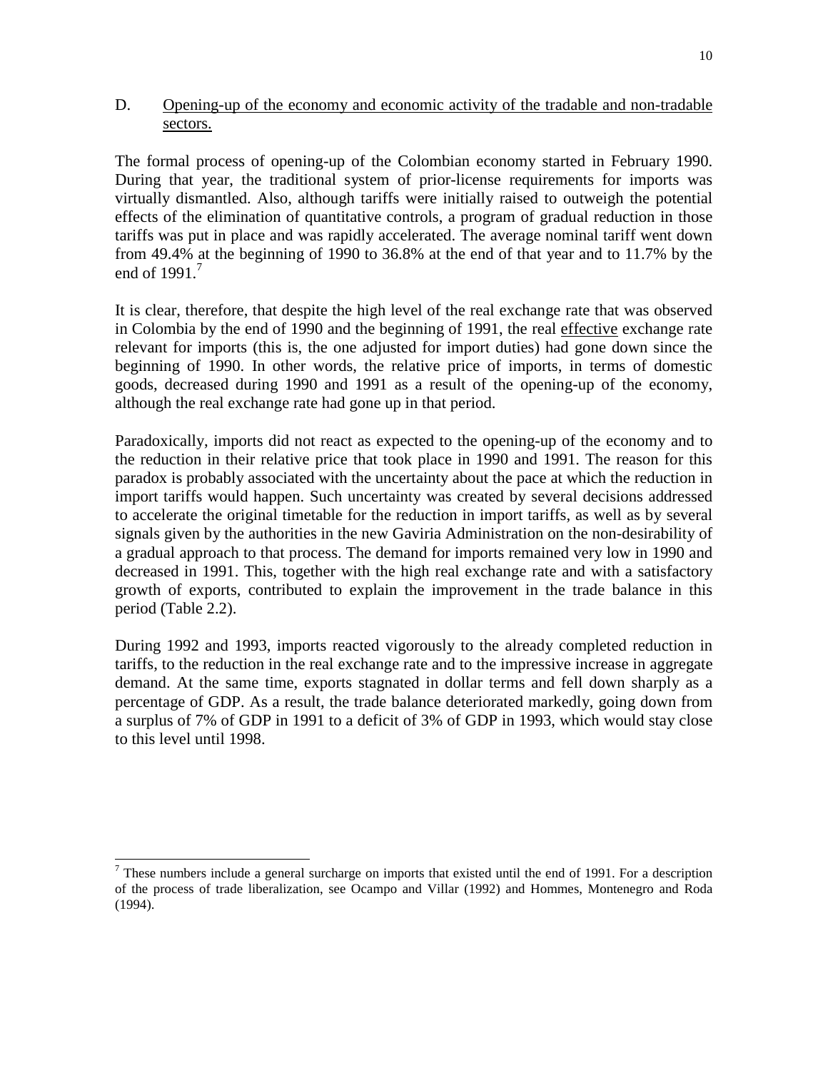## D. Opening-up of the economy and economic activity of the tradable and non-tradable sectors.

The formal process of opening-up of the Colombian economy started in February 1990. During that year, the traditional system of prior-license requirements for imports was virtually dismantled. Also, although tariffs were initially raised to outweigh the potential effects of the elimination of quantitative controls, a program of gradual reduction in those tariffs was put in place and was rapidly accelerated. The average nominal tariff went down from 49.4% at the beginning of 1990 to 36.8% at the end of that year and to 11.7% by the end of 1991.[7]

It is clear, therefore, that despite the high level of the real exchange rate that was observed in Colombia by the end of 1990 and the beginning of 1991, the real effective exchange rate relevant for imports (this is, the one adjusted for import duties) had gone down since the beginning of 1990. In other words, the relative price of imports, in terms of domestic goods, decreased during 1990 and 1991 as a result of the opening-up of the economy, although the real exchange rate had gone up in that period.

Paradoxically, imports did not react as expected to the opening-up of the economy and to the reduction in their relative price that took place in 1990 and 1991. The reason for this paradox is probably associated with the uncertainty about the pace at which the reduction in import tariffs would happen. Such uncertainty was created by several decisions addressed to accelerate the original timetable for the reduction in import tariffs, as well as by several signals given by the authorities in the new Gaviria Administration on the non-desirability of a gradual approach to that process. The demand for imports remained very low in 1990 and decreased in 1991. This, together with the high real exchange rate and with a satisfactory growth of exports, contributed to explain the improvement in the trade balance in this period (Table 2.2).

During 1992 and 1993, imports reacted vigorously to the already completed reduction in tariffs, to the reduction in the real exchange rate and to the impressive increase in aggregate demand. At the same time, exports stagnated in dollar terms and fell down sharply as a percentage of GDP. As a result, the trade balance deteriorated markedly, going down from a surplus of 7% of GDP in 1991 to a deficit of 3% of GDP in 1993, which would stay close to this level until 1998.

---

[7] These numbers include a general surcharge on imports that existed until the end of 1991. For a description of the process of trade liberalization, see Ocampo and Villar (1992) and Hommes, Montenegro and Roda (1994).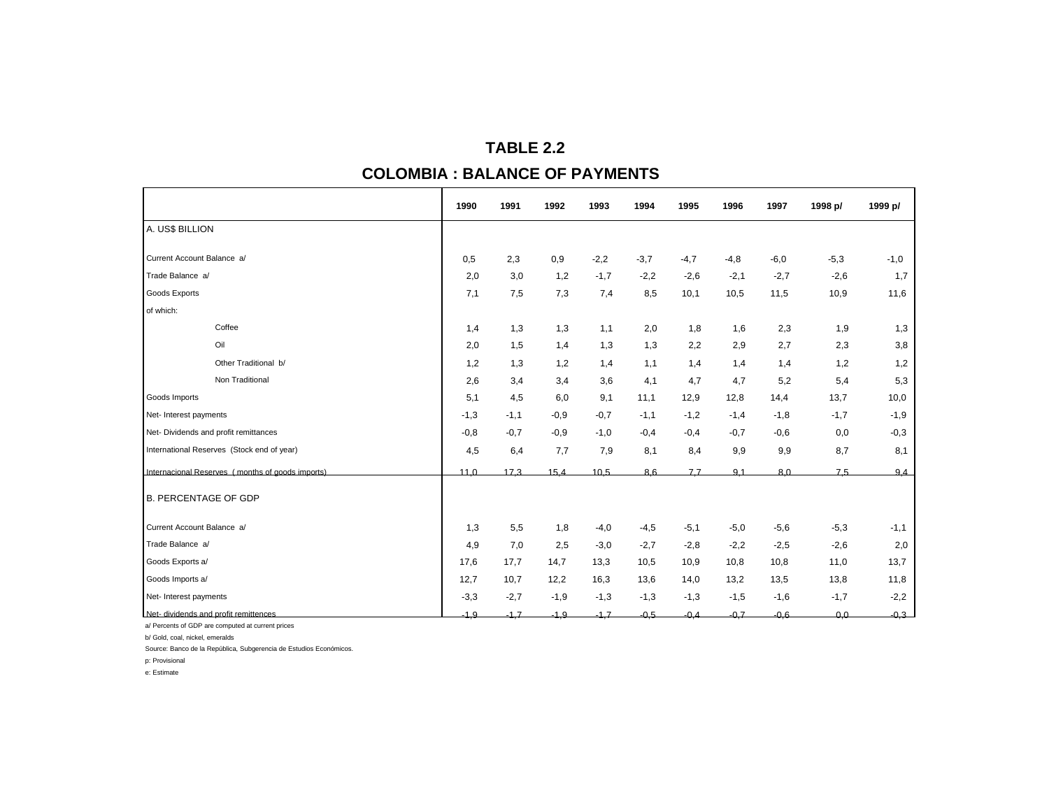## TABLE 2.2

## COLOMBIA : BALANCE OF PAYMENTS

| | 1990 | 1991 | 1992 | 1993 | 1994 | 1995 | 1996 | 1997 | 1998 p/ | 1999 p/ |
|---|---|---|---|---|---|---|---|---|---|---|
| A. US$ BILLION | | | | | | | | | | |
| Current Account Balance a/ | 0,5 | 2,3 | 0,9 | -2,2 | -3,7 | -4,7 | -4,8 | -6,0 | -5,3 | -1,0 |
| Trade Balance a/ | 2,0 | 3,0 | 1,2 | -1,7 | -2,2 | -2,6 | -2,1 | -2,7 | -2,6 | 1,7 |
| Goods Exports | 7,1 | 7,5 | 7,3 | 7,4 | 8,5 | 10,1 | 10,5 | 11,5 | 10,9 | 11,6 |
| of which: | | | | | | | | | | |
| Coffee | 1,4 | 1,3 | 1,3 | 1,1 | 2,0 | 1,8 | 1,6 | 2,3 | 1,9 | 1,3 |
| Oil | 2,0 | 1,5 | 1,4 | 1,3 | 1,3 | 2,2 | 2,9 | 2,7 | 2,3 | 3,8 |
| Other Traditional b/ | 1,2 | 1,3 | 1,2 | 1,4 | 1,1 | 1,4 | 1,4 | 1,4 | 1,2 | 1,2 |
| Non Traditional | 2,6 | 3,4 | 3,4 | 3,6 | 4,1 | 4,7 | 4,7 | 5,2 | 5,4 | 5,3 |
| Goods Imports | 5,1 | 4,5 | 6,0 | 9,1 | 11,1 | 12,9 | 12,8 | 14,4 | 13,7 | 10,0 |
| Net- Interest payments | -1,3 | -1,1 | -0,9 | -0,7 | -1,1 | -1,2 | -1,4 | -1,8 | -1,7 | -1,9 |
| Net- Dividends and profit remittances | -0,8 | -0,7 | -0,9 | -1,0 | -0,4 | -0,4 | -0,7 | -0,6 | 0,0 | -0,3 |
| International Reserves (Stock end of year) | 4,5 | 6,4 | 7,7 | 7,9 | 8,1 | 8,4 | 9,9 | 9,9 | 8,7 | 8,1 |
| Internacional Reserves ( months of goods imports) | 11,0 | 17,3 | 15,4 | 10,5 | 8,6 | 7,7 | 9,1 | 8,0 | 7,5 | 9,4 |
| B. PERCENTAGE OF GDP | | | | | | | | | | |
| Current Account Balance a/ | 1,3 | 5,5 | 1,8 | -4,0 | -4,5 | -5,1 | -5,0 | -5,6 | -5,3 | -1,1 |
| Trade Balance a/ | 4,9 | 7,0 | 2,5 | -3,0 | -2,7 | -2,8 | -2,2 | -2,5 | -2,6 | 2,0 |
| Goods Exports a/ | 17,6 | 17,7 | 14,7 | 13,3 | 10,5 | 10,9 | 10,8 | 10,8 | 11,0 | 13,7 |
| Goods Imports a/ | 12,7 | 10,7 | 12,2 | 16,3 | 13,6 | 14,0 | 13,2 | 13,5 | 13,8 | 11,8 |
| Net- Interest payments | -3,3 | -2,7 | -1,9 | -1,3 | -1,3 | -1,3 | -1,5 | -1,6 | -1,7 | -2,2 |
| Net- dividends and profit remittences | -1,9 | -1,7 | -1,9 | -1,7 | -0,5 | -0,4 | -0,7 | -0,6 | 0,0 | -0,3 |

a/ Percents of GDP are computed at current prices

b/ Gold, coal, nickel, emeralds

Source: Banco de la República, Subgerencia de Estudios Económicos.

p: Provisional

e: Estimate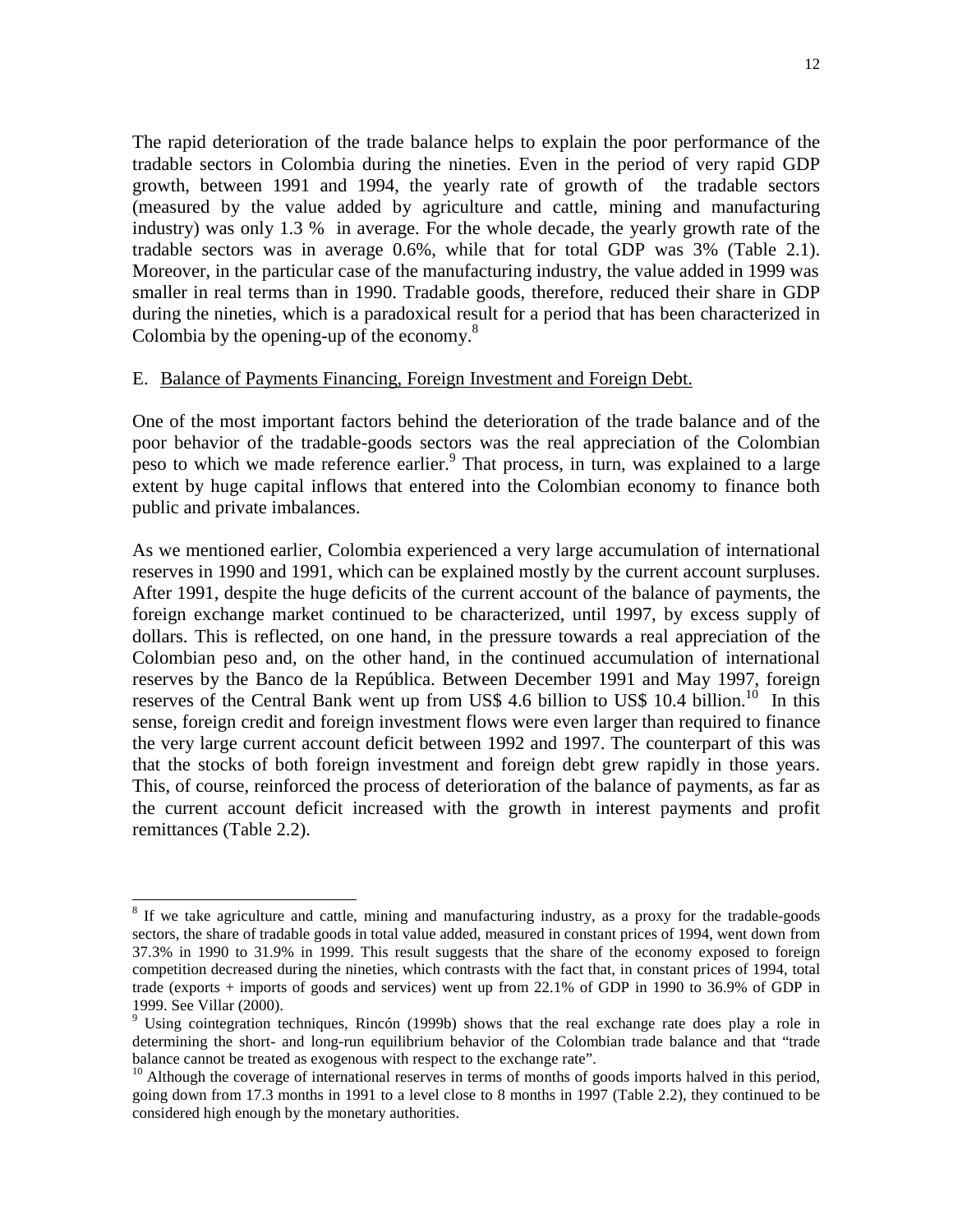The rapid deterioration of the trade balance helps to explain the poor performance of the tradable sectors in Colombia during the nineties. Even in the period of very rapid GDP growth, between 1991 and 1994, the yearly rate of growth of the tradable sectors (measured by the value added by agriculture and cattle, mining and manufacturing industry) was only 1.3 % in average. For the whole decade, the yearly growth rate of the tradable sectors was in average 0.6%, while that for total GDP was 3% (Table 2.1). Moreover, in the particular case of the manufacturing industry, the value added in 1999 was smaller in real terms than in 1990. Tradable goods, therefore, reduced their share in GDP during the nineties, which is a paradoxical result for a period that has been characterized in Colombia by the opening-up of the economy.[8]

E. <u>Balance of Payments Financing, Foreign Investment and Foreign Debt.</u>

One of the most important factors behind the deterioration of the trade balance and of the poor behavior of the tradable-goods sectors was the real appreciation of the Colombian peso to which we made reference earlier.[9] That process, in turn, was explained to a large extent by huge capital inflows that entered into the Colombian economy to finance both public and private imbalances.

As we mentioned earlier, Colombia experienced a very large accumulation of international reserves in 1990 and 1991, which can be explained mostly by the current account surpluses. After 1991, despite the huge deficits of the current account of the balance of payments, the foreign exchange market continued to be characterized, until 1997, by excess supply of dollars. This is reflected, on one hand, in the pressure towards a real appreciation of the Colombian peso and, on the other hand, in the continued accumulation of international reserves by the Banco de la República. Between December 1991 and May 1997, foreign reserves of the Central Bank went up from US$ 4.6 billion to US$ 10.4 billion.[10] In this sense, foreign credit and foreign investment flows were even larger than required to finance the very large current account deficit between 1992 and 1997. The counterpart of this was that the stocks of both foreign investment and foreign debt grew rapidly in those years. This, of course, reinforced the process of deterioration of the balance of payments, as far as the current account deficit increased with the growth in interest payments and profit remittances (Table 2.2).

---

[8] If we take agriculture and cattle, mining and manufacturing industry, as a proxy for the tradable-goods sectors, the share of tradable goods in total value added, measured in constant prices of 1994, went down from 37.3% in 1990 to 31.9% in 1999. This result suggests that the share of the economy exposed to foreign competition decreased during the nineties, which contrasts with the fact that, in constant prices of 1994, total trade (exports + imports of goods and services) went up from 22.1% of GDP in 1990 to 36.9% of GDP in 1999. See Villar (2000).

[9] Using cointegration techniques, Rincón (1999b) shows that the real exchange rate does play a role in determining the short- and long-run equilibrium behavior of the Colombian trade balance and that "trade balance cannot be treated as exogenous with respect to the exchange rate".

[10] Although the coverage of international reserves in terms of months of goods imports halved in this period, going down from 17.3 months in 1991 to a level close to 8 months in 1997 (Table 2.2), they continued to be considered high enough by the monetary authorities.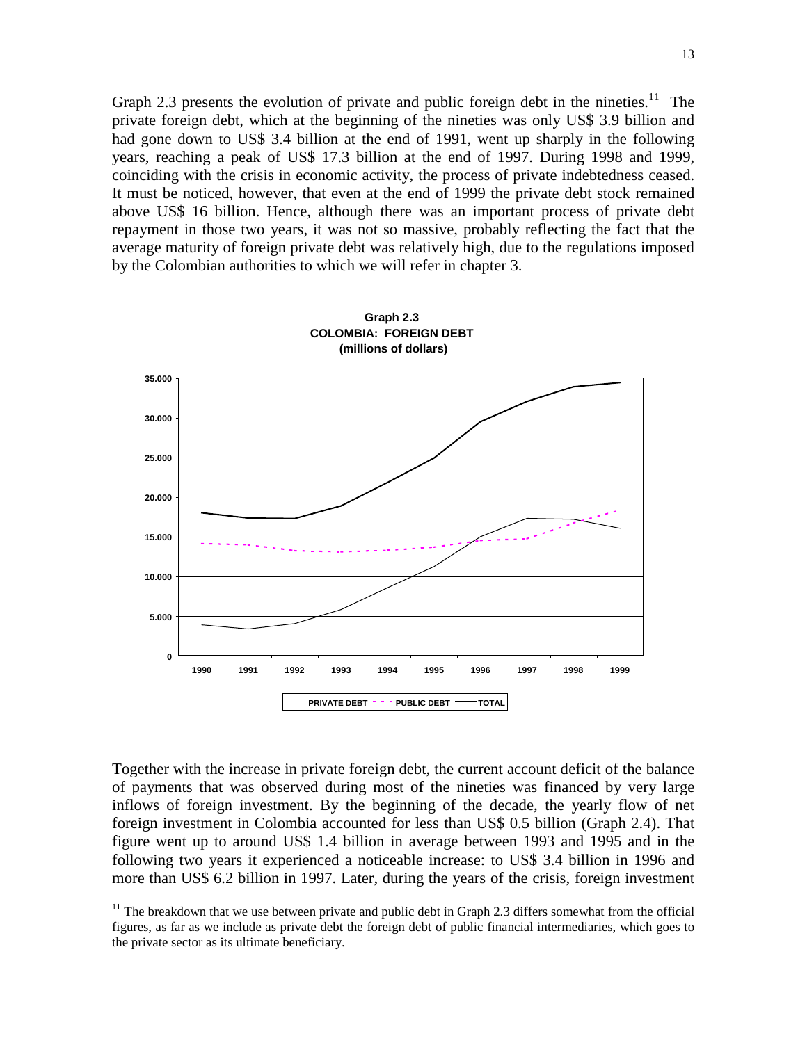Graph 2.3 presents the evolution of private and public foreign debt in the nineties.[11] The private foreign debt, which at the beginning of the nineties was only US$ 3.9 billion and had gone down to US$ 3.4 billion at the end of 1991, went up sharply in the following years, reaching a peak of US$ 17.3 billion at the end of 1997. During 1998 and 1999, coinciding with the crisis in economic activity, the process of private indebtedness ceased. It must be noticed, however, that even at the end of 1999 the private debt stock remained above US$ 16 billion. Hence, although there was an important process of private debt repayment in those two years, it was not so massive, probably reflecting the fact that the average maturity of foreign private debt was relatively high, due to the regulations imposed by the Colombian authorities to which we will refer in chapter 3.

**Graph 2.3**
**COLOMBIA: FOREIGN DEBT**
**(millions of dollars)**

Together with the increase in private foreign debt, the current account deficit of the balance of payments that was observed during most of the nineties was financed by very large inflows of foreign investment. By the beginning of the decade, the yearly flow of net foreign investment in Colombia accounted for less than US$ 0.5 billion (Graph 2.4). That figure went up to around US$ 1.4 billion in average between 1993 and 1995 and in the following two years it experienced a noticeable increase: to US$ 3.4 billion in 1996 and more than US$ 6.2 billion in 1997. Later, during the years of the crisis, foreign investment

[11] The breakdown that we use between private and public debt in Graph 2.3 differs somewhat from the official figures, as far as we include as private debt the foreign debt of public financial intermediaries, which goes to the private sector as its ultimate beneficiary.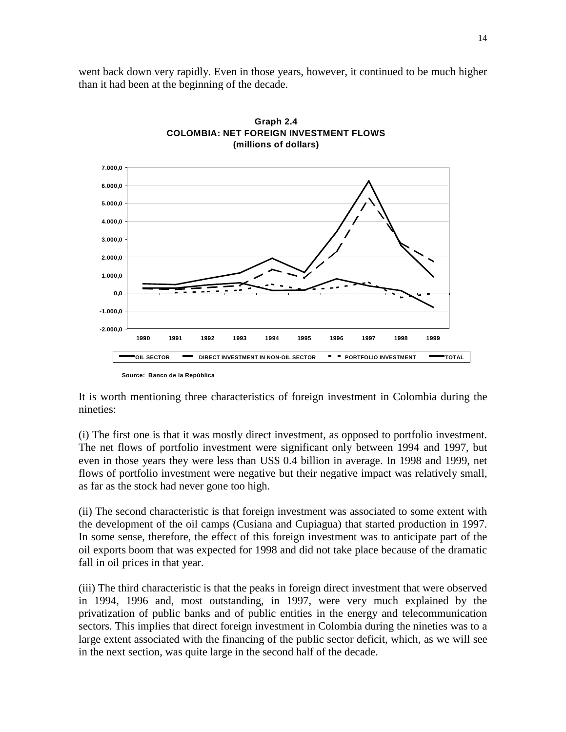went back down very rapidly. Even in those years, however, it continued to be much higher than it had been at the beginning of the decade.

**Graph 2.4**
**COLOMBIA: NET FOREIGN INVESTMENT FLOWS**
**(millions of dollars)**

Source: Banco de la República

It is worth mentioning three characteristics of foreign investment in Colombia during the nineties:

(i) The first one is that it was mostly direct investment, as opposed to portfolio investment. The net flows of portfolio investment were significant only between 1994 and 1997, but even in those years they were less than US$ 0.4 billion in average. In 1998 and 1999, net flows of portfolio investment were negative but their negative impact was relatively small, as far as the stock had never gone too high.

(ii) The second characteristic is that foreign investment was associated to some extent with the development of the oil camps (Cusiana and Cupiagua) that started production in 1997. In some sense, therefore, the effect of this foreign investment was to anticipate part of the oil exports boom that was expected for 1998 and did not take place because of the dramatic fall in oil prices in that year.

(iii) The third characteristic is that the peaks in foreign direct investment that were observed in 1994, 1996 and, most outstanding, in 1997, were very much explained by the privatization of public banks and of public entities in the energy and telecommunication sectors. This implies that direct foreign investment in Colombia during the nineties was to a large extent associated with the financing of the public sector deficit, which, as we will see in the next section, was quite large in the second half of the decade.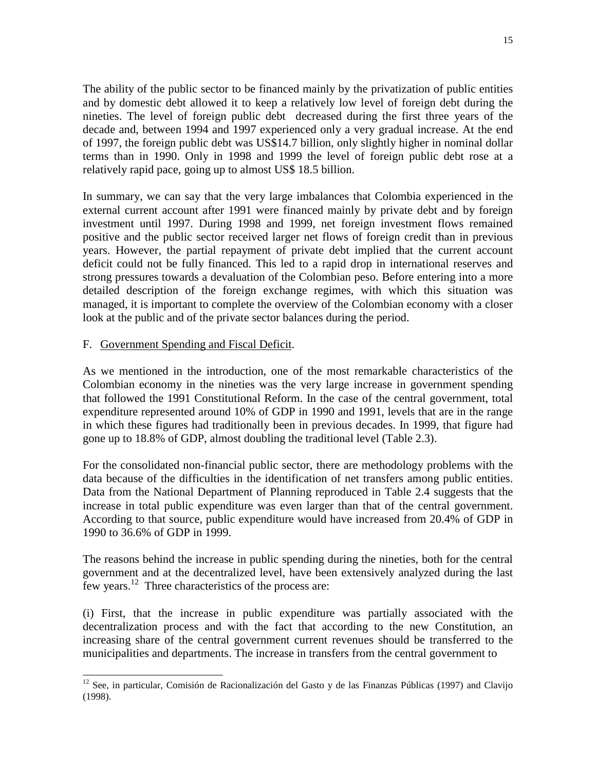The ability of the public sector to be financed mainly by the privatization of public entities and by domestic debt allowed it to keep a relatively low level of foreign debt during the nineties. The level of foreign public debt decreased during the first three years of the decade and, between 1994 and 1997 experienced only a very gradual increase. At the end of 1997, the foreign public debt was US$14.7 billion, only slightly higher in nominal dollar terms than in 1990. Only in 1998 and 1999 the level of foreign public debt rose at a relatively rapid pace, going up to almost US$ 18.5 billion.

In summary, we can say that the very large imbalances that Colombia experienced in the external current account after 1991 were financed mainly by private debt and by foreign investment until 1997. During 1998 and 1999, net foreign investment flows remained positive and the public sector received larger net flows of foreign credit than in previous years. However, the partial repayment of private debt implied that the current account deficit could not be fully financed. This led to a rapid drop in international reserves and strong pressures towards a devaluation of the Colombian peso. Before entering into a more detailed description of the foreign exchange regimes, with which this situation was managed, it is important to complete the overview of the Colombian economy with a closer look at the public and of the private sector balances during the period.

## F. Government Spending and Fiscal Deficit.

As we mentioned in the introduction, one of the most remarkable characteristics of the Colombian economy in the nineties was the very large increase in government spending that followed the 1991 Constitutional Reform. In the case of the central government, total expenditure represented around 10% of GDP in 1990 and 1991, levels that are in the range in which these figures had traditionally been in previous decades. In 1999, that figure had gone up to 18.8% of GDP, almost doubling the traditional level (Table 2.3).

For the consolidated non-financial public sector, there are methodology problems with the data because of the difficulties in the identification of net transfers among public entities. Data from the National Department of Planning reproduced in Table 2.4 suggests that the increase in total public expenditure was even larger than that of the central government. According to that source, public expenditure would have increased from 20.4% of GDP in 1990 to 36.6% of GDP in 1999.

The reasons behind the increase in public spending during the nineties, both for the central government and at the decentralized level, have been extensively analyzed during the last few years.[12] Three characteristics of the process are:

(i) First, that the increase in public expenditure was partially associated with the decentralization process and with the fact that according to the new Constitution, an increasing share of the central government current revenues should be transferred to the municipalities and departments. The increase in transfers from the central government to

---

[12] See, in particular, Comisión de Racionalización del Gasto y de las Finanzas Públicas (1997) and Clavijo (1998).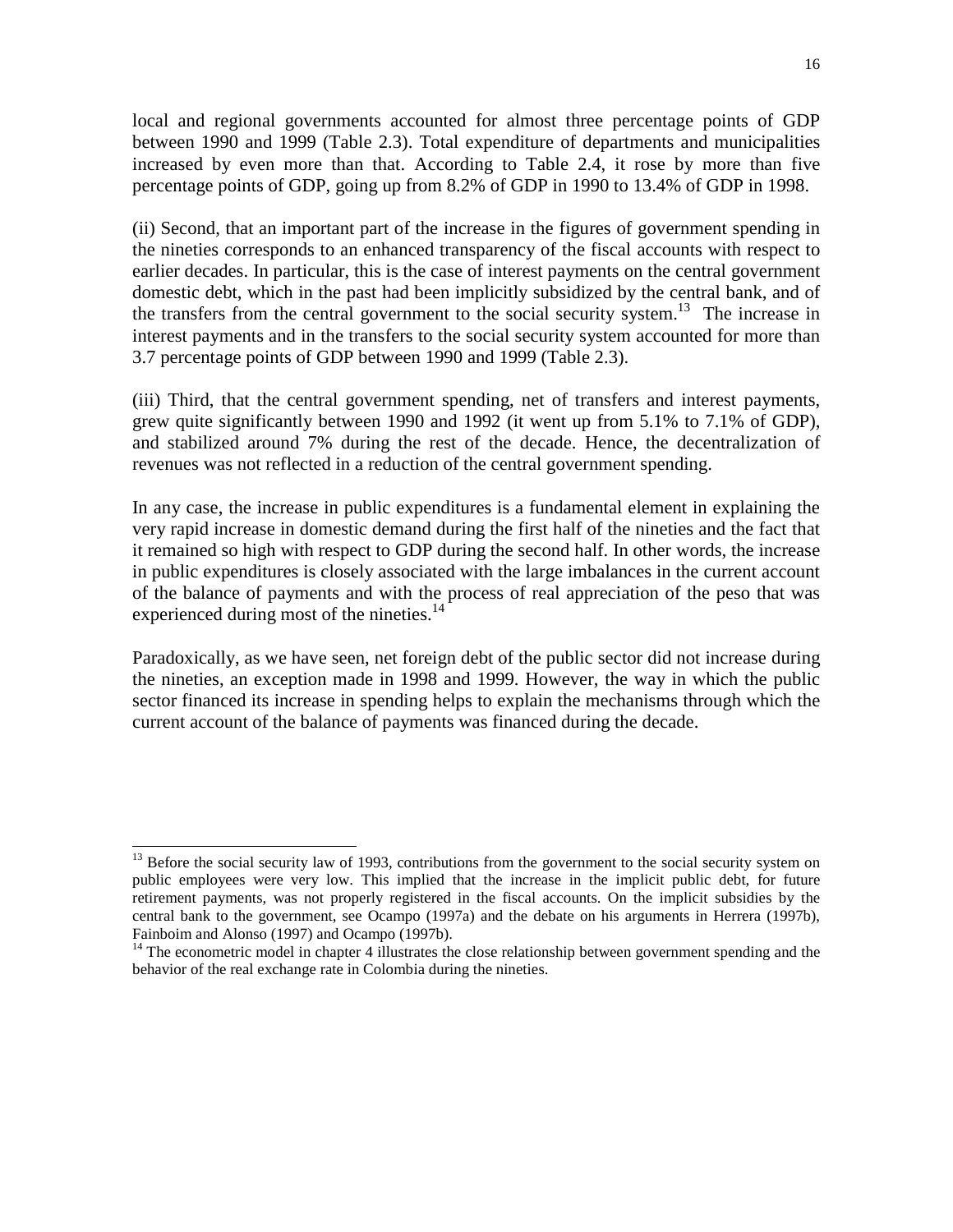local and regional governments accounted for almost three percentage points of GDP between 1990 and 1999 (Table 2.3). Total expenditure of departments and municipalities increased by even more than that. According to Table 2.4, it rose by more than five percentage points of GDP, going up from 8.2% of GDP in 1990 to 13.4% of GDP in 1998.

(ii) Second, that an important part of the increase in the figures of government spending in the nineties corresponds to an enhanced transparency of the fiscal accounts with respect to earlier decades. In particular, this is the case of interest payments on the central government domestic debt, which in the past had been implicitly subsidized by the central bank, and of the transfers from the central government to the social security system.[13] The increase in interest payments and in the transfers to the social security system accounted for more than 3.7 percentage points of GDP between 1990 and 1999 (Table 2.3).

(iii) Third, that the central government spending, net of transfers and interest payments, grew quite significantly between 1990 and 1992 (it went up from 5.1% to 7.1% of GDP), and stabilized around 7% during the rest of the decade. Hence, the decentralization of revenues was not reflected in a reduction of the central government spending.

In any case, the increase in public expenditures is a fundamental element in explaining the very rapid increase in domestic demand during the first half of the nineties and the fact that it remained so high with respect to GDP during the second half. In other words, the increase in public expenditures is closely associated with the large imbalances in the current account of the balance of payments and with the process of real appreciation of the peso that was experienced during most of the nineties.[14]

Paradoxically, as we have seen, net foreign debt of the public sector did not increase during the nineties, an exception made in 1998 and 1999. However, the way in which the public sector financed its increase in spending helps to explain the mechanisms through which the current account of the balance of payments was financed during the decade.

---

[13] Before the social security law of 1993, contributions from the government to the social security system on public employees were very low. This implied that the increase in the implicit public debt, for future retirement payments, was not properly registered in the fiscal accounts. On the implicit subsidies by the central bank to the government, see Ocampo (1997a) and the debate on his arguments in Herrera (1997b), Fainboim and Alonso (1997) and Ocampo (1997b).

[14] The econometric model in chapter 4 illustrates the close relationship between government spending and the behavior of the real exchange rate in Colombia during the nineties.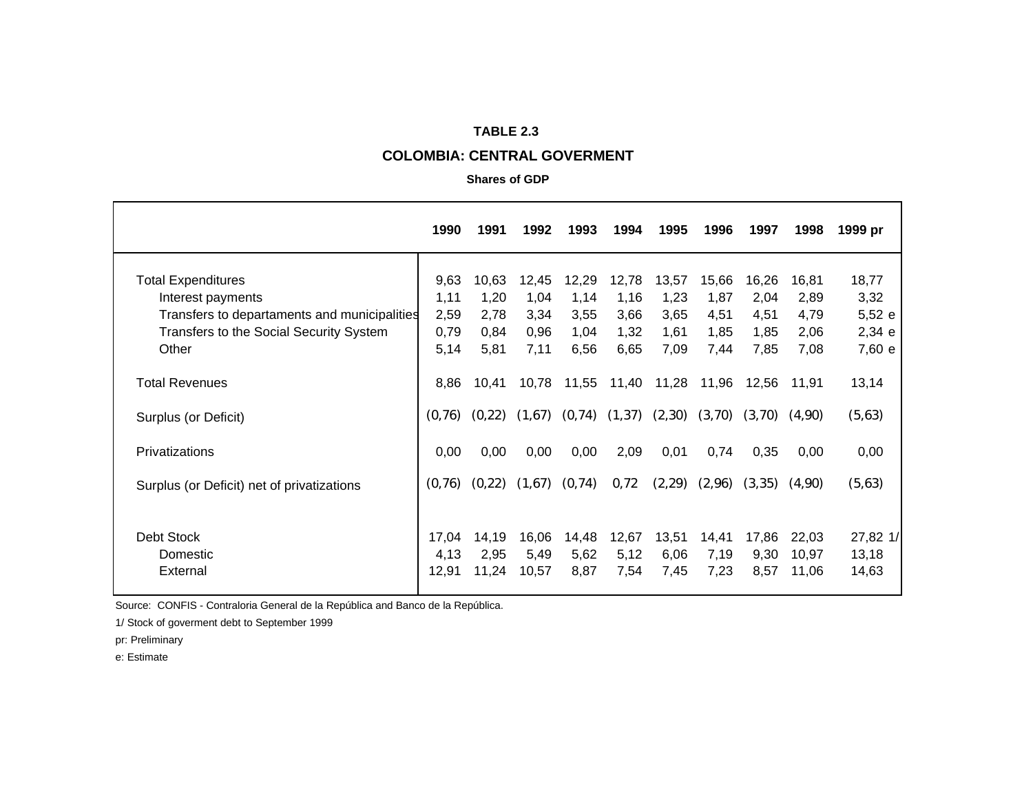**TABLE 2.3**

**COLOMBIA: CENTRAL GOVERMENT**

**Shares of GDP**

| | 1990 | 1991 | 1992 | 1993 | 1994 | 1995 | 1996 | 1997 | 1998 | 1999 pr |
|---|---|---|---|---|---|---|---|---|---|---|
| Total Expenditures | 9,63 | 10,63 | 12,45 | 12,29 | 12,78 | 13,57 | 15,66 | 16,26 | 16,81 | 18,77 |
| Interest payments | 1,11 | 1,20 | 1,04 | 1,14 | 1,16 | 1,23 | 1,87 | 2,04 | 2,89 | 3,32 |
| Transfers to departaments and municipalities | 2,59 | 2,78 | 3,34 | 3,55 | 3,66 | 3,65 | 4,51 | 4,51 | 4,79 | 5,52 e |
| Transfers to the Social Security System | 0,79 | 0,84 | 0,96 | 1,04 | 1,32 | 1,61 | 1,85 | 1,85 | 2,06 | 2,34 e |
| Other | 5,14 | 5,81 | 7,11 | 6,56 | 6,65 | 7,09 | 7,44 | 7,85 | 7,08 | 7,60 e |
| Total Revenues | 8,86 | 10,41 | 10,78 | 11,55 | 11,40 | 11,28 | 11,96 | 12,56 | 11,91 | 13,14 |
| Surplus (or Deficit) | (0,76) | (0,22) | (1,67) | (0,74) | (1,37) | (2,30) | (3,70) | (3,70) | (4,90) | (5,63) |
| Privatizations | 0,00 | 0,00 | 0,00 | 0,00 | 2,09 | 0,01 | 0,74 | 0,35 | 0,00 | 0,00 |
| Surplus (or Deficit) net of privatizations | (0,76) | (0,22) | (1,67) | (0,74) | 0,72 | (2,29) | (2,96) | (3,35) | (4,90) | (5,63) |
| Debt Stock | 17,04 | 14,19 | 16,06 | 14,48 | 12,67 | 13,51 | 14,41 | 17,86 | 22,03 | 27,82 1/ |
| Domestic | 4,13 | 2,95 | 5,49 | 5,62 | 5,12 | 6,06 | 7,19 | 9,30 | 10,97 | 13,18 |
| External | 12,91 | 11,24 | 10,57 | 8,87 | 7,54 | 7,45 | 7,23 | 8,57 | 11,06 | 14,63 |

Source: CONFIS - Contraloria General de la República and Banco de la República.

1/ Stock of goverment debt to September 1999

pr: Preliminary

e: Estimate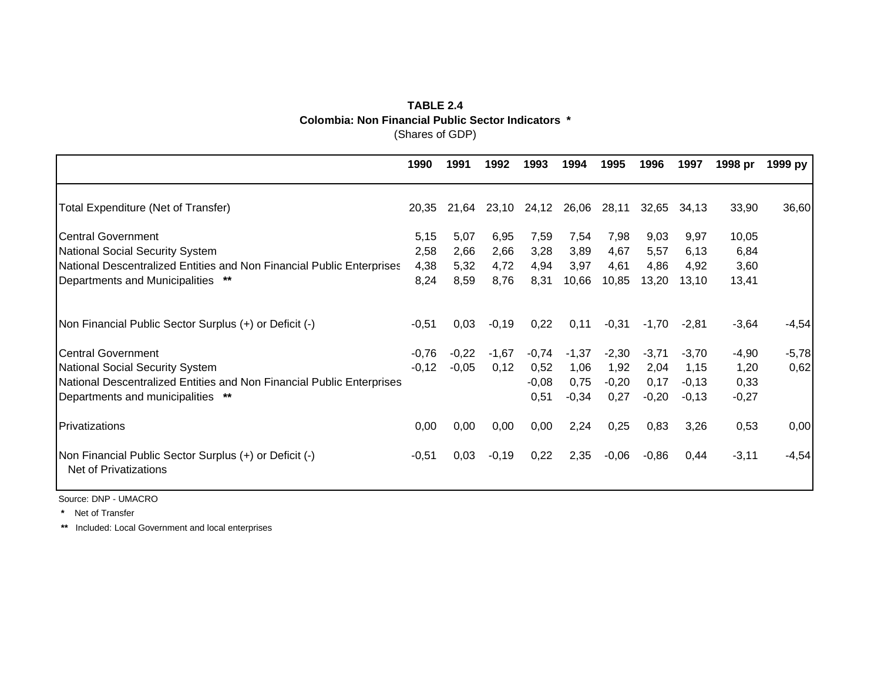**TABLE 2.4**
**Colombia: Non Financial Public Sector Indicators \***
(Shares of GDP)

| | 1990 | 1991 | 1992 | 1993 | 1994 | 1995 | 1996 | 1997 | 1998 pr | 1999 py |
|---|---|---|---|---|---|---|---|---|---|---|
| Total Expenditure (Net of Transfer) | 20,35 | 21,64 | 23,10 | 24,12 | 26,06 | 28,11 | 32,65 | 34,13 | 33,90 | 36,60 |
| Central Government | 5,15 | 5,07 | 6,95 | 7,59 | 7,54 | 7,98 | 9,03 | 9,97 | 10,05 | |
| National Social Security System | 2,58 | 2,66 | 2,66 | 3,28 | 3,89 | 4,67 | 5,57 | 6,13 | 6,84 | |
| National Descentralized Entities and Non Financial Public Enterprises | 4,38 | 5,32 | 4,72 | 4,94 | 3,97 | 4,61 | 4,86 | 4,92 | 3,60 | |
| Departments and Municipalities ** | 8,24 | 8,59 | 8,76 | 8,31 | 10,66 | 10,85 | 13,20 | 13,10 | 13,41 | |
| Non Financial Public Sector Surplus (+) or Deficit (-) | -0,51 | 0,03 | -0,19 | 0,22 | 0,11 | -0,31 | -1,70 | -2,81 | -3,64 | -4,54 |
| Central Government | -0,76 | -0,22 | -1,67 | -0,74 | -1,37 | -2,30 | -3,71 | -3,70 | -4,90 | -5,78 |
| National Social Security System | -0,12 | -0,05 | 0,12 | 0,52 | 1,06 | 1,92 | 2,04 | 1,15 | 1,20 | 0,62 |
| National Descentralized Entities and Non Financial Public Enterprises | | | | -0,08 | 0,75 | -0,20 | 0,17 | -0,13 | 0,33 | |
| Departments and municipalities ** | | | | 0,51 | -0,34 | 0,27 | -0,20 | -0,13 | -0,27 | |
| Privatizations | 0,00 | 0,00 | 0,00 | 0,00 | 2,24 | 0,25 | 0,83 | 3,26 | 0,53 | 0,00 |
| Non Financial Public Sector Surplus (+) or Deficit (-) Net of Privatizations | -0,51 | 0,03 | -0,19 | 0,22 | 2,35 | -0,06 | -0,86 | 0,44 | -3,11 | -4,54 |

Source: DNP - UMACRO

\* Net of Transfer

** Included: Local Government and local enterprises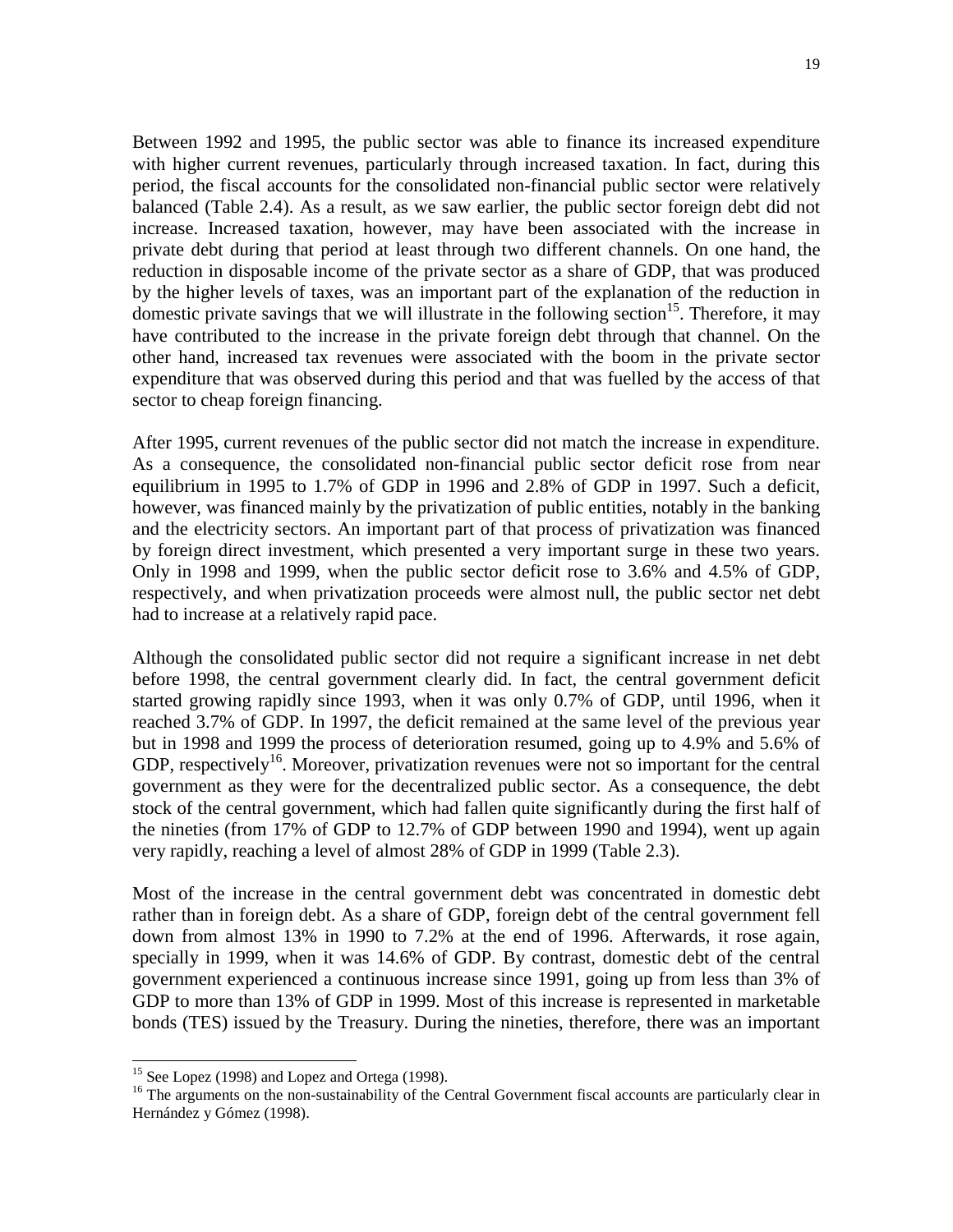Between 1992 and 1995, the public sector was able to finance its increased expenditure with higher current revenues, particularly through increased taxation. In fact, during this period, the fiscal accounts for the consolidated non-financial public sector were relatively balanced (Table 2.4). As a result, as we saw earlier, the public sector foreign debt did not increase. Increased taxation, however, may have been associated with the increase in private debt during that period at least through two different channels. On one hand, the reduction in disposable income of the private sector as a share of GDP, that was produced by the higher levels of taxes, was an important part of the explanation of the reduction in domestic private savings that we will illustrate in the following section[15]. Therefore, it may have contributed to the increase in the private foreign debt through that channel. On the other hand, increased tax revenues were associated with the boom in the private sector expenditure that was observed during this period and that was fuelled by the access of that sector to cheap foreign financing.

After 1995, current revenues of the public sector did not match the increase in expenditure. As a consequence, the consolidated non-financial public sector deficit rose from near equilibrium in 1995 to 1.7% of GDP in 1996 and 2.8% of GDP in 1997. Such a deficit, however, was financed mainly by the privatization of public entities, notably in the banking and the electricity sectors. An important part of that process of privatization was financed by foreign direct investment, which presented a very important surge in these two years. Only in 1998 and 1999, when the public sector deficit rose to 3.6% and 4.5% of GDP, respectively, and when privatization proceeds were almost null, the public sector net debt had to increase at a relatively rapid pace.

Although the consolidated public sector did not require a significant increase in net debt before 1998, the central government clearly did. In fact, the central government deficit started growing rapidly since 1993, when it was only 0.7% of GDP, until 1996, when it reached 3.7% of GDP. In 1997, the deficit remained at the same level of the previous year but in 1998 and 1999 the process of deterioration resumed, going up to 4.9% and 5.6% of GDP, respectively[16]. Moreover, privatization revenues were not so important for the central government as they were for the decentralized public sector. As a consequence, the debt stock of the central government, which had fallen quite significantly during the first half of the nineties (from 17% of GDP to 12.7% of GDP between 1990 and 1994), went up again very rapidly, reaching a level of almost 28% of GDP in 1999 (Table 2.3).

Most of the increase in the central government debt was concentrated in domestic debt rather than in foreign debt. As a share of GDP, foreign debt of the central government fell down from almost 13% in 1990 to 7.2% at the end of 1996. Afterwards, it rose again, specially in 1999, when it was 14.6% of GDP. By contrast, domestic debt of the central government experienced a continuous increase since 1991, going up from less than 3% of GDP to more than 13% of GDP in 1999. Most of this increase is represented in marketable bonds (TES) issued by the Treasury. During the nineties, therefore, there was an important

---

[15] See Lopez (1998) and Lopez and Ortega (1998).

[16] The arguments on the non-sustainability of the Central Government fiscal accounts are particularly clear in Hernández y Gómez (1998).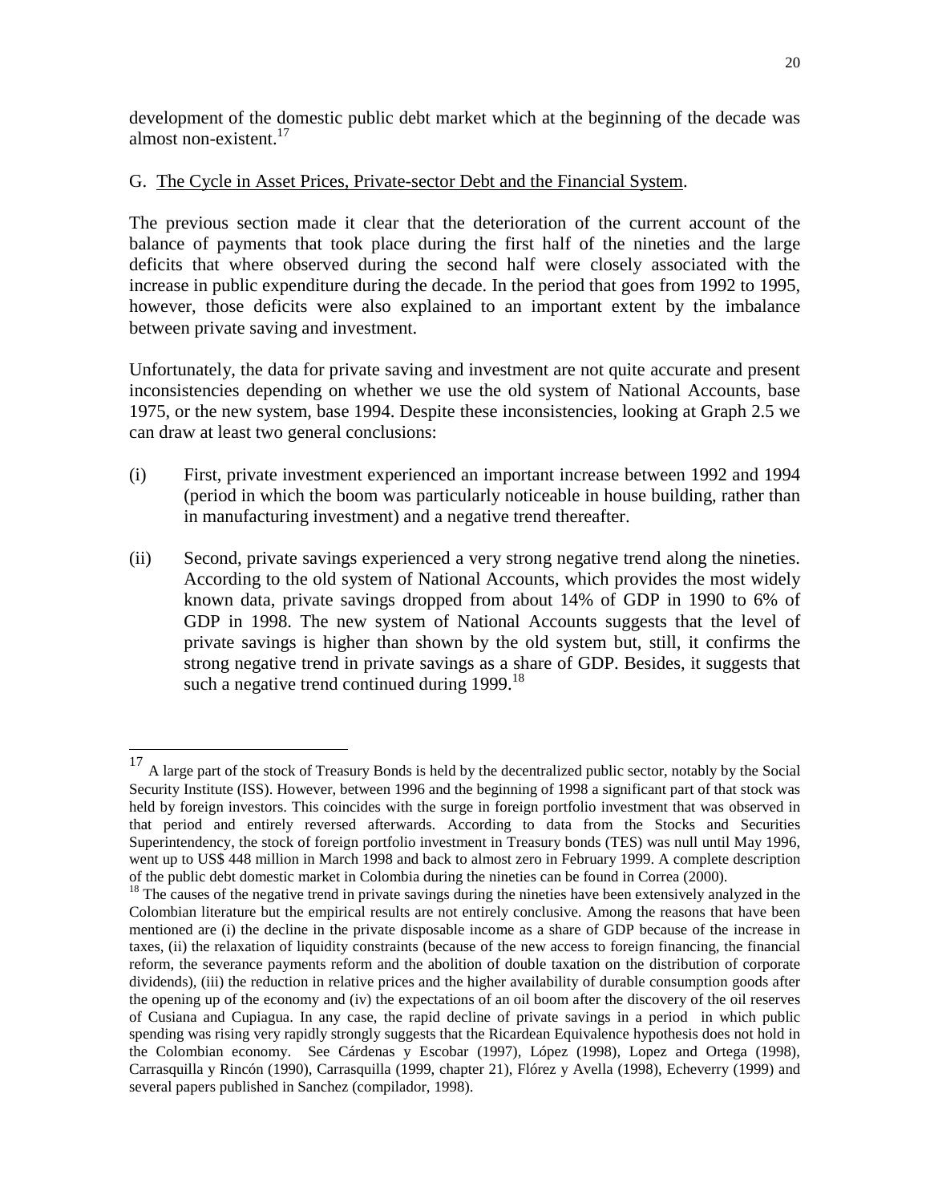development of the domestic public debt market which at the beginning of the decade was almost non-existent.[17]

## G. The Cycle in Asset Prices, Private-sector Debt and the Financial System.

The previous section made it clear that the deterioration of the current account of the balance of payments that took place during the first half of the nineties and the large deficits that where observed during the second half were closely associated with the increase in public expenditure during the decade. In the period that goes from 1992 to 1995, however, those deficits were also explained to an important extent by the imbalance between private saving and investment.

Unfortunately, the data for private saving and investment are not quite accurate and present inconsistencies depending on whether we use the old system of National Accounts, base 1975, or the new system, base 1994. Despite these inconsistencies, looking at Graph 2.5 we can draw at least two general conclusions:

(i) First, private investment experienced an important increase between 1992 and 1994 (period in which the boom was particularly noticeable in house building, rather than in manufacturing investment) and a negative trend thereafter.

(ii) Second, private savings experienced a very strong negative trend along the nineties. According to the old system of National Accounts, which provides the most widely known data, private savings dropped from about 14% of GDP in 1990 to 6% of GDP in 1998. The new system of National Accounts suggests that the level of private savings is higher than shown by the old system but, still, it confirms the strong negative trend in private savings as a share of GDP. Besides, it suggests that such a negative trend continued during 1999.[18]

---

[17] A large part of the stock of Treasury Bonds is held by the decentralized public sector, notably by the Social Security Institute (ISS). However, between 1996 and the beginning of 1998 a significant part of that stock was held by foreign investors. This coincides with the surge in foreign portfolio investment that was observed in that period and entirely reversed afterwards. According to data from the Stocks and Securities Superintendency, the stock of foreign portfolio investment in Treasury bonds (TES) was null until May 1996, went up to US$ 448 million in March 1998 and back to almost zero in February 1999. A complete description of the public debt domestic market in Colombia during the nineties can be found in Correa (2000).

[18] The causes of the negative trend in private savings during the nineties have been extensively analyzed in the Colombian literature but the empirical results are not entirely conclusive. Among the reasons that have been mentioned are (i) the decline in the private disposable income as a share of GDP because of the increase in taxes, (ii) the relaxation of liquidity constraints (because of the new access to foreign financing, the financial reform, the severance payments reform and the abolition of double taxation on the distribution of corporate dividends), (iii) the reduction in relative prices and the higher availability of durable consumption goods after the opening up of the economy and (iv) the expectations of an oil boom after the discovery of the oil reserves of Cusiana and Cupiagua. In any case, the rapid decline of private savings in a period in which public spending was rising very rapidly strongly suggests that the Ricardean Equivalence hypothesis does not hold in the Colombian economy. See Cárdenas y Escobar (1997), López (1998), Lopez and Ortega (1998), Carrasquilla y Rincón (1990), Carrasquilla (1999, chapter 21), Flórez y Avella (1998), Echeverry (1999) and several papers published in Sanchez (compilador, 1998).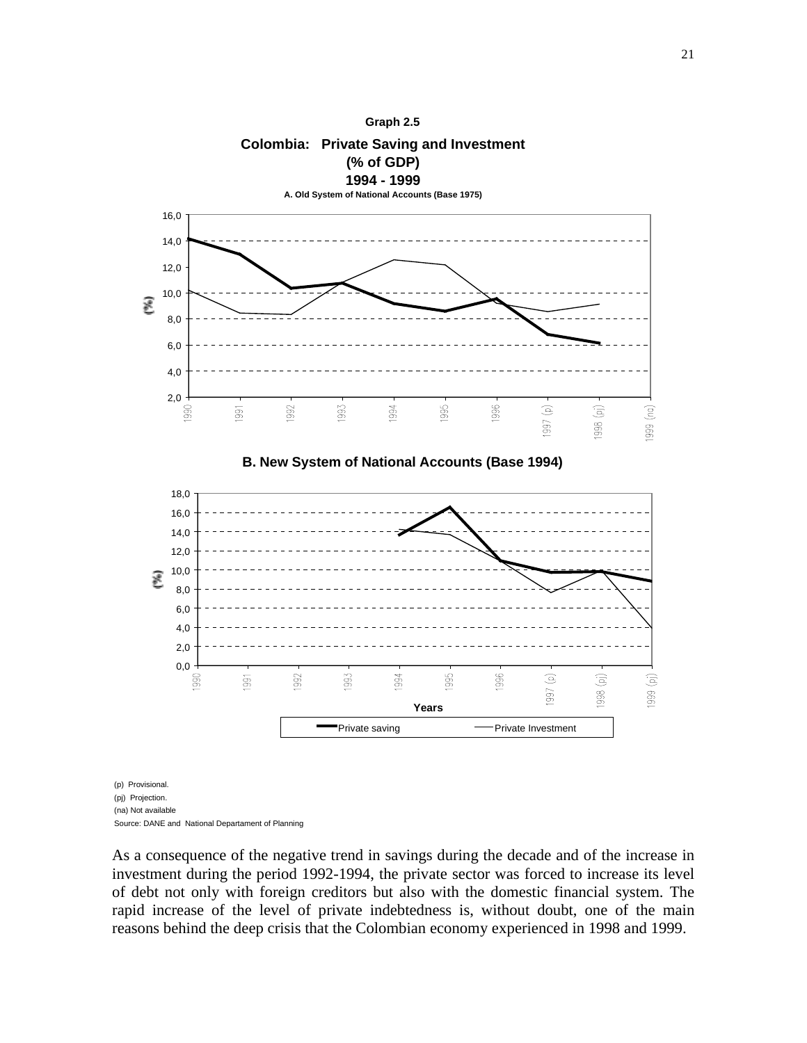**Graph 2.5**

**Colombia: Private Saving and Investment (% of GDP) 1994 - 1999**

**A. Old System of National Accounts (Base 1975)**

**B. New System of National Accounts (Base 1994)**

(p) Provisional.

(pj) Projection.

(na) Not available

Source: DANE and National Departament of Planning

As a consequence of the negative trend in savings during the decade and of the increase in investment during the period 1992-1994, the private sector was forced to increase its level of debt not only with foreign creditors but also with the domestic financial system. The rapid increase of the level of private indebtedness is, without doubt, one of the main reasons behind the deep crisis that the Colombian economy experienced in 1998 and 1999.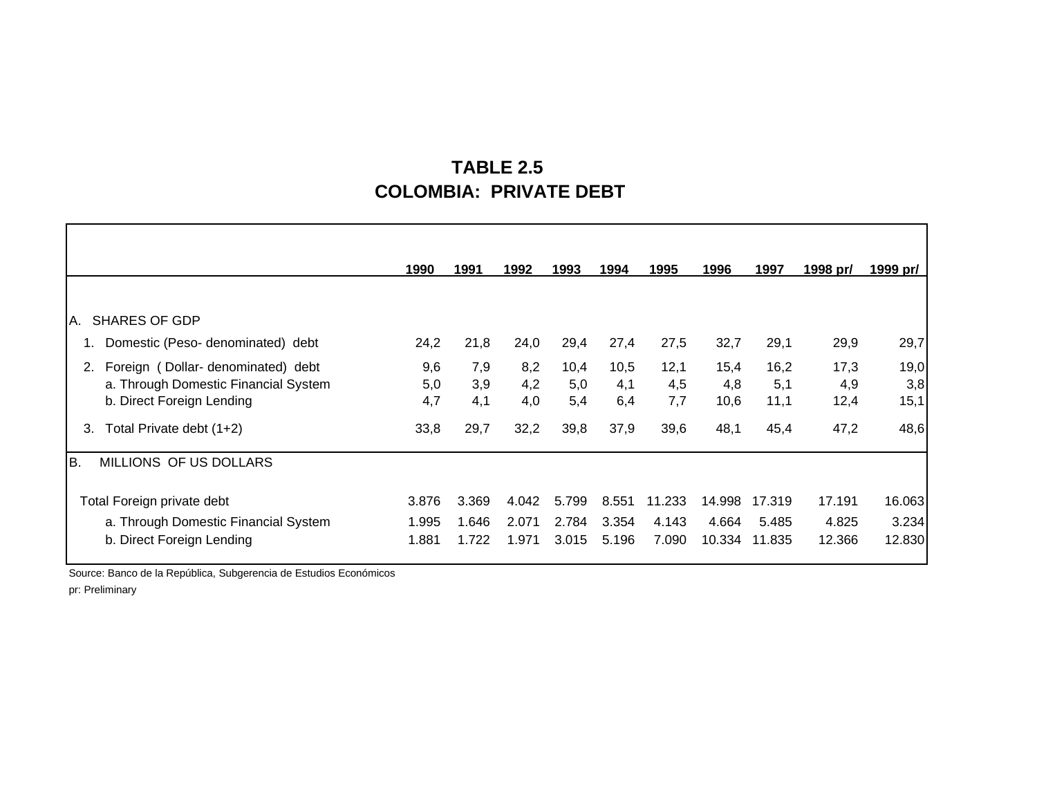**TABLE 2.5**
**COLOMBIA: PRIVATE DEBT**

| | 1990 | 1991 | 1992 | 1993 | 1994 | 1995 | 1996 | 1997 | 1998 pr/ | 1999 pr/ |
|---|---|---|---|---|---|---|---|---|---|---|
| A. SHARES OF GDP | | | | | | | | | | |
| 1. Domestic (Peso- denominated) debt | 24,2 | 21,8 | 24,0 | 29,4 | 27,4 | 27,5 | 32,7 | 29,1 | 29,9 | 29,7 |
| 2. Foreign ( Dollar- denominated) debt | 9,6 | 7,9 | 8,2 | 10,4 | 10,5 | 12,1 | 15,4 | 16,2 | 17,3 | 19,0 |
| a. Through Domestic Financial System | 5,0 | 3,9 | 4,2 | 5,0 | 4,1 | 4,5 | 4,8 | 5,1 | 4,9 | 3,8 |
| b. Direct Foreign Lending | 4,7 | 4,1 | 4,0 | 5,4 | 6,4 | 7,7 | 10,6 | 11,1 | 12,4 | 15,1 |
| 3. Total Private debt (1+2) | 33,8 | 29,7 | 32,2 | 39,8 | 37,9 | 39,6 | 48,1 | 45,4 | 47,2 | 48,6 |
| B. MILLIONS OF US DOLLARS | | | | | | | | | | |
| Total Foreign private debt | 3.876 | 3.369 | 4.042 | 5.799 | 8.551 | 11.233 | 14.998 | 17.319 | 17.191 | 16.063 |
| a. Through Domestic Financial System | 1.995 | 1.646 | 2.071 | 2.784 | 3.354 | 4.143 | 4.664 | 5.485 | 4.825 | 3.234 |
| b. Direct Foreign Lending | 1.881 | 1.722 | 1.971 | 3.015 | 5.196 | 7.090 | 10.334 | 11.835 | 12.366 | 12.830 |

Source: Banco de la República, Subgerencia de Estudios Económicos

pr: Preliminary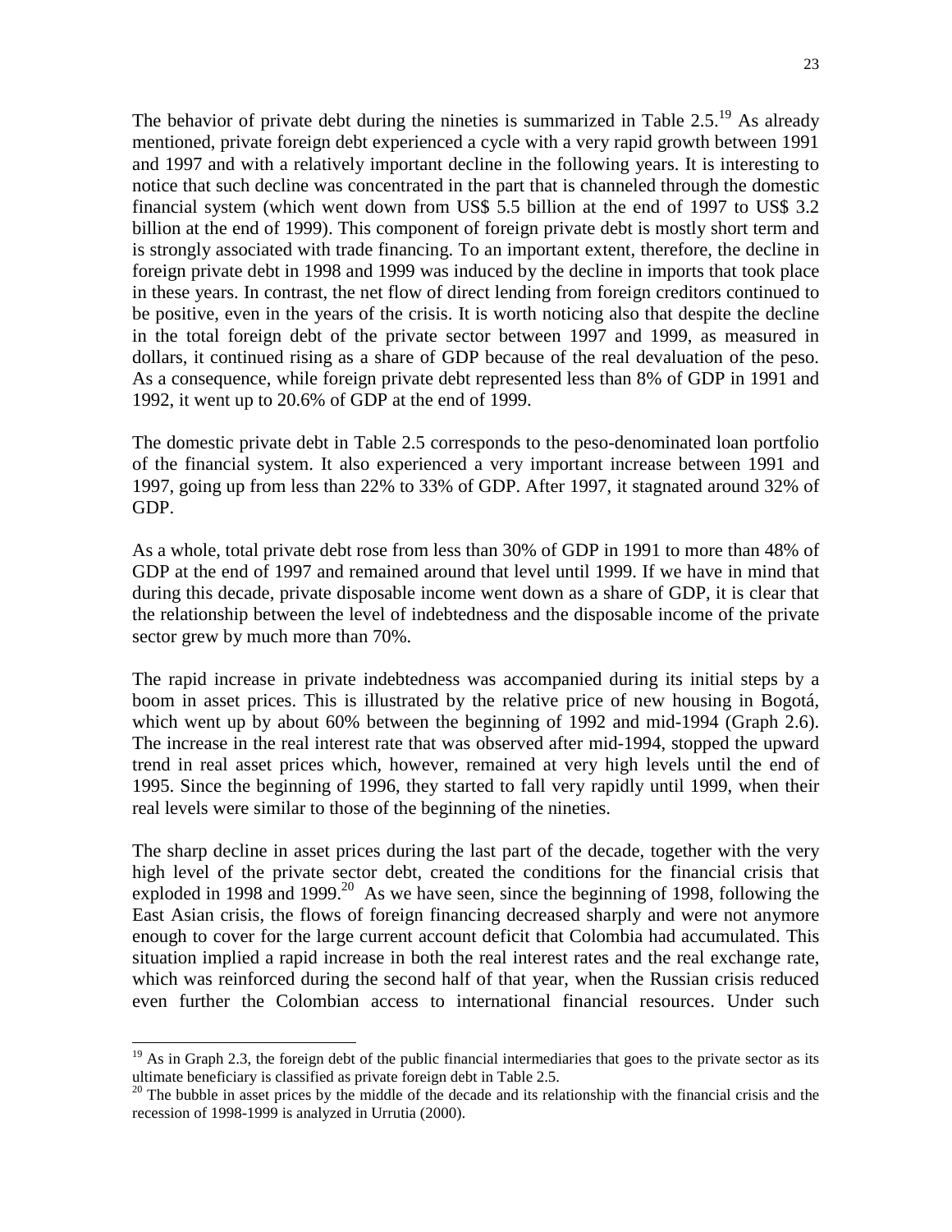The behavior of private debt during the nineties is summarized in Table 2.5.[19] As already mentioned, private foreign debt experienced a cycle with a very rapid growth between 1991 and 1997 and with a relatively important decline in the following years. It is interesting to notice that such decline was concentrated in the part that is channeled through the domestic financial system (which went down from US$ 5.5 billion at the end of 1997 to US$ 3.2 billion at the end of 1999). This component of foreign private debt is mostly short term and is strongly associated with trade financing. To an important extent, therefore, the decline in foreign private debt in 1998 and 1999 was induced by the decline in imports that took place in these years. In contrast, the net flow of direct lending from foreign creditors continued to be positive, even in the years of the crisis. It is worth noticing also that despite the decline in the total foreign debt of the private sector between 1997 and 1999, as measured in dollars, it continued rising as a share of GDP because of the real devaluation of the peso. As a consequence, while foreign private debt represented less than 8% of GDP in 1991 and 1992, it went up to 20.6% of GDP at the end of 1999.

The domestic private debt in Table 2.5 corresponds to the peso-denominated loan portfolio of the financial system. It also experienced a very important increase between 1991 and 1997, going up from less than 22% to 33% of GDP. After 1997, it stagnated around 32% of GDP.

As a whole, total private debt rose from less than 30% of GDP in 1991 to more than 48% of GDP at the end of 1997 and remained around that level until 1999. If we have in mind that during this decade, private disposable income went down as a share of GDP, it is clear that the relationship between the level of indebtedness and the disposable income of the private sector grew by much more than 70%.

The rapid increase in private indebtedness was accompanied during its initial steps by a boom in asset prices. This is illustrated by the relative price of new housing in Bogotá, which went up by about 60% between the beginning of 1992 and mid-1994 (Graph 2.6). The increase in the real interest rate that was observed after mid-1994, stopped the upward trend in real asset prices which, however, remained at very high levels until the end of 1995. Since the beginning of 1996, they started to fall very rapidly until 1999, when their real levels were similar to those of the beginning of the nineties.

The sharp decline in asset prices during the last part of the decade, together with the very high level of the private sector debt, created the conditions for the financial crisis that exploded in 1998 and 1999.[20] As we have seen, since the beginning of 1998, following the East Asian crisis, the flows of foreign financing decreased sharply and were not anymore enough to cover for the large current account deficit that Colombia had accumulated. This situation implied a rapid increase in both the real interest rates and the real exchange rate, which was reinforced during the second half of that year, when the Russian crisis reduced even further the Colombian access to international financial resources. Under such

---

[19] As in Graph 2.3, the foreign debt of the public financial intermediaries that goes to the private sector as its ultimate beneficiary is classified as private foreign debt in Table 2.5.

[20] The bubble in asset prices by the middle of the decade and its relationship with the financial crisis and the recession of 1998-1999 is analyzed in Urrutia (2000).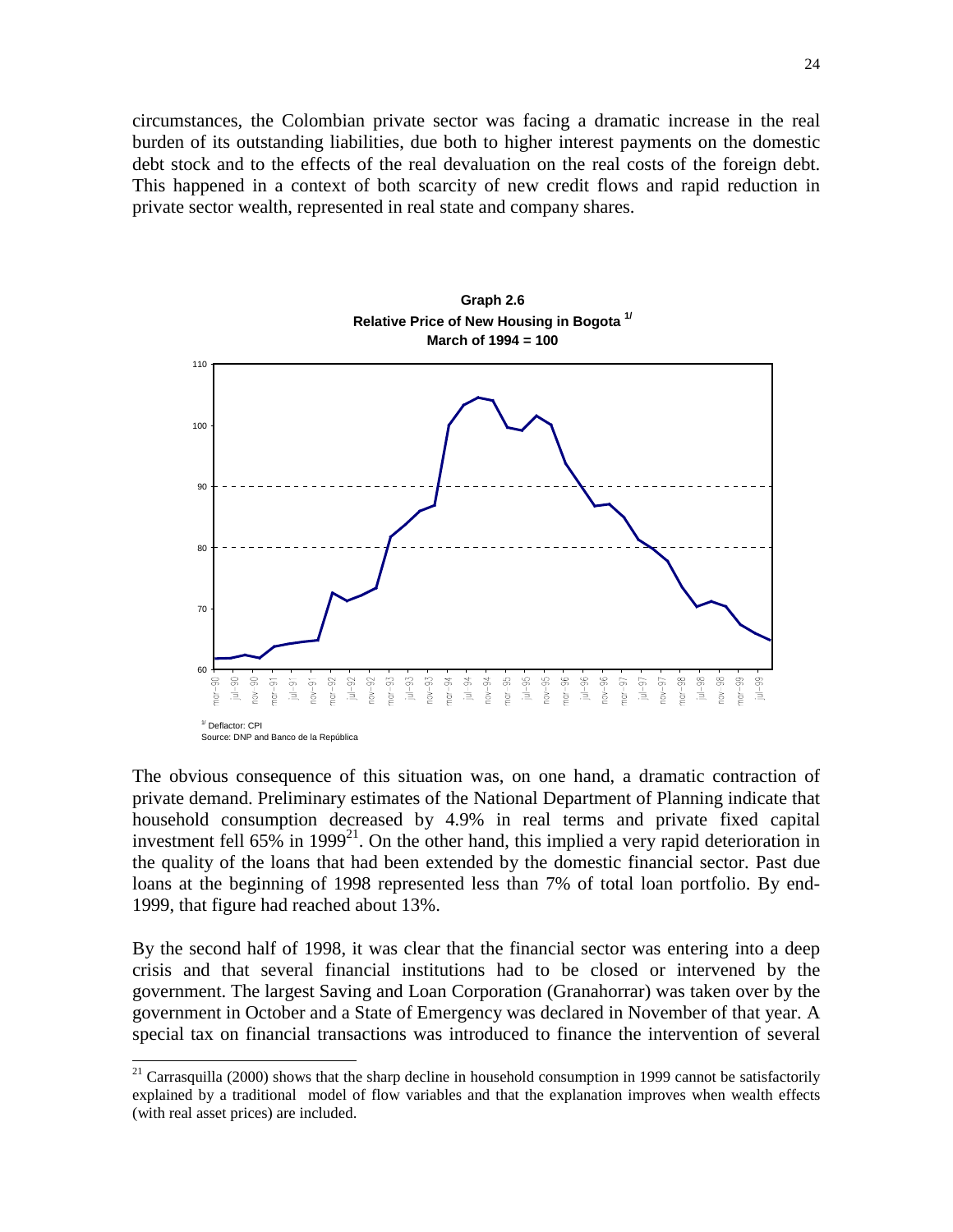circumstances, the Colombian private sector was facing a dramatic increase in the real burden of its outstanding liabilities, due both to higher interest payments on the domestic debt stock and to the effects of the real devaluation on the real costs of the foreign debt. This happened in a context of both scarcity of new credit flows and rapid reduction in private sector wealth, represented in real state and company shares.

**Graph 2.6**
**Relative Price of New Housing in Bogota [1/]**
**March of 1994 = 100**

[1/] Deflactor: CPI
Source: DNP and Banco de la República

The obvious consequence of this situation was, on one hand, a dramatic contraction of private demand. Preliminary estimates of the National Department of Planning indicate that household consumption decreased by 4.9% in real terms and private fixed capital investment fell 65% in 1999[21]. On the other hand, this implied a very rapid deterioration in the quality of the loans that had been extended by the domestic financial sector. Past due loans at the beginning of 1998 represented less than 7% of total loan portfolio. By end-1999, that figure had reached about 13%.

By the second half of 1998, it was clear that the financial sector was entering into a deep crisis and that several financial institutions had to be closed or intervened by the government. The largest Saving and Loan Corporation (Granahorrar) was taken over by the government in October and a State of Emergency was declared in November of that year. A special tax on financial transactions was introduced to finance the intervention of several

[21] Carrasquilla (2000) shows that the sharp decline in household consumption in 1999 cannot be satisfactorily explained by a traditional model of flow variables and that the explanation improves when wealth effects (with real asset prices) are included.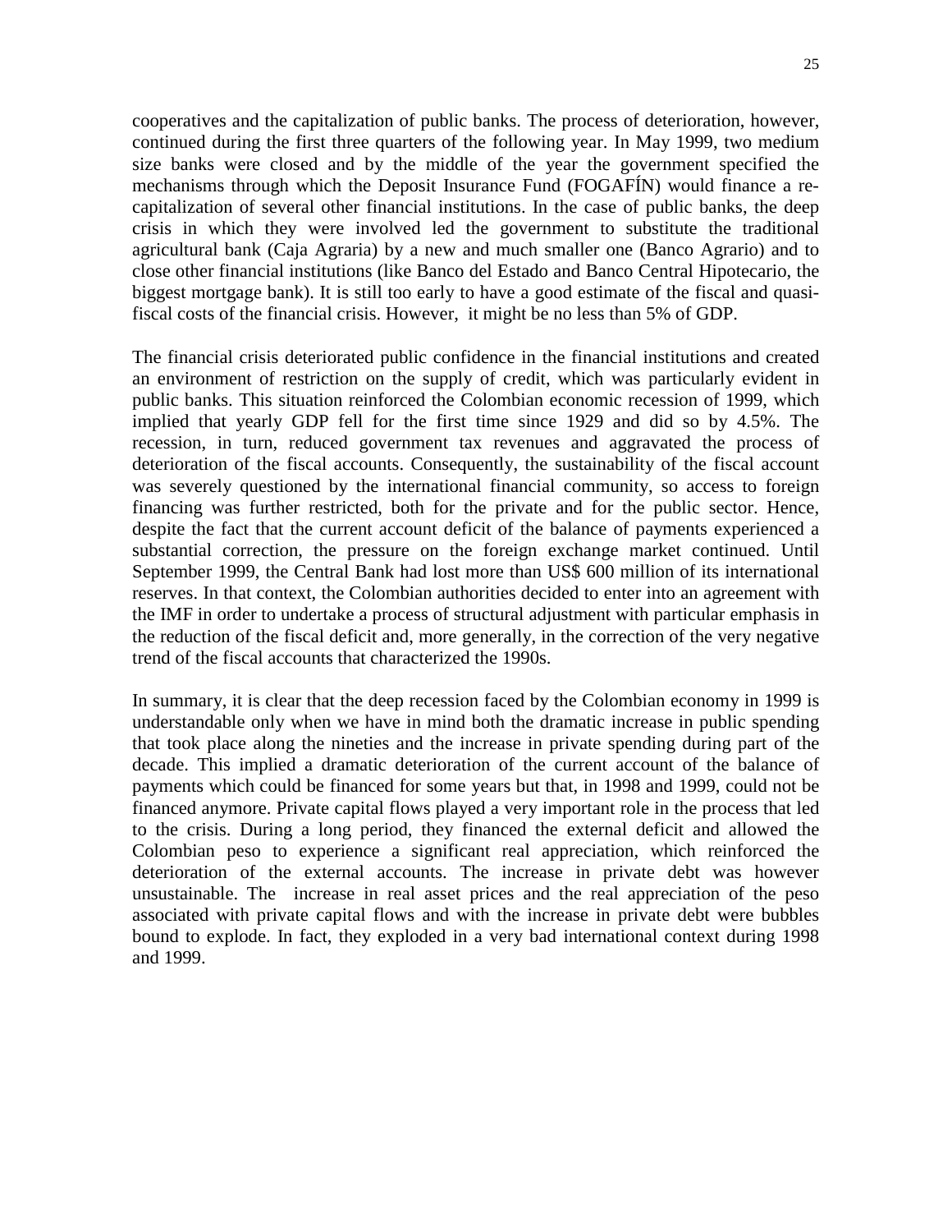cooperatives and the capitalization of public banks. The process of deterioration, however, continued during the first three quarters of the following year. In May 1999, two medium size banks were closed and by the middle of the year the government specified the mechanisms through which the Deposit Insurance Fund (FOGAFÍN) would finance a re-capitalization of several other financial institutions. In the case of public banks, the deep crisis in which they were involved led the government to substitute the traditional agricultural bank (Caja Agraria) by a new and much smaller one (Banco Agrario) and to close other financial institutions (like Banco del Estado and Banco Central Hipotecario, the biggest mortgage bank). It is still too early to have a good estimate of the fiscal and quasi-fiscal costs of the financial crisis. However, it might be no less than 5% of GDP.

The financial crisis deteriorated public confidence in the financial institutions and created an environment of restriction on the supply of credit, which was particularly evident in public banks. This situation reinforced the Colombian economic recession of 1999, which implied that yearly GDP fell for the first time since 1929 and did so by 4.5%. The recession, in turn, reduced government tax revenues and aggravated the process of deterioration of the fiscal accounts. Consequently, the sustainability of the fiscal account was severely questioned by the international financial community, so access to foreign financing was further restricted, both for the private and for the public sector. Hence, despite the fact that the current account deficit of the balance of payments experienced a substantial correction, the pressure on the foreign exchange market continued. Until September 1999, the Central Bank had lost more than US$ 600 million of its international reserves. In that context, the Colombian authorities decided to enter into an agreement with the IMF in order to undertake a process of structural adjustment with particular emphasis in the reduction of the fiscal deficit and, more generally, in the correction of the very negative trend of the fiscal accounts that characterized the 1990s.

In summary, it is clear that the deep recession faced by the Colombian economy in 1999 is understandable only when we have in mind both the dramatic increase in public spending that took place along the nineties and the increase in private spending during part of the decade. This implied a dramatic deterioration of the current account of the balance of payments which could be financed for some years but that, in 1998 and 1999, could not be financed anymore. Private capital flows played a very important role in the process that led to the crisis. During a long period, they financed the external deficit and allowed the Colombian peso to experience a significant real appreciation, which reinforced the deterioration of the external accounts. The increase in private debt was however unsustainable. The increase in real asset prices and the real appreciation of the peso associated with private capital flows and with the increase in private debt were bubbles bound to explode. In fact, they exploded in a very bad international context during 1998 and 1999.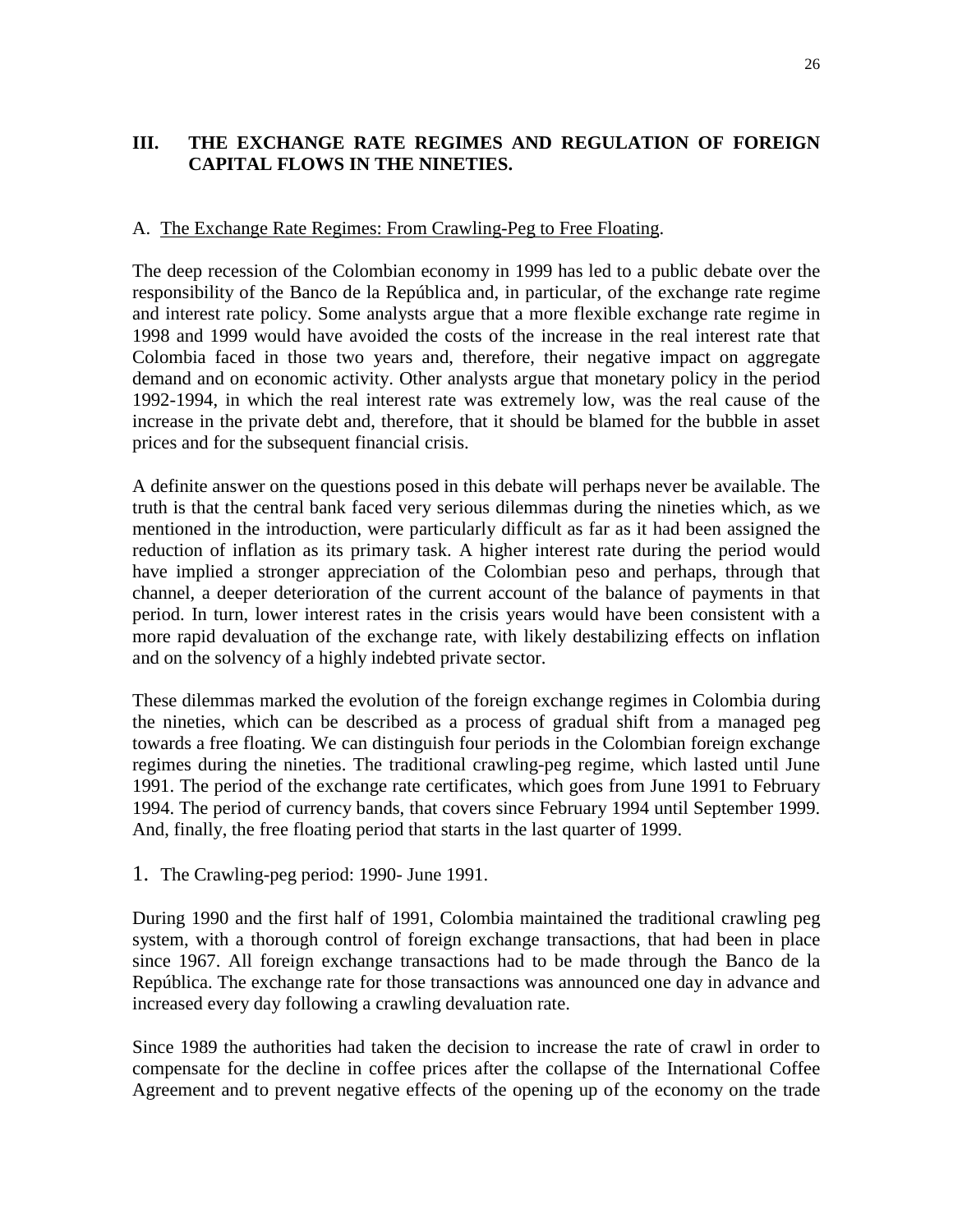# III. THE EXCHANGE RATE REGIMES AND REGULATION OF FOREIGN CAPITAL FLOWS IN THE NINETIES.

## A. The Exchange Rate Regimes: From Crawling-Peg to Free Floating.

The deep recession of the Colombian economy in 1999 has led to a public debate over the responsibility of the Banco de la República and, in particular, of the exchange rate regime and interest rate policy. Some analysts argue that a more flexible exchange rate regime in 1998 and 1999 would have avoided the costs of the increase in the real interest rate that Colombia faced in those two years and, therefore, their negative impact on aggregate demand and on economic activity. Other analysts argue that monetary policy in the period 1992-1994, in which the real interest rate was extremely low, was the real cause of the increase in the private debt and, therefore, that it should be blamed for the bubble in asset prices and for the subsequent financial crisis.

A definite answer on the questions posed in this debate will perhaps never be available. The truth is that the central bank faced very serious dilemmas during the nineties which, as we mentioned in the introduction, were particularly difficult as far as it had been assigned the reduction of inflation as its primary task. A higher interest rate during the period would have implied a stronger appreciation of the Colombian peso and perhaps, through that channel, a deeper deterioration of the current account of the balance of payments in that period. In turn, lower interest rates in the crisis years would have been consistent with a more rapid devaluation of the exchange rate, with likely destabilizing effects on inflation and on the solvency of a highly indebted private sector.

These dilemmas marked the evolution of the foreign exchange regimes in Colombia during the nineties, which can be described as a process of gradual shift from a managed peg towards a free floating. We can distinguish four periods in the Colombian foreign exchange regimes during the nineties. The traditional crawling-peg regime, which lasted until June 1991. The period of the exchange rate certificates, which goes from June 1991 to February 1994. The period of currency bands, that covers since February 1994 until September 1999. And, finally, the free floating period that starts in the last quarter of 1999.

### 1. The Crawling-peg period: 1990- June 1991.

During 1990 and the first half of 1991, Colombia maintained the traditional crawling peg system, with a thorough control of foreign exchange transactions, that had been in place since 1967. All foreign exchange transactions had to be made through the Banco de la República. The exchange rate for those transactions was announced one day in advance and increased every day following a crawling devaluation rate.

Since 1989 the authorities had taken the decision to increase the rate of crawl in order to compensate for the decline in coffee prices after the collapse of the International Coffee Agreement and to prevent negative effects of the opening up of the economy on the trade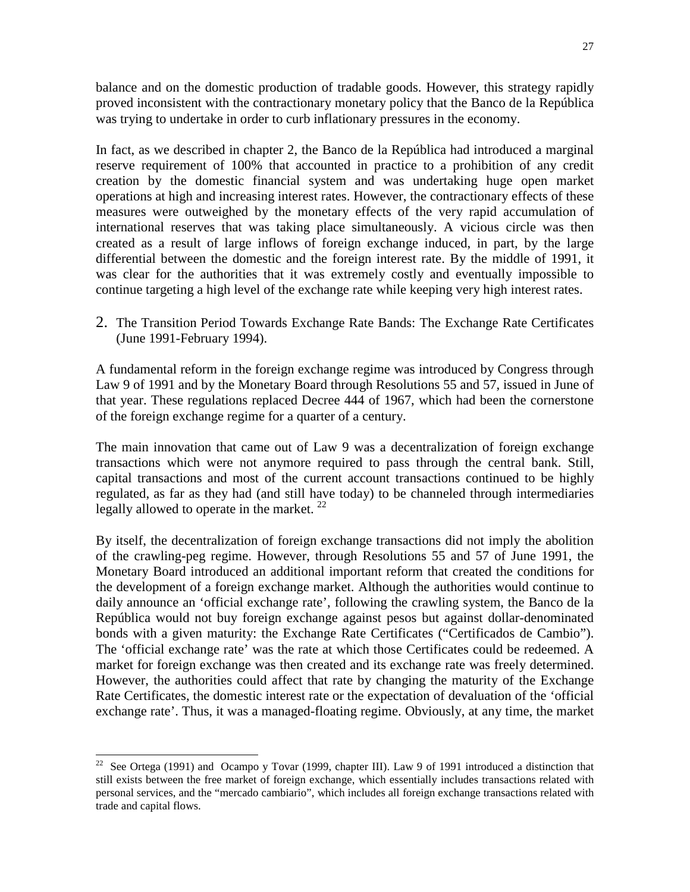balance and on the domestic production of tradable goods. However, this strategy rapidly proved inconsistent with the contractionary monetary policy that the Banco de la República was trying to undertake in order to curb inflationary pressures in the economy.

In fact, as we described in chapter 2, the Banco de la República had introduced a marginal reserve requirement of 100% that accounted in practice to a prohibition of any credit creation by the domestic financial system and was undertaking huge open market operations at high and increasing interest rates. However, the contractionary effects of these measures were outweighed by the monetary effects of the very rapid accumulation of international reserves that was taking place simultaneously. A vicious circle was then created as a result of large inflows of foreign exchange induced, in part, by the large differential between the domestic and the foreign interest rate. By the middle of 1991, it was clear for the authorities that it was extremely costly and eventually impossible to continue targeting a high level of the exchange rate while keeping very high interest rates.

## 2. The Transition Period Towards Exchange Rate Bands: The Exchange Rate Certificates (June 1991-February 1994).

A fundamental reform in the foreign exchange regime was introduced by Congress through Law 9 of 1991 and by the Monetary Board through Resolutions 55 and 57, issued in June of that year. These regulations replaced Decree 444 of 1967, which had been the cornerstone of the foreign exchange regime for a quarter of a century.

The main innovation that came out of Law 9 was a decentralization of foreign exchange transactions which were not anymore required to pass through the central bank. Still, capital transactions and most of the current account transactions continued to be highly regulated, as far as they had (and still have today) to be channeled through intermediaries legally allowed to operate in the market. [22]

By itself, the decentralization of foreign exchange transactions did not imply the abolition of the crawling-peg regime. However, through Resolutions 55 and 57 of June 1991, the Monetary Board introduced an additional important reform that created the conditions for the development of a foreign exchange market. Although the authorities would continue to daily announce an 'official exchange rate', following the crawling system, the Banco de la República would not buy foreign exchange against pesos but against dollar-denominated bonds with a given maturity: the Exchange Rate Certificates ("Certificados de Cambio"). The 'official exchange rate' was the rate at which those Certificates could be redeemed. A market for foreign exchange was then created and its exchange rate was freely determined. However, the authorities could affect that rate by changing the maturity of the Exchange Rate Certificates, the domestic interest rate or the expectation of devaluation of the 'official exchange rate'. Thus, it was a managed-floating regime. Obviously, at any time, the market

---

[22] See Ortega (1991) and Ocampo y Tovar (1999, chapter III). Law 9 of 1991 introduced a distinction that still exists between the free market of foreign exchange, which essentially includes transactions related with personal services, and the "mercado cambiario", which includes all foreign exchange transactions related with trade and capital flows.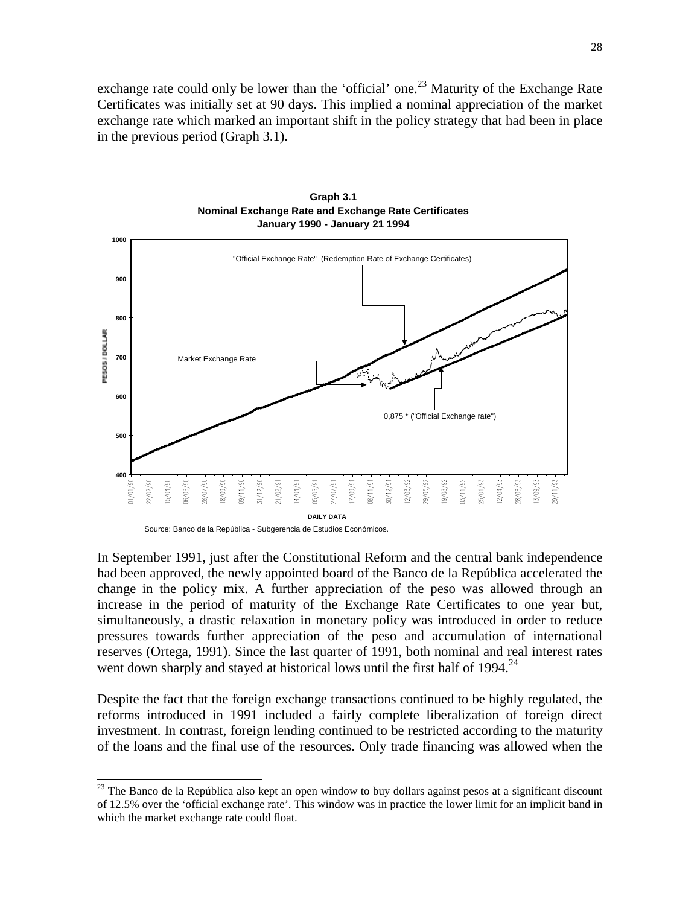exchange rate could only be lower than the 'official' one.[23] Maturity of the Exchange Rate Certificates was initially set at 90 days. This implied a nominal appreciation of the market exchange rate which marked an important shift in the policy strategy that had been in place in the previous period (Graph 3.1).

**Graph 3.1**
**Nominal Exchange Rate and Exchange Rate Certificates**
**January 1990 - January 21 1994**

Source: Banco de la República - Subgerencia de Estudios Económicos.

In September 1991, just after the Constitutional Reform and the central bank independence had been approved, the newly appointed board of the Banco de la República accelerated the change in the policy mix. A further appreciation of the peso was allowed through an increase in the period of maturity of the Exchange Rate Certificates to one year but, simultaneously, a drastic relaxation in monetary policy was introduced in order to reduce pressures towards further appreciation of the peso and accumulation of international reserves (Ortega, 1991). Since the last quarter of 1991, both nominal and real interest rates went down sharply and stayed at historical lows until the first half of 1994.[24]

Despite the fact that the foreign exchange transactions continued to be highly regulated, the reforms introduced in 1991 included a fairly complete liberalization of foreign direct investment. In contrast, foreign lending continued to be restricted according to the maturity of the loans and the final use of the resources. Only trade financing was allowed when the

---

[23] The Banco de la República also kept an open window to buy dollars against pesos at a significant discount of 12.5% over the 'official exchange rate'. This window was in practice the lower limit for an implicit band in which the market exchange rate could float.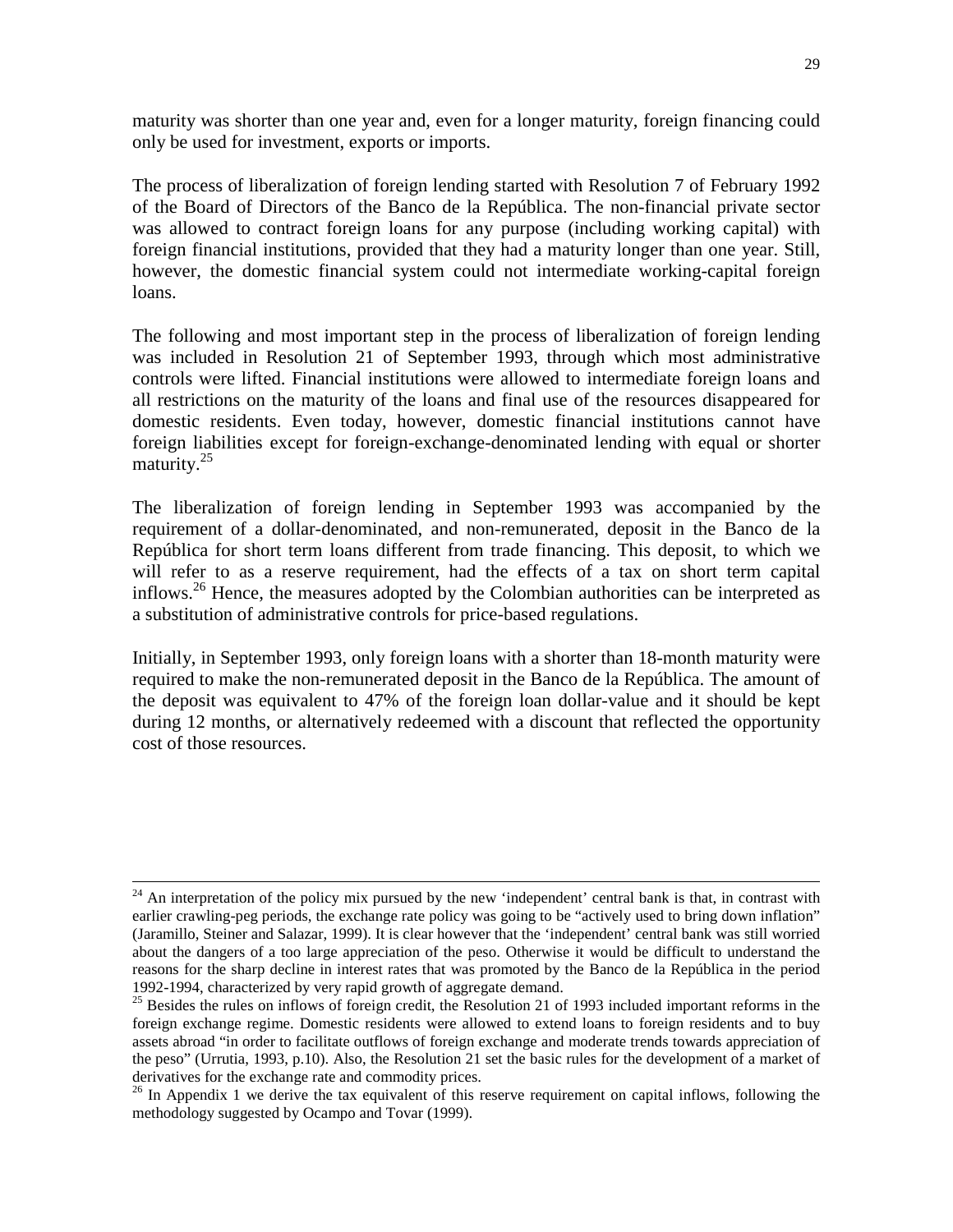maturity was shorter than one year and, even for a longer maturity, foreign financing could only be used for investment, exports or imports.

The process of liberalization of foreign lending started with Resolution 7 of February 1992 of the Board of Directors of the Banco de la República. The non-financial private sector was allowed to contract foreign loans for any purpose (including working capital) with foreign financial institutions, provided that they had a maturity longer than one year. Still, however, the domestic financial system could not intermediate working-capital foreign loans.

The following and most important step in the process of liberalization of foreign lending was included in Resolution 21 of September 1993, through which most administrative controls were lifted. Financial institutions were allowed to intermediate foreign loans and all restrictions on the maturity of the loans and final use of the resources disappeared for domestic residents. Even today, however, domestic financial institutions cannot have foreign liabilities except for foreign-exchange-denominated lending with equal or shorter maturity.[25]

The liberalization of foreign lending in September 1993 was accompanied by the requirement of a dollar-denominated, and non-remunerated, deposit in the Banco de la República for short term loans different from trade financing. This deposit, to which we will refer to as a reserve requirement, had the effects of a tax on short term capital inflows.[26] Hence, the measures adopted by the Colombian authorities can be interpreted as a substitution of administrative controls for price-based regulations.

Initially, in September 1993, only foreign loans with a shorter than 18-month maturity were required to make the non-remunerated deposit in the Banco de la República. The amount of the deposit was equivalent to 47% of the foreign loan dollar-value and it should be kept during 12 months, or alternatively redeemed with a discount that reflected the opportunity cost of those resources.

---

[24] An interpretation of the policy mix pursued by the new 'independent' central bank is that, in contrast with earlier crawling-peg periods, the exchange rate policy was going to be "actively used to bring down inflation" (Jaramillo, Steiner and Salazar, 1999). It is clear however that the 'independent' central bank was still worried about the dangers of a too large appreciation of the peso. Otherwise it would be difficult to understand the reasons for the sharp decline in interest rates that was promoted by the Banco de la República in the period 1992-1994, characterized by very rapid growth of aggregate demand.

[25] Besides the rules on inflows of foreign credit, the Resolution 21 of 1993 included important reforms in the foreign exchange regime. Domestic residents were allowed to extend loans to foreign residents and to buy assets abroad "in order to facilitate outflows of foreign exchange and moderate trends towards appreciation of the peso" (Urrutia, 1993, p.10). Also, the Resolution 21 set the basic rules for the development of a market of derivatives for the exchange rate and commodity prices.

[26] In Appendix 1 we derive the tax equivalent of this reserve requirement on capital inflows, following the methodology suggested by Ocampo and Tovar (1999).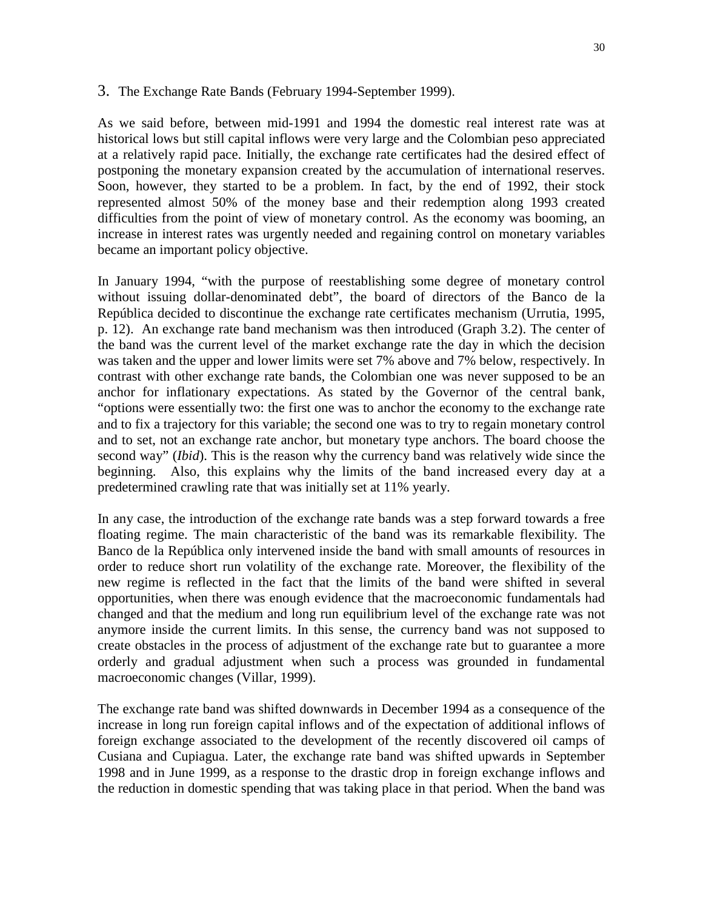## 3. The Exchange Rate Bands (February 1994-September 1999).

As we said before, between mid-1991 and 1994 the domestic real interest rate was at historical lows but still capital inflows were very large and the Colombian peso appreciated at a relatively rapid pace. Initially, the exchange rate certificates had the desired effect of postponing the monetary expansion created by the accumulation of international reserves. Soon, however, they started to be a problem. In fact, by the end of 1992, their stock represented almost 50% of the money base and their redemption along 1993 created difficulties from the point of view of monetary control. As the economy was booming, an increase in interest rates was urgently needed and regaining control on monetary variables became an important policy objective.

In January 1994, "with the purpose of reestablishing some degree of monetary control without issuing dollar-denominated debt", the board of directors of the Banco de la República decided to discontinue the exchange rate certificates mechanism (Urrutia, 1995, p. 12). An exchange rate band mechanism was then introduced (Graph 3.2). The center of the band was the current level of the market exchange rate the day in which the decision was taken and the upper and lower limits were set 7% above and 7% below, respectively. In contrast with other exchange rate bands, the Colombian one was never supposed to be an anchor for inflationary expectations. As stated by the Governor of the central bank, "options were essentially two: the first one was to anchor the economy to the exchange rate and to fix a trajectory for this variable; the second one was to try to regain monetary control and to set, not an exchange rate anchor, but monetary type anchors. The board choose the second way" (*Ibid*). This is the reason why the currency band was relatively wide since the beginning. Also, this explains why the limits of the band increased every day at a predetermined crawling rate that was initially set at 11% yearly.

In any case, the introduction of the exchange rate bands was a step forward towards a free floating regime. The main characteristic of the band was its remarkable flexibility. The Banco de la República only intervened inside the band with small amounts of resources in order to reduce short run volatility of the exchange rate. Moreover, the flexibility of the new regime is reflected in the fact that the limits of the band were shifted in several opportunities, when there was enough evidence that the macroeconomic fundamentals had changed and that the medium and long run equilibrium level of the exchange rate was not anymore inside the current limits. In this sense, the currency band was not supposed to create obstacles in the process of adjustment of the exchange rate but to guarantee a more orderly and gradual adjustment when such a process was grounded in fundamental macroeconomic changes (Villar, 1999).

The exchange rate band was shifted downwards in December 1994 as a consequence of the increase in long run foreign capital inflows and of the expectation of additional inflows of foreign exchange associated to the development of the recently discovered oil camps of Cusiana and Cupiagua. Later, the exchange rate band was shifted upwards in September 1998 and in June 1999, as a response to the drastic drop in foreign exchange inflows and the reduction in domestic spending that was taking place in that period. When the band was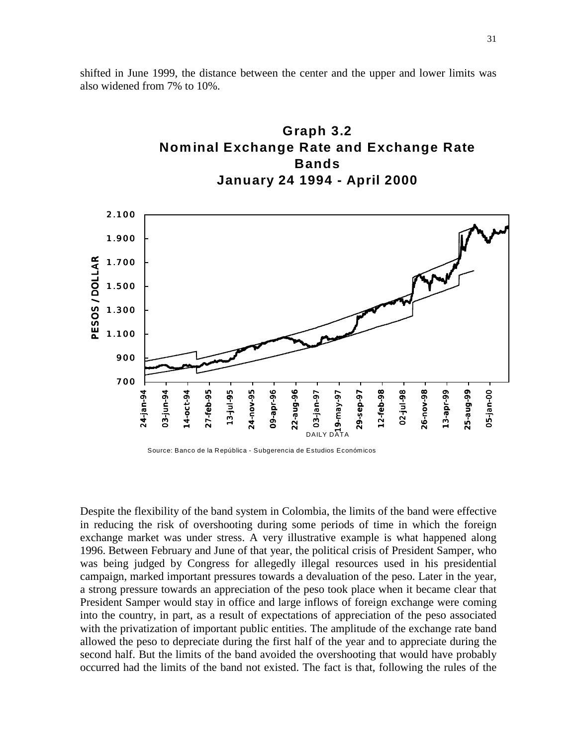shifted in June 1999, the distance between the center and the upper and lower limits was also widened from 7% to 10%.

**Graph 3.2**
**Nominal Exchange Rate and Exchange Rate Bands**
**January 24 1994 - April 2000**

Source: Banco de la República - Subgerencia de Estudios Económicos

Despite the flexibility of the band system in Colombia, the limits of the band were effective in reducing the risk of overshooting during some periods of time in which the foreign exchange market was under stress. A very illustrative example is what happened along 1996. Between February and June of that year, the political crisis of President Samper, who was being judged by Congress for allegedly illegal resources used in his presidential campaign, marked important pressures towards a devaluation of the peso. Later in the year, a strong pressure towards an appreciation of the peso took place when it became clear that President Samper would stay in office and large inflows of foreign exchange were coming into the country, in part, as a result of expectations of appreciation of the peso associated with the privatization of important public entities. The amplitude of the exchange rate band allowed the peso to depreciate during the first half of the year and to appreciate during the second half. But the limits of the band avoided the overshooting that would have probably occurred had the limits of the band not existed. The fact is that, following the rules of the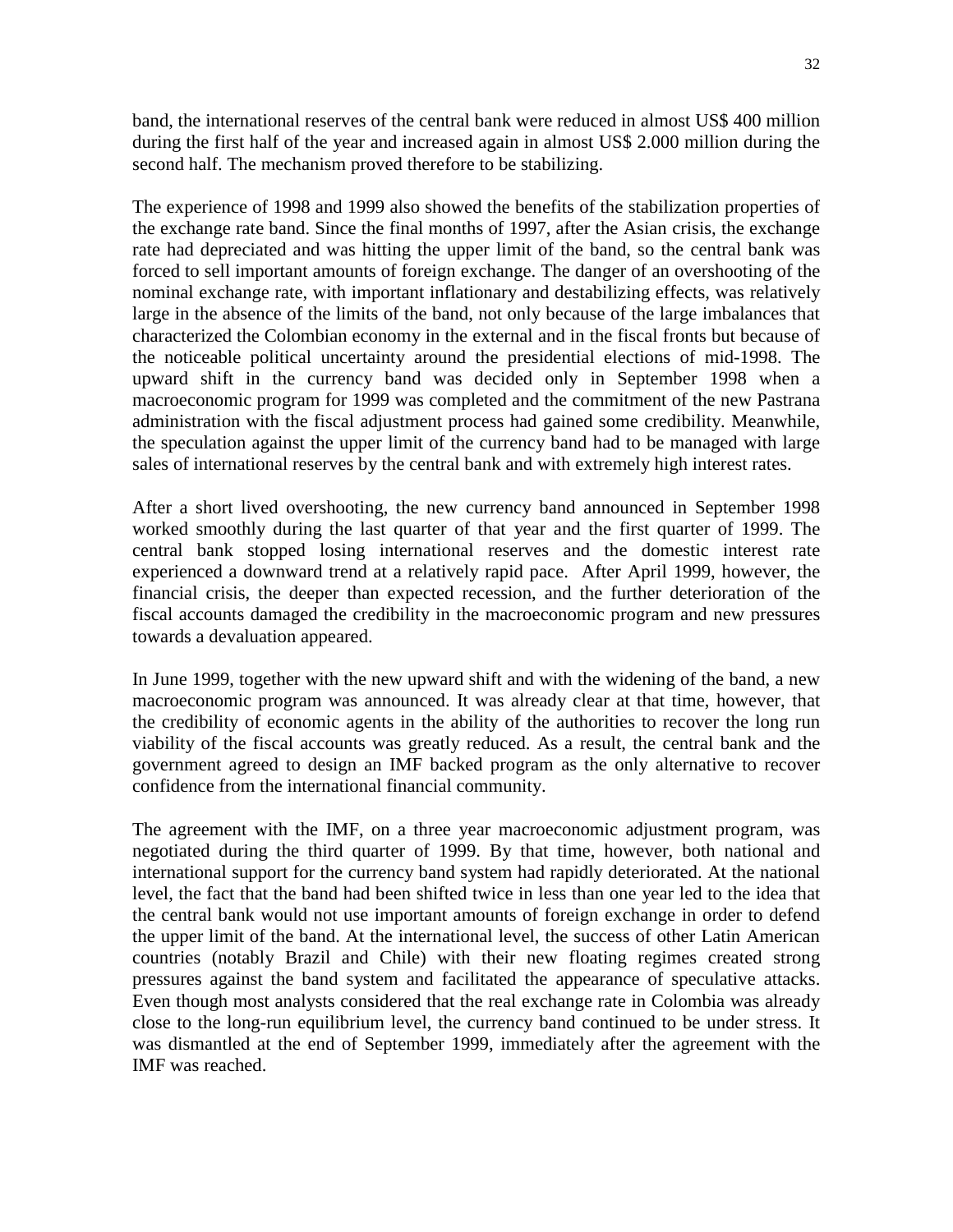band, the international reserves of the central bank were reduced in almost US$ 400 million during the first half of the year and increased again in almost US$ 2.000 million during the second half. The mechanism proved therefore to be stabilizing.

The experience of 1998 and 1999 also showed the benefits of the stabilization properties of the exchange rate band. Since the final months of 1997, after the Asian crisis, the exchange rate had depreciated and was hitting the upper limit of the band, so the central bank was forced to sell important amounts of foreign exchange. The danger of an overshooting of the nominal exchange rate, with important inflationary and destabilizing effects, was relatively large in the absence of the limits of the band, not only because of the large imbalances that characterized the Colombian economy in the external and in the fiscal fronts but because of the noticeable political uncertainty around the presidential elections of mid-1998. The upward shift in the currency band was decided only in September 1998 when a macroeconomic program for 1999 was completed and the commitment of the new Pastrana administration with the fiscal adjustment process had gained some credibility. Meanwhile, the speculation against the upper limit of the currency band had to be managed with large sales of international reserves by the central bank and with extremely high interest rates.

After a short lived overshooting, the new currency band announced in September 1998 worked smoothly during the last quarter of that year and the first quarter of 1999. The central bank stopped losing international reserves and the domestic interest rate experienced a downward trend at a relatively rapid pace. After April 1999, however, the financial crisis, the deeper than expected recession, and the further deterioration of the fiscal accounts damaged the credibility in the macroeconomic program and new pressures towards a devaluation appeared.

In June 1999, together with the new upward shift and with the widening of the band, a new macroeconomic program was announced. It was already clear at that time, however, that the credibility of economic agents in the ability of the authorities to recover the long run viability of the fiscal accounts was greatly reduced. As a result, the central bank and the government agreed to design an IMF backed program as the only alternative to recover confidence from the international financial community.

The agreement with the IMF, on a three year macroeconomic adjustment program, was negotiated during the third quarter of 1999. By that time, however, both national and international support for the currency band system had rapidly deteriorated. At the national level, the fact that the band had been shifted twice in less than one year led to the idea that the central bank would not use important amounts of foreign exchange in order to defend the upper limit of the band. At the international level, the success of other Latin American countries (notably Brazil and Chile) with their new floating regimes created strong pressures against the band system and facilitated the appearance of speculative attacks. Even though most analysts considered that the real exchange rate in Colombia was already close to the long-run equilibrium level, the currency band continued to be under stress. It was dismantled at the end of September 1999, immediately after the agreement with the IMF was reached.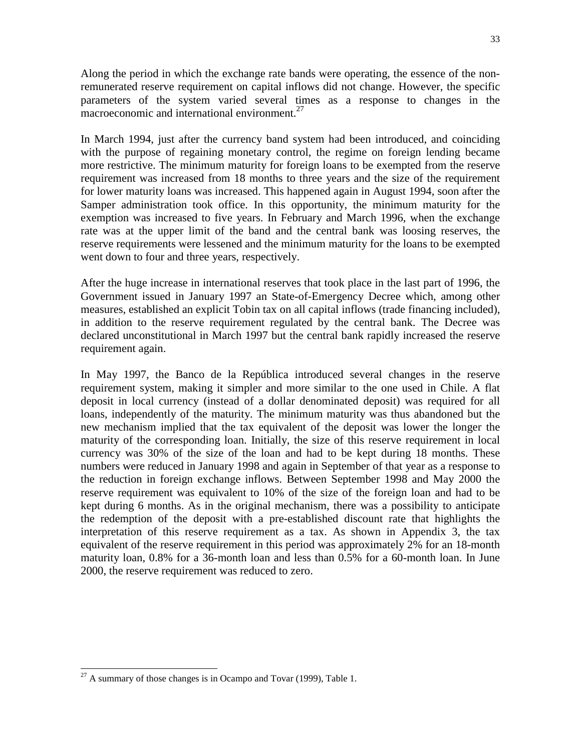Along the period in which the exchange rate bands were operating, the essence of the non-remunerated reserve requirement on capital inflows did not change. However, the specific parameters of the system varied several times as a response to changes in the macroeconomic and international environment.[27]

In March 1994, just after the currency band system had been introduced, and coinciding with the purpose of regaining monetary control, the regime on foreign lending became more restrictive. The minimum maturity for foreign loans to be exempted from the reserve requirement was increased from 18 months to three years and the size of the requirement for lower maturity loans was increased. This happened again in August 1994, soon after the Samper administration took office. In this opportunity, the minimum maturity for the exemption was increased to five years. In February and March 1996, when the exchange rate was at the upper limit of the band and the central bank was loosing reserves, the reserve requirements were lessened and the minimum maturity for the loans to be exempted went down to four and three years, respectively.

After the huge increase in international reserves that took place in the last part of 1996, the Government issued in January 1997 an State-of-Emergency Decree which, among other measures, established an explicit Tobin tax on all capital inflows (trade financing included), in addition to the reserve requirement regulated by the central bank. The Decree was declared unconstitutional in March 1997 but the central bank rapidly increased the reserve requirement again.

In May 1997, the Banco de la República introduced several changes in the reserve requirement system, making it simpler and more similar to the one used in Chile. A flat deposit in local currency (instead of a dollar denominated deposit) was required for all loans, independently of the maturity. The minimum maturity was thus abandoned but the new mechanism implied that the tax equivalent of the deposit was lower the longer the maturity of the corresponding loan. Initially, the size of this reserve requirement in local currency was 30% of the size of the loan and had to be kept during 18 months. These numbers were reduced in January 1998 and again in September of that year as a response to the reduction in foreign exchange inflows. Between September 1998 and May 2000 the reserve requirement was equivalent to 10% of the size of the foreign loan and had to be kept during 6 months. As in the original mechanism, there was a possibility to anticipate the redemption of the deposit with a pre-established discount rate that highlights the interpretation of this reserve requirement as a tax. As shown in Appendix 3, the tax equivalent of the reserve requirement in this period was approximately 2% for an 18-month maturity loan, 0.8% for a 36-month loan and less than 0.5% for a 60-month loan. In June 2000, the reserve requirement was reduced to zero.

---

[27] A summary of those changes is in Ocampo and Tovar (1999), Table 1.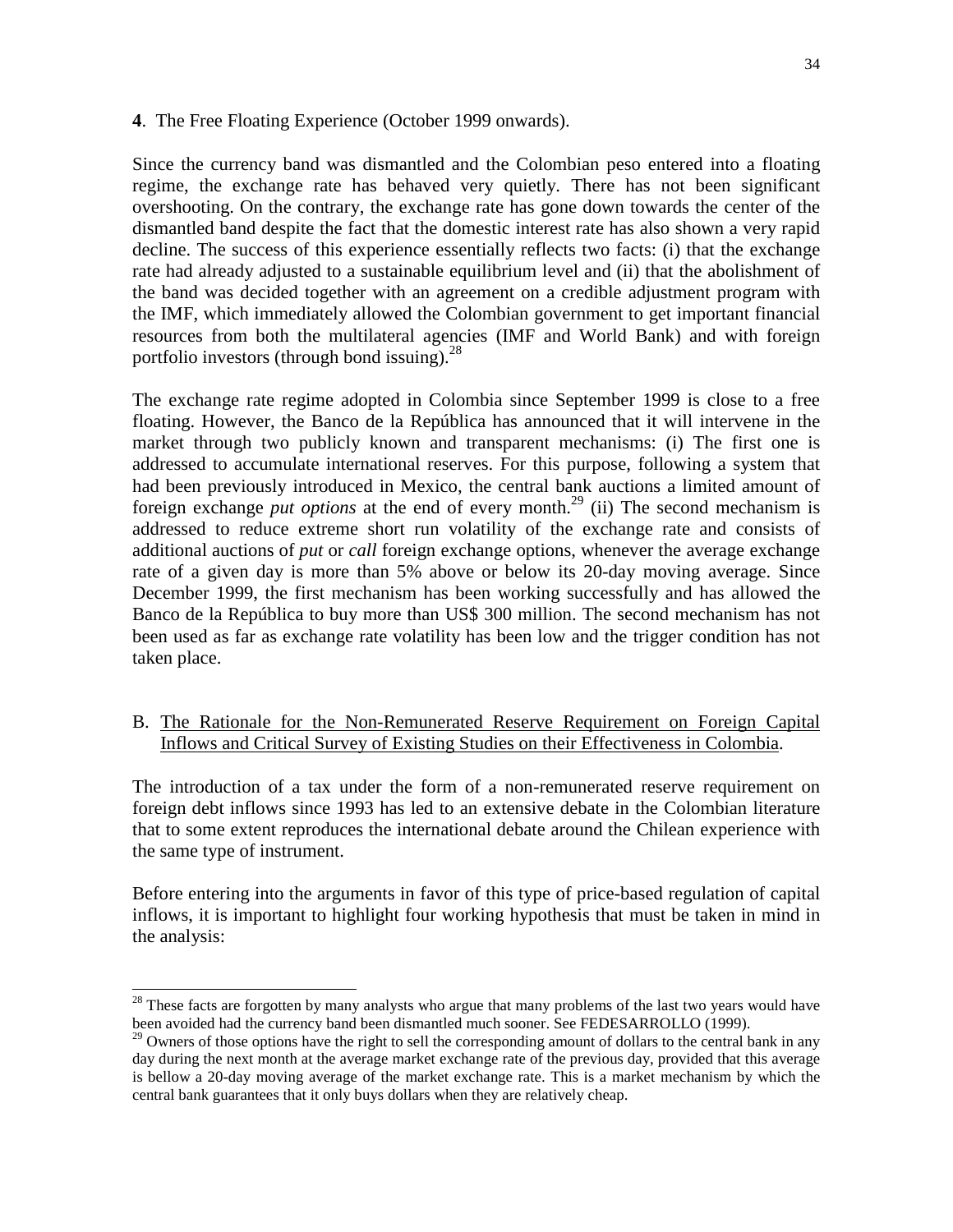**4**. The Free Floating Experience (October 1999 onwards).

Since the currency band was dismantled and the Colombian peso entered into a floating regime, the exchange rate has behaved very quietly. There has not been significant overshooting. On the contrary, the exchange rate has gone down towards the center of the dismantled band despite the fact that the domestic interest rate has also shown a very rapid decline. The success of this experience essentially reflects two facts: (i) that the exchange rate had already adjusted to a sustainable equilibrium level and (ii) that the abolishment of the band was decided together with an agreement on a credible adjustment program with the IMF, which immediately allowed the Colombian government to get important financial resources from both the multilateral agencies (IMF and World Bank) and with foreign portfolio investors (through bond issuing).[28]

The exchange rate regime adopted in Colombia since September 1999 is close to a free floating. However, the Banco de la República has announced that it will intervene in the market through two publicly known and transparent mechanisms: (i) The first one is addressed to accumulate international reserves. For this purpose, following a system that had been previously introduced in Mexico, the central bank auctions a limited amount of foreign exchange *put options* at the end of every month.[29] (ii) The second mechanism is addressed to reduce extreme short run volatility of the exchange rate and consists of additional auctions of *put* or *call* foreign exchange options, whenever the average exchange rate of a given day is more than 5% above or below its 20-day moving average. Since December 1999, the first mechanism has been working successfully and has allowed the Banco de la República to buy more than US$ 300 million. The second mechanism has not been used as far as exchange rate volatility has been low and the trigger condition has not taken place.

B. <u>The Rationale for the Non-Remunerated Reserve Requirement on Foreign Capital Inflows and Critical Survey of Existing Studies on their Effectiveness in Colombia</u>.

The introduction of a tax under the form of a non-remunerated reserve requirement on foreign debt inflows since 1993 has led to an extensive debate in the Colombian literature that to some extent reproduces the international debate around the Chilean experience with the same type of instrument.

Before entering into the arguments in favor of this type of price-based regulation of capital inflows, it is important to highlight four working hypothesis that must be taken in mind in the analysis:

---

[28] These facts are forgotten by many analysts who argue that many problems of the last two years would have been avoided had the currency band been dismantled much sooner. See FEDESARROLLO (1999).

[29] Owners of those options have the right to sell the corresponding amount of dollars to the central bank in any day during the next month at the average market exchange rate of the previous day, provided that this average is bellow a 20-day moving average of the market exchange rate. This is a market mechanism by which the central bank guarantees that it only buys dollars when they are relatively cheap.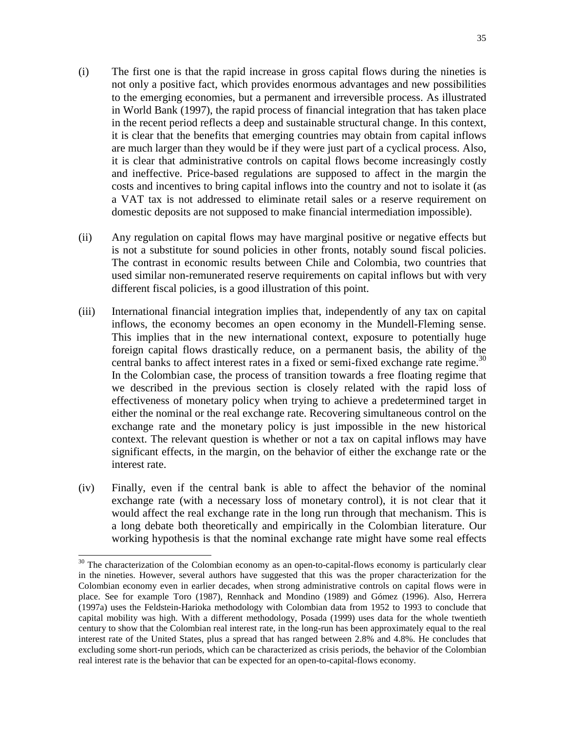(i) The first one is that the rapid increase in gross capital flows during the nineties is not only a positive fact, which provides enormous advantages and new possibilities to the emerging economies, but a permanent and irreversible process. As illustrated in World Bank (1997), the rapid process of financial integration that has taken place in the recent period reflects a deep and sustainable structural change. In this context, it is clear that the benefits that emerging countries may obtain from capital inflows are much larger than they would be if they were just part of a cyclical process. Also, it is clear that administrative controls on capital flows become increasingly costly and ineffective. Price-based regulations are supposed to affect in the margin the costs and incentives to bring capital inflows into the country and not to isolate it (as a VAT tax is not addressed to eliminate retail sales or a reserve requirement on domestic deposits are not supposed to make financial intermediation impossible).

(ii) Any regulation on capital flows may have marginal positive or negative effects but is not a substitute for sound policies in other fronts, notably sound fiscal policies. The contrast in economic results between Chile and Colombia, two countries that used similar non-remunerated reserve requirements on capital inflows but with very different fiscal policies, is a good illustration of this point.

(iii) International financial integration implies that, independently of any tax on capital inflows, the economy becomes an open economy in the Mundell-Fleming sense. This implies that in the new international context, exposure to potentially huge foreign capital flows drastically reduce, on a permanent basis, the ability of the central banks to affect interest rates in a fixed or semi-fixed exchange rate regime.[30] In the Colombian case, the process of transition towards a free floating regime that we described in the previous section is closely related with the rapid loss of effectiveness of monetary policy when trying to achieve a predetermined target in either the nominal or the real exchange rate. Recovering simultaneous control on the exchange rate and the monetary policy is just impossible in the new historical context. The relevant question is whether or not a tax on capital inflows may have significant effects, in the margin, on the behavior of either the exchange rate or the interest rate.

(iv) Finally, even if the central bank is able to affect the behavior of the nominal exchange rate (with a necessary loss of monetary control), it is not clear that it would affect the real exchange rate in the long run through that mechanism. This is a long debate both theoretically and empirically in the Colombian literature. Our working hypothesis is that the nominal exchange rate might have some real effects

---

[30] The characterization of the Colombian economy as an open-to-capital-flows economy is particularly clear in the nineties. However, several authors have suggested that this was the proper characterization for the Colombian economy even in earlier decades, when strong administrative controls on capital flows were in place. See for example Toro (1987), Rennhack and Mondino (1989) and Gómez (1996). Also, Herrera (1997a) uses the Feldstein-Harioka methodology with Colombian data from 1952 to 1993 to conclude that capital mobility was high. With a different methodology, Posada (1999) uses data for the whole twentieth century to show that the Colombian real interest rate, in the long-run has been approximately equal to the real interest rate of the United States, plus a spread that has ranged between 2.8% and 4.8%. He concludes that excluding some short-run periods, which can be characterized as crisis periods, the behavior of the Colombian real interest rate is the behavior that can be expected for an open-to-capital-flows economy.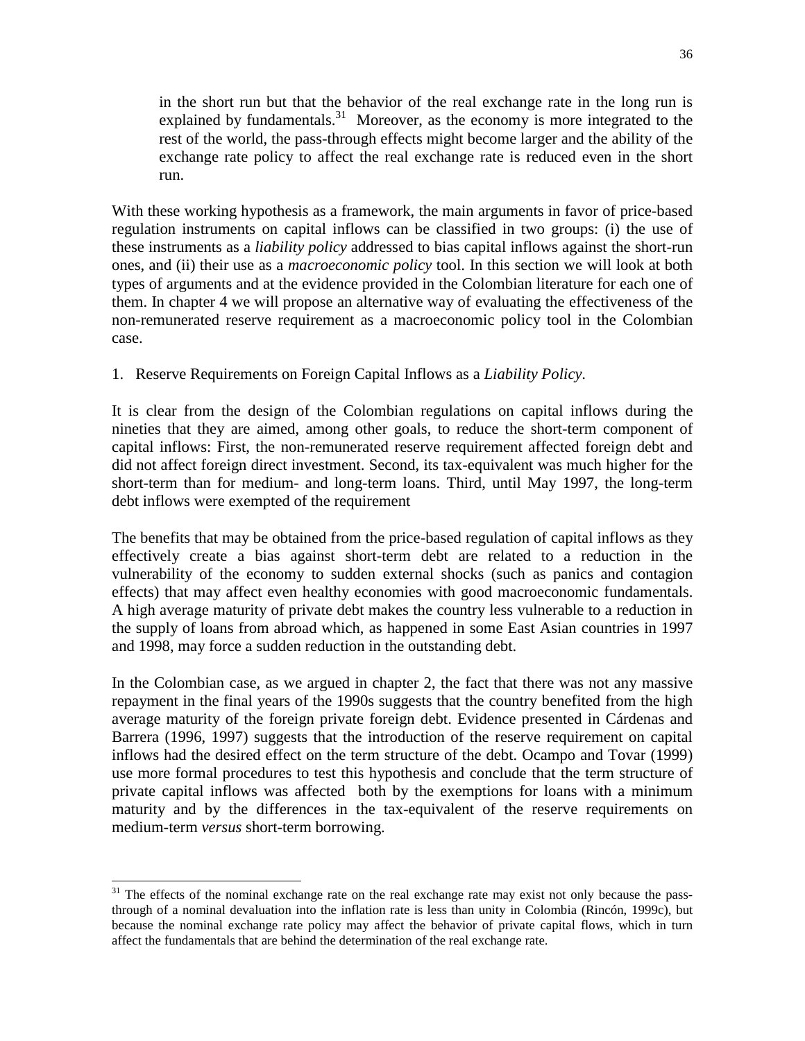in the short run but that the behavior of the real exchange rate in the long run is explained by fundamentals.[31] Moreover, as the economy is more integrated to the rest of the world, the pass-through effects might become larger and the ability of the exchange rate policy to affect the real exchange rate is reduced even in the short run.

With these working hypothesis as a framework, the main arguments in favor of price-based regulation instruments on capital inflows can be classified in two groups: (i) the use of these instruments as a *liability policy* addressed to bias capital inflows against the short-run ones, and (ii) their use as a *macroeconomic policy* tool. In this section we will look at both types of arguments and at the evidence provided in the Colombian literature for each one of them. In chapter 4 we will propose an alternative way of evaluating the effectiveness of the non-remunerated reserve requirement as a macroeconomic policy tool in the Colombian case.

1. Reserve Requirements on Foreign Capital Inflows as a *Liability Policy*.

It is clear from the design of the Colombian regulations on capital inflows during the nineties that they are aimed, among other goals, to reduce the short-term component of capital inflows: First, the non-remunerated reserve requirement affected foreign debt and did not affect foreign direct investment. Second, its tax-equivalent was much higher for the short-term than for medium- and long-term loans. Third, until May 1997, the long-term debt inflows were exempted of the requirement

The benefits that may be obtained from the price-based regulation of capital inflows as they effectively create a bias against short-term debt are related to a reduction in the vulnerability of the economy to sudden external shocks (such as panics and contagion effects) that may affect even healthy economies with good macroeconomic fundamentals. A high average maturity of private debt makes the country less vulnerable to a reduction in the supply of loans from abroad which, as happened in some East Asian countries in 1997 and 1998, may force a sudden reduction in the outstanding debt.

In the Colombian case, as we argued in chapter 2, the fact that there was not any massive repayment in the final years of the 1990s suggests that the country benefited from the high average maturity of the foreign private foreign debt. Evidence presented in Cárdenas and Barrera (1996, 1997) suggests that the introduction of the reserve requirement on capital inflows had the desired effect on the term structure of the debt. Ocampo and Tovar (1999) use more formal procedures to test this hypothesis and conclude that the term structure of private capital inflows was affected both by the exemptions for loans with a minimum maturity and by the differences in the tax-equivalent of the reserve requirements on medium-term *versus* short-term borrowing.

[31] The effects of the nominal exchange rate on the real exchange rate may exist not only because the pass-through of a nominal devaluation into the inflation rate is less than unity in Colombia (Rincón, 1999c), but because the nominal exchange rate policy may affect the behavior of private capital flows, which in turn affect the fundamentals that are behind the determination of the real exchange rate.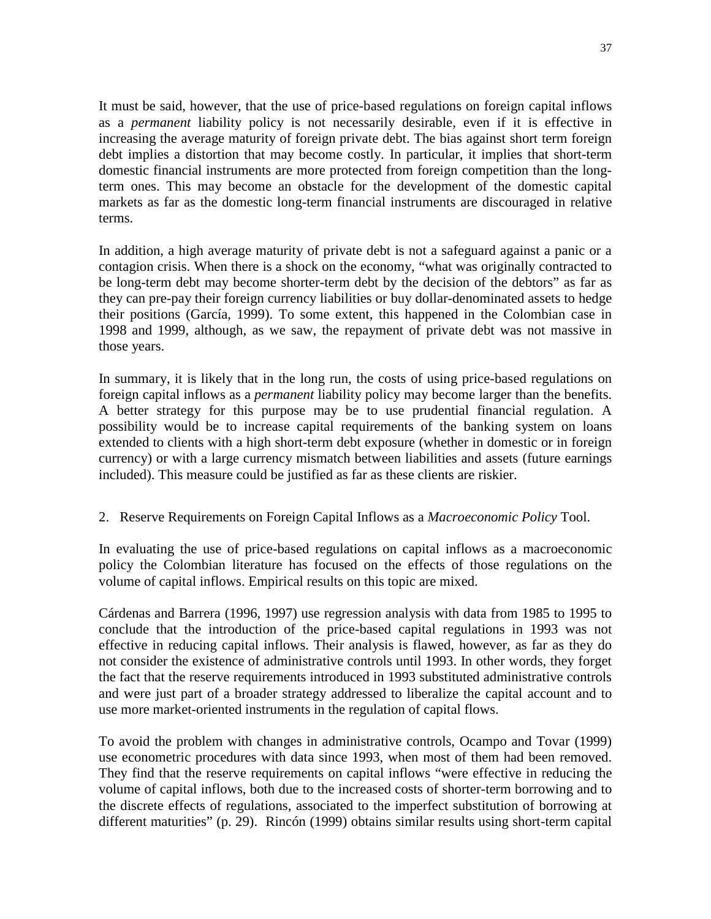It must be said, however, that the use of price-based regulations on foreign capital inflows as a *permanent* liability policy is not necessarily desirable, even if it is effective in increasing the average maturity of foreign private debt. The bias against short term foreign debt implies a distortion that may become costly. In particular, it implies that short-term domestic financial instruments are more protected from foreign competition than the long-term ones. This may become an obstacle for the development of the domestic capital markets as far as the domestic long-term financial instruments are discouraged in relative terms.

In addition, a high average maturity of private debt is not a safeguard against a panic or a contagion crisis. When there is a shock on the economy, "what was originally contracted to be long-term debt may become shorter-term debt by the decision of the debtors" as far as they can pre-pay their foreign currency liabilities or buy dollar-denominated assets to hedge their positions (García, 1999). To some extent, this happened in the Colombian case in 1998 and 1999, although, as we saw, the repayment of private debt was not massive in those years.

In summary, it is likely that in the long run, the costs of using price-based regulations on foreign capital inflows as a *permanent* liability policy may become larger than the benefits. A better strategy for this purpose may be to use prudential financial regulation. A possibility would be to increase capital requirements of the banking system on loans extended to clients with a high short-term debt exposure (whether in domestic or in foreign currency) or with a large currency mismatch between liabilities and assets (future earnings included). This measure could be justified as far as these clients are riskier.

2. Reserve Requirements on Foreign Capital Inflows as a *Macroeconomic Policy* Tool.

In evaluating the use of price-based regulations on capital inflows as a macroeconomic policy the Colombian literature has focused on the effects of those regulations on the volume of capital inflows. Empirical results on this topic are mixed.

Cárdenas and Barrera (1996, 1997) use regression analysis with data from 1985 to 1995 to conclude that the introduction of the price-based capital regulations in 1993 was not effective in reducing capital inflows. Their analysis is flawed, however, as far as they do not consider the existence of administrative controls until 1993. In other words, they forget the fact that the reserve requirements introduced in 1993 substituted administrative controls and were just part of a broader strategy addressed to liberalize the capital account and to use more market-oriented instruments in the regulation of capital flows.

To avoid the problem with changes in administrative controls, Ocampo and Tovar (1999) use econometric procedures with data since 1993, when most of them had been removed. They find that the reserve requirements on capital inflows "were effective in reducing the volume of capital inflows, both due to the increased costs of shorter-term borrowing and to the discrete effects of regulations, associated to the imperfect substitution of borrowing at different maturities" (p. 29). Rincón (1999) obtains similar results using short-term capital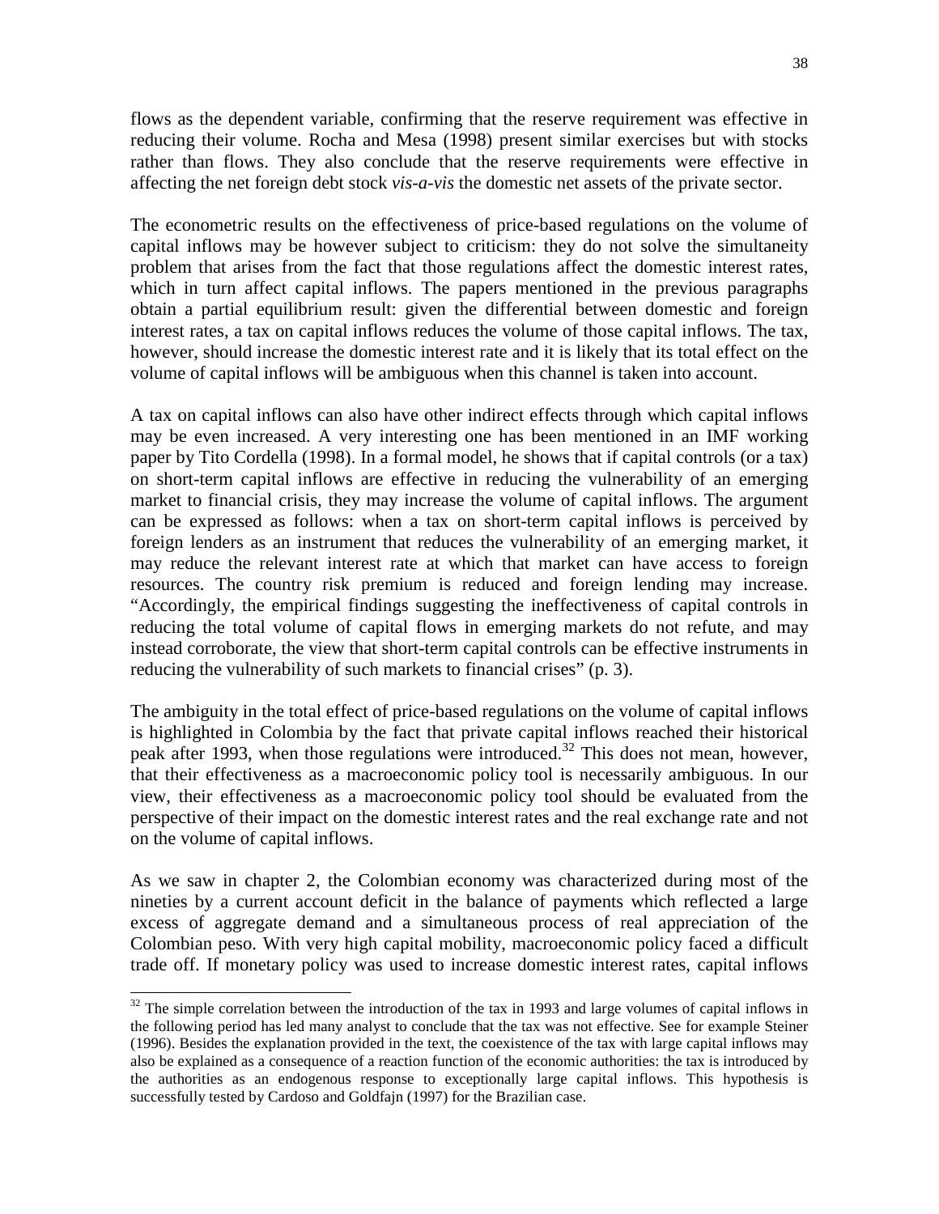flows as the dependent variable, confirming that the reserve requirement was effective in reducing their volume. Rocha and Mesa (1998) present similar exercises but with stocks rather than flows. They also conclude that the reserve requirements were effective in affecting the net foreign debt stock *vis-a-vis* the domestic net assets of the private sector.

The econometric results on the effectiveness of price-based regulations on the volume of capital inflows may be however subject to criticism: they do not solve the simultaneity problem that arises from the fact that those regulations affect the domestic interest rates, which in turn affect capital inflows. The papers mentioned in the previous paragraphs obtain a partial equilibrium result: given the differential between domestic and foreign interest rates, a tax on capital inflows reduces the volume of those capital inflows. The tax, however, should increase the domestic interest rate and it is likely that its total effect on the volume of capital inflows will be ambiguous when this channel is taken into account.

A tax on capital inflows can also have other indirect effects through which capital inflows may be even increased. A very interesting one has been mentioned in an IMF working paper by Tito Cordella (1998). In a formal model, he shows that if capital controls (or a tax) on short-term capital inflows are effective in reducing the vulnerability of an emerging market to financial crisis, they may increase the volume of capital inflows. The argument can be expressed as follows: when a tax on short-term capital inflows is perceived by foreign lenders as an instrument that reduces the vulnerability of an emerging market, it may reduce the relevant interest rate at which that market can have access to foreign resources. The country risk premium is reduced and foreign lending may increase. "Accordingly, the empirical findings suggesting the ineffectiveness of capital controls in reducing the total volume of capital flows in emerging markets do not refute, and may instead corroborate, the view that short-term capital controls can be effective instruments in reducing the vulnerability of such markets to financial crises" (p. 3).

The ambiguity in the total effect of price-based regulations on the volume of capital inflows is highlighted in Colombia by the fact that private capital inflows reached their historical peak after 1993, when those regulations were introduced.[32] This does not mean, however, that their effectiveness as a macroeconomic policy tool is necessarily ambiguous. In our view, their effectiveness as a macroeconomic policy tool should be evaluated from the perspective of their impact on the domestic interest rates and the real exchange rate and not on the volume of capital inflows.

As we saw in chapter 2, the Colombian economy was characterized during most of the nineties by a current account deficit in the balance of payments which reflected a large excess of aggregate demand and a simultaneous process of real appreciation of the Colombian peso. With very high capital mobility, macroeconomic policy faced a difficult trade off. If monetary policy was used to increase domestic interest rates, capital inflows

---

[32] The simple correlation between the introduction of the tax in 1993 and large volumes of capital inflows in the following period has led many analyst to conclude that the tax was not effective. See for example Steiner (1996). Besides the explanation provided in the text, the coexistence of the tax with large capital inflows may also be explained as a consequence of a reaction function of the economic authorities: the tax is introduced by the authorities as an endogenous response to exceptionally large capital inflows. This hypothesis is successfully tested by Cardoso and Goldfajn (1997) for the Brazilian case.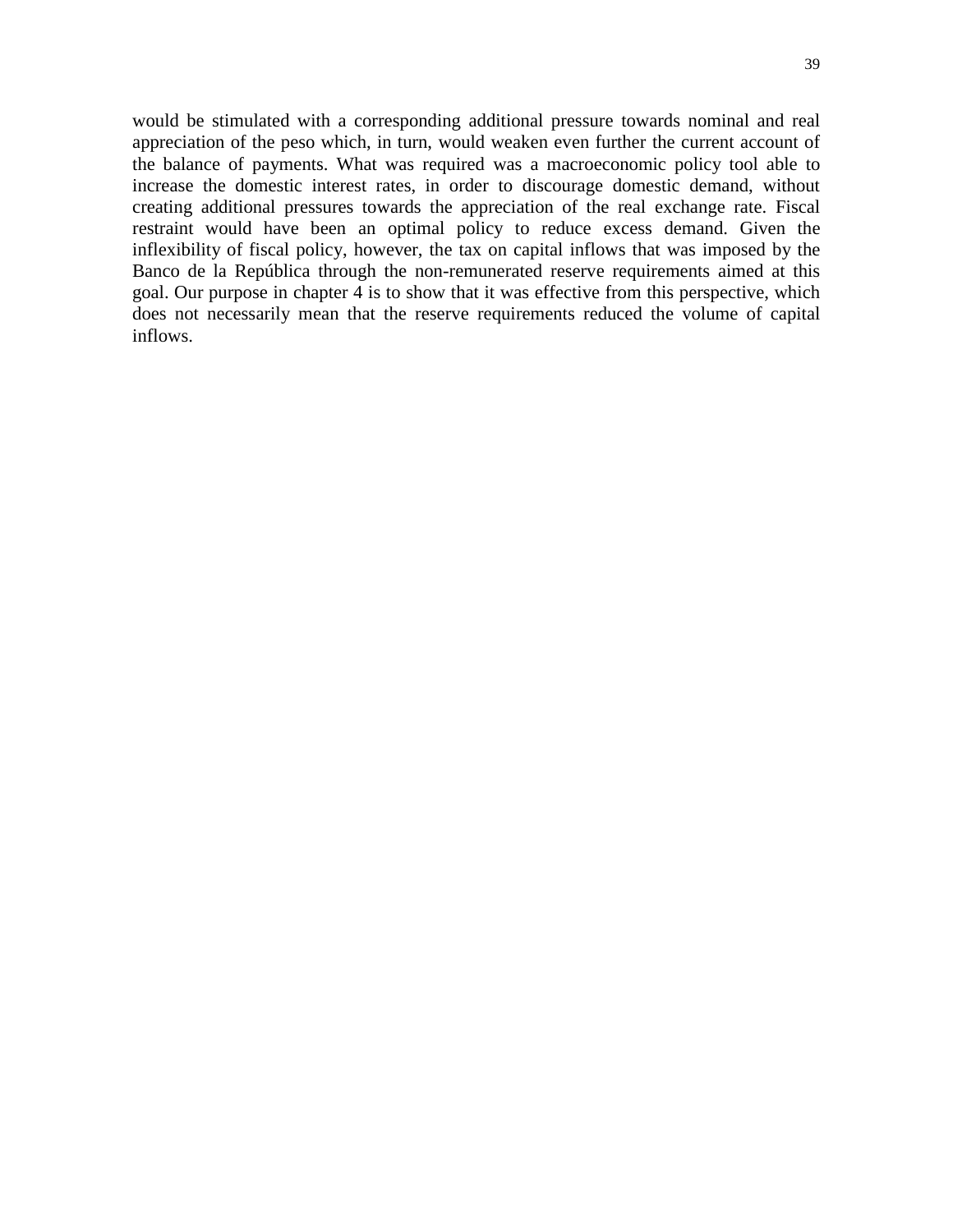would be stimulated with a corresponding additional pressure towards nominal and real appreciation of the peso which, in turn, would weaken even further the current account of the balance of payments. What was required was a macroeconomic policy tool able to increase the domestic interest rates, in order to discourage domestic demand, without creating additional pressures towards the appreciation of the real exchange rate. Fiscal restraint would have been an optimal policy to reduce excess demand. Given the inflexibility of fiscal policy, however, the tax on capital inflows that was imposed by the Banco de la República through the non-remunerated reserve requirements aimed at this goal. Our purpose in chapter 4 is to show that it was effective from this perspective, which does not necessarily mean that the reserve requirements reduced the volume of capital inflows.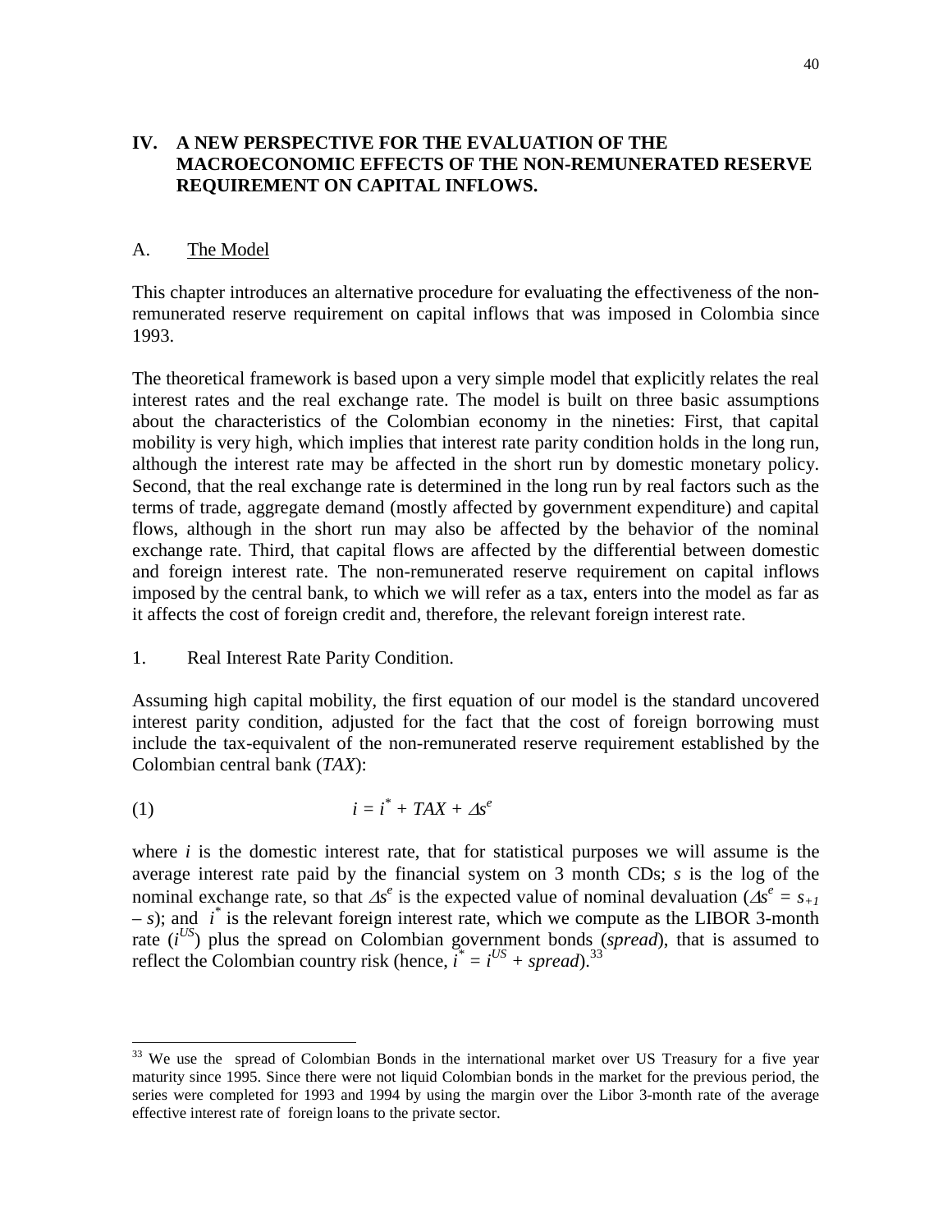## IV. A NEW PERSPECTIVE FOR THE EVALUATION OF THE MACROECONOMIC EFFECTS OF THE NON-REMUNERATED RESERVE REQUIREMENT ON CAPITAL INFLOWS.

### A. The Model

This chapter introduces an alternative procedure for evaluating the effectiveness of the non-remunerated reserve requirement on capital inflows that was imposed in Colombia since 1993.

The theoretical framework is based upon a very simple model that explicitly relates the real interest rates and the real exchange rate. The model is built on three basic assumptions about the characteristics of the Colombian economy in the nineties: First, that capital mobility is very high, which implies that interest rate parity condition holds in the long run, although the interest rate may be affected in the short run by domestic monetary policy. Second, that the real exchange rate is determined in the long run by real factors such as the terms of trade, aggregate demand (mostly affected by government expenditure) and capital flows, although in the short run may also be affected by the behavior of the nominal exchange rate. Third, that capital flows are affected by the differential between domestic and foreign interest rate. The non-remunerated reserve requirement on capital inflows imposed by the central bank, to which we will refer as a tax, enters into the model as far as it affects the cost of foreign credit and, therefore, the relevant foreign interest rate.

1. Real Interest Rate Parity Condition.

Assuming high capital mobility, the first equation of our model is the standard uncovered interest parity condition, adjusted for the fact that the cost of foreign borrowing must include the tax-equivalent of the non-remunerated reserve requirement established by the Colombian central bank (*TAX*):

$$i = i^{*} + TAX + \Delta s^{e} \qquad (1)$$

where $i$ is the domestic interest rate, that for statistical purposes we will assume is the average interest rate paid by the financial system on 3 month CDs; $s$ is the log of the nominal exchange rate, so that $\Delta s^e$ is the expected value of nominal devaluation ($\Delta s^e = s_{+1} - s$); and $i^*$ is the relevant foreign interest rate, which we compute as the LIBOR 3-month rate ($i^{US}$) plus the spread on Colombian government bonds (*spread*), that is assumed to reflect the Colombian country risk (hence, $i^* = i^{US} + spread$).[33]

[33] We use the spread of Colombian Bonds in the international market over US Treasury for a five year maturity since 1995. Since there were not liquid Colombian bonds in the market for the previous period, the series were completed for 1993 and 1994 by using the margin over the Libor 3-month rate of the average effective interest rate of foreign loans to the private sector.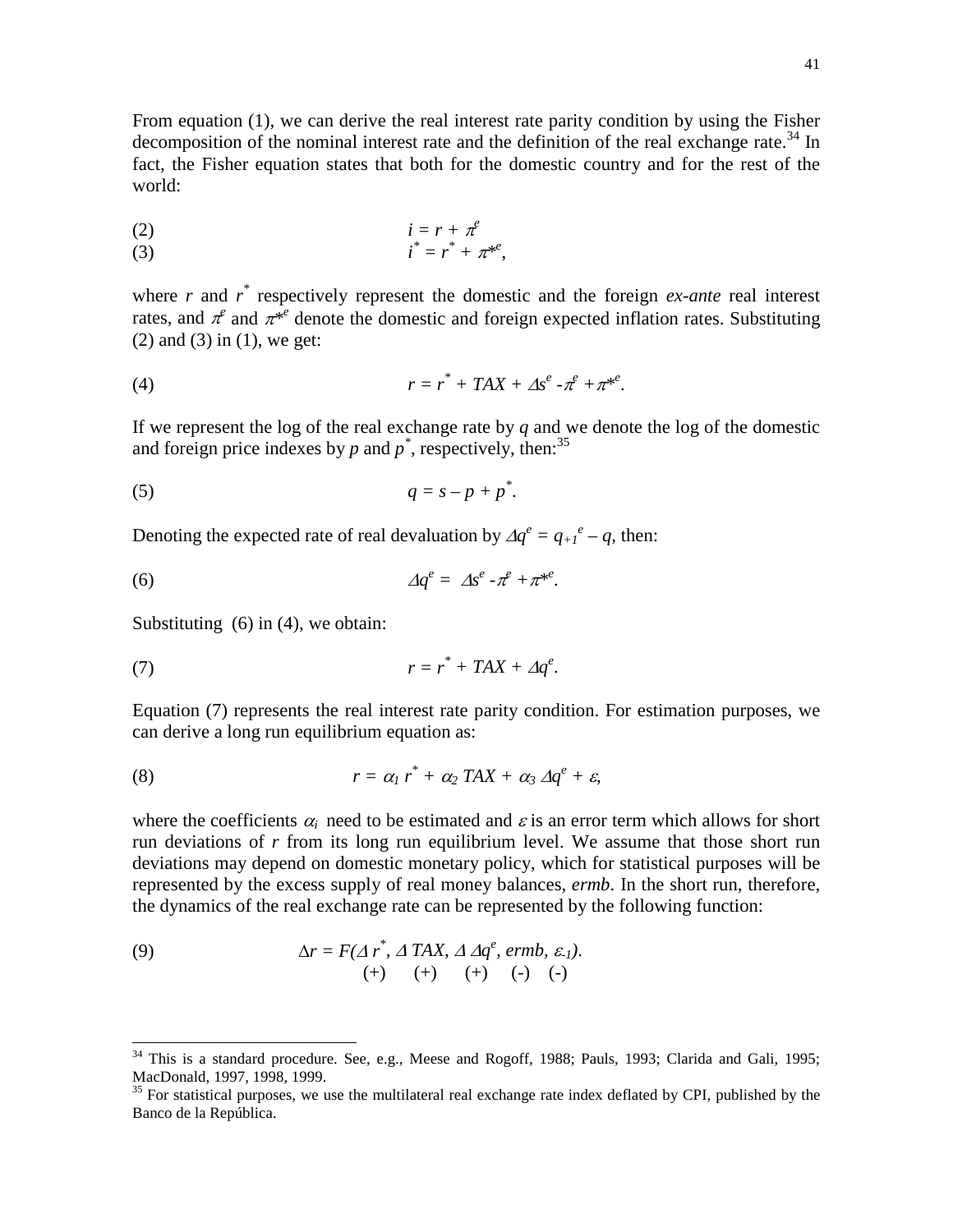From equation (1), we can derive the real interest rate parity condition by using the Fisher decomposition of the nominal interest rate and the definition of the real exchange rate.[34] In fact, the Fisher equation states that both for the domestic country and for the rest of the world:

$$(2) \qquad i = r + \pi^e$$

$$(3) \qquad i^* = r^* + \pi^{*e},$$

where $r$ and $r^*$ respectively represent the domestic and the foreign *ex-ante* real interest rates, and $\pi^e$ and $\pi^{*e}$ denote the domestic and foreign expected inflation rates. Substituting (2) and (3) in (1), we get:

$$(4) \qquad r = r^* + TAX + \Delta s^e - \pi^e + \pi^{*e}.$$

If we represent the log of the real exchange rate by $q$ and we denote the log of the domestic and foreign price indexes by $p$ and $p^*$, respectively, then:[35]

$$(5) \qquad q = s - p + p^*.$$

Denoting the expected rate of real devaluation by $\Delta q^e = q_{+1}^e - q$, then:

$$(6) \qquad \Delta q^e = \Delta s^e - \pi^e + \pi^{*e}.$$

Substituting (6) in (4), we obtain:

$$(7) \qquad r = r^* + TAX + \Delta q^e.$$

Equation (7) represents the real interest rate parity condition. For estimation purposes, we can derive a long run equilibrium equation as:

$$(8) \qquad r = \alpha_1 r^* + \alpha_2 TAX + \alpha_3 \Delta q^e + \varepsilon,$$

where the coefficients $\alpha_i$ need to be estimated and $\varepsilon$ is an error term which allows for short run deviations of $r$ from its long run equilibrium level. We assume that those short run deviations may depend on domestic monetary policy, which for statistical purposes will be represented by the excess supply of real money balances, *ermb*. In the short run, therefore, the dynamics of the real exchange rate can be represented by the following function:

$$(9) \qquad \Delta r = F(\underset{(+)}{\Delta r^*}, \underset{(+)}{\Delta TAX}, \underset{(+)}{\Delta \Delta q^e}, \underset{(-)}{ermb}, \underset{(-)}{\varepsilon_{-1}}).$$

---

[34] This is a standard procedure. See, e.g., Meese and Rogoff, 1988; Pauls, 1993; Clarida and Gali, 1995; MacDonald, 1997, 1998, 1999.

[35] For statistical purposes, we use the multilateral real exchange rate index deflated by CPI, published by the Banco de la República.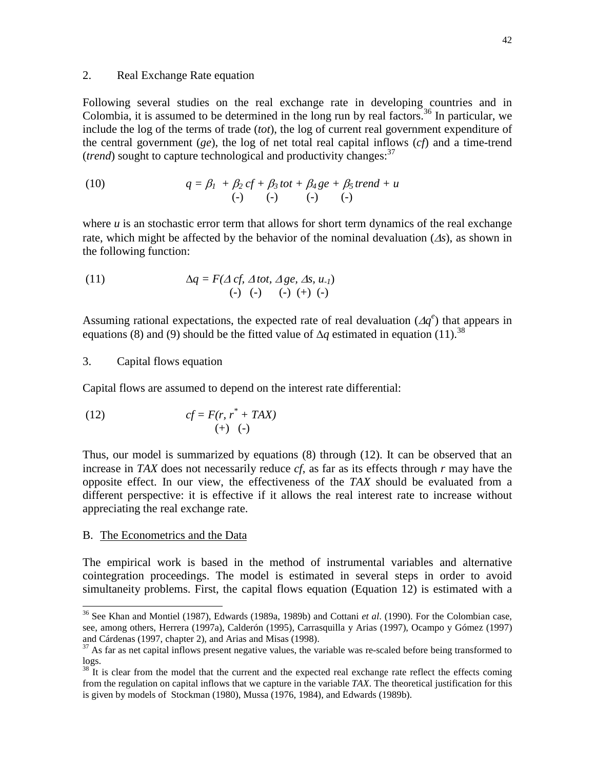## 2. Real Exchange Rate equation

Following several studies on the real exchange rate in developing countries and in Colombia, it is assumed to be determined in the long run by real factors.[36] In particular, we include the log of the terms of trade (*tot*), the log of current real government expenditure of the central government (*ge*), the log of net total real capital inflows (*cf*) and a time-trend (*trend*) sought to capture technological and productivity changes:[37]

$$(10) \qquad q = \beta_1 + \underset{(-)}{\beta_2\, cf} + \underset{(-)}{\beta_3\, tot} + \underset{(-)}{\beta_4\, ge} + \underset{(-)}{\beta_5\, trend} + u$$

where *u* is an stochastic error term that allows for short term dynamics of the real exchange rate, which might be affected by the behavior of the nominal devaluation ($\Delta s$), as shown in the following function:

$$(11) \qquad \Delta q = F(\underset{(-)}{\Delta\, cf}, \underset{(-)}{\Delta\, tot}, \underset{(-)}{\Delta\, ge}, \underset{(+)}{\Delta s}, \underset{(-)}{u_{-1}})$$

Assuming rational expectations, the expected rate of real devaluation ($\Delta q^e$) that appears in equations (8) and (9) should be the fitted value of $\Delta q$ estimated in equation (11).[38]

## 3. Capital flows equation

Capital flows are assumed to depend on the interest rate differential:

$$(12) \qquad cf = F(\underset{(+)}{r}, \underset{(-)}{r^* + TAX})$$

Thus, our model is summarized by equations (8) through (12). It can be observed that an increase in *TAX* does not necessarily reduce *cf*, as far as its effects through *r* may have the opposite effect. In our view, the effectiveness of the *TAX* should be evaluated from a different perspective: it is effective if it allows the real interest rate to increase without appreciating the real exchange rate.

## B. The Econometrics and the Data

The empirical work is based in the method of instrumental variables and alternative cointegration proceedings. The model is estimated in several steps in order to avoid simultaneity problems. First, the capital flows equation (Equation 12) is estimated with a

---

[36] See Khan and Montiel (1987), Edwards (1989a, 1989b) and Cottani *et al*. (1990). For the Colombian case, see, among others, Herrera (1997a), Calderón (1995), Carrasquilla y Arias (1997), Ocampo y Gómez (1997) and Cárdenas (1997, chapter 2), and Arias and Misas (1998).

[37] As far as net capital inflows present negative values, the variable was re-scaled before being transformed to logs.

[38] It is clear from the model that the current and the expected real exchange rate reflect the effects coming from the regulation on capital inflows that we capture in the variable *TAX*. The theoretical justification for this is given by models of Stockman (1980), Mussa (1976, 1984), and Edwards (1989b).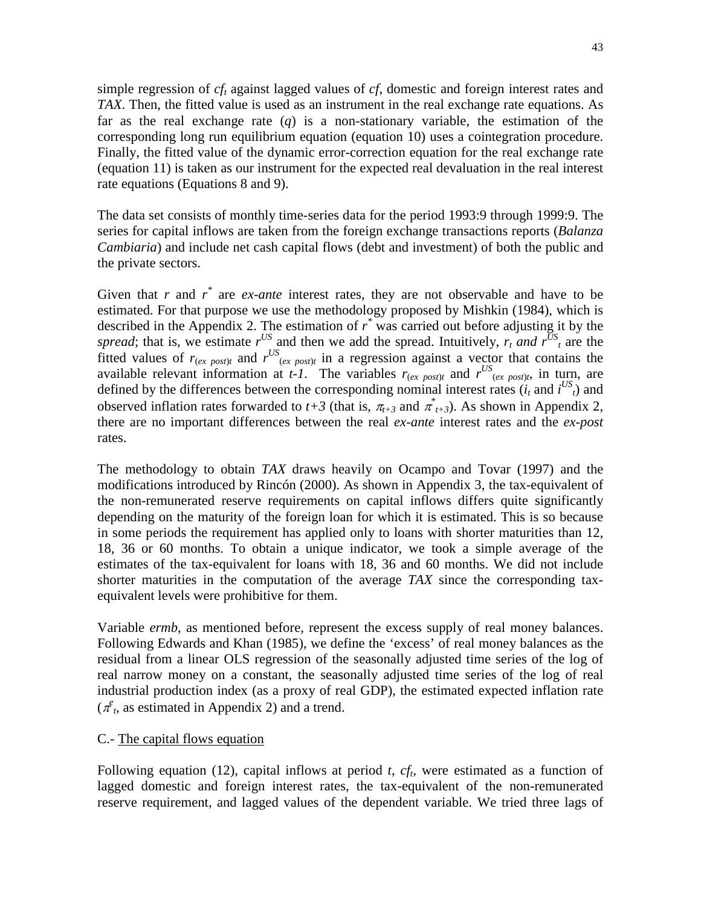simple regression of $cf_t$ against lagged values of *cf*, domestic and foreign interest rates and *TAX*. Then, the fitted value is used as an instrument in the real exchange rate equations. As far as the real exchange rate ($q$) is a non-stationary variable, the estimation of the corresponding long run equilibrium equation (equation 10) uses a cointegration procedure. Finally, the fitted value of the dynamic error-correction equation for the real exchange rate (equation 11) is taken as our instrument for the expected real devaluation in the real interest rate equations (Equations 8 and 9).

The data set consists of monthly time-series data for the period 1993:9 through 1999:9. The series for capital inflows are taken from the foreign exchange transactions reports (*Balanza Cambiaria*) and include net cash capital flows (debt and investment) of both the public and the private sectors.

Given that $r$ and $r^*$ are *ex-ante* interest rates, they are not observable and have to be estimated. For that purpose we use the methodology proposed by Mishkin (1984), which is described in the Appendix 2. The estimation of $r^*$ was carried out before adjusting it by the *spread*; that is, we estimate $r^{US}$ and then we add the spread. Intuitively, $r_t$ *and* $r^{US}_t$ are the fitted values of $r_{(ex\ post)t}$ and $r^{US}_{(ex\ post)t}$ in a regression against a vector that contains the available relevant information at $t\text{-}1$. The variables $r_{(ex\ post)t}$ and $r^{US}_{(ex\ post)t}$, in turn, are defined by the differences between the corresponding nominal interest rates ($i_t$ and $i^{US}_t$) and observed inflation rates forwarded to $t+3$ (that is, $\pi_{t+3}$ and $\pi^*_{t+3}$). As shown in Appendix 2, there are no important differences between the real *ex-ante* interest rates and the *ex-post* rates.

The methodology to obtain *TAX* draws heavily on Ocampo and Tovar (1997) and the modifications introduced by Rincón (2000). As shown in Appendix 3, the tax-equivalent of the non-remunerated reserve requirements on capital inflows differs quite significantly depending on the maturity of the foreign loan for which it is estimated. This is so because in some periods the requirement has applied only to loans with shorter maturities than 12, 18, 36 or 60 months. To obtain a unique indicator, we took a simple average of the estimates of the tax-equivalent for loans with 18, 36 and 60 months. We did not include shorter maturities in the computation of the average *TAX* since the corresponding tax-equivalent levels were prohibitive for them.

Variable *ermb*, as mentioned before, represent the excess supply of real money balances. Following Edwards and Khan (1985), we define the 'excess' of real money balances as the residual from a linear OLS regression of the seasonally adjusted time series of the log of real narrow money on a constant, the seasonally adjusted time series of the log of real industrial production index (as a proxy of real GDP), the estimated expected inflation rate ($\pi^e_t$, as estimated in Appendix 2) and a trend.

C.- The capital flows equation

Following equation (12), capital inflows at period $t$, $cf_t$, were estimated as a function of lagged domestic and foreign interest rates, the tax-equivalent of the non-remunerated reserve requirement, and lagged values of the dependent variable. We tried three lags of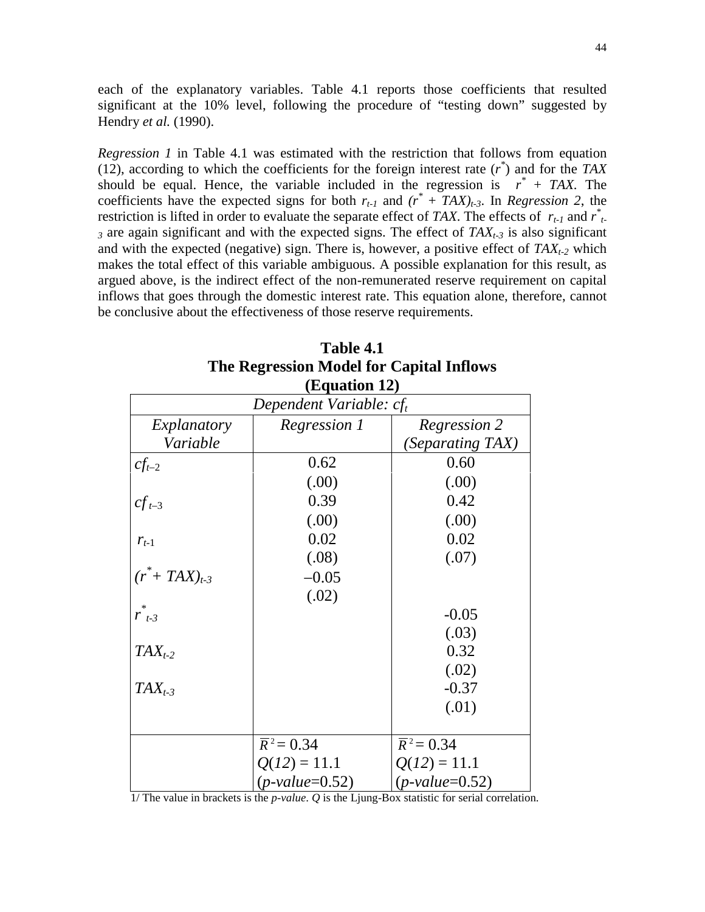each of the explanatory variables. Table 4.1 reports those coefficients that resulted significant at the 10% level, following the procedure of "testing down" suggested by Hendry *et al.* (1990).

*Regression 1* in Table 4.1 was estimated with the restriction that follows from equation (12), according to which the coefficients for the foreign interest rate ($r^*$) and for the *TAX* should be equal. Hence, the variable included in the regression is $r^* + TAX$. The coefficients have the expected signs for both $r_{t-1}$ and $(r^* + TAX)_{t-3}$. In *Regression 2*, the restriction is lifted in order to evaluate the separate effect of *TAX*. The effects of $r_{t-1}$ and $r^*_{t-3}$ are again significant and with the expected signs. The effect of $TAX_{t-3}$ is also significant and with the expected (negative) sign. There is, however, a positive effect of $TAX_{t-2}$ which makes the total effect of this variable ambiguous. A possible explanation for this result, as argued above, is the indirect effect of the non-remunerated reserve requirement on capital inflows that goes through the domestic interest rate. This equation alone, therefore, cannot be conclusive about the effectiveness of those reserve requirements.

**Table 4.1**
**The Regression Model for Capital Inflows**
**(Equation 12)**

| *Dependent Variable: $cf_t$* | | |
|---|---|---|
| *Explanatory Variable* | *Regression 1* | *Regression 2 (Separating TAX)* |
| $cf_{t-2}$ | 0.62 | 0.60 |
| | (.00) | (.00) |
| $cf_{t-3}$ | 0.39 | 0.42 |
| | (.00) | (.00) |
| $r_{t-1}$ | 0.02 | 0.02 |
| | (.08) | (.07) |
| $(r^* + TAX)_{t-3}$ | –0.05 | |
| | (.02) | |
| $r^*_{t-3}$ | | -0.05 |
| | | (.03) |
| $TAX_{t-2}$ | | 0.32 |
| | | (.02) |
| $TAX_{t-3}$ | | -0.37 |
| | | (.01) |
| | $\overline{R}^2 = 0.34$ | $\overline{R}^2 = 0.34$ |
| | $Q(12) = 11.1$ | $Q(12) = 11.1$ |
| | (*p-value*=0.52) | (*p-value*=0.52) |

1/ The value in brackets is the *p-value*. *Q* is the Ljung-Box statistic for serial correlation.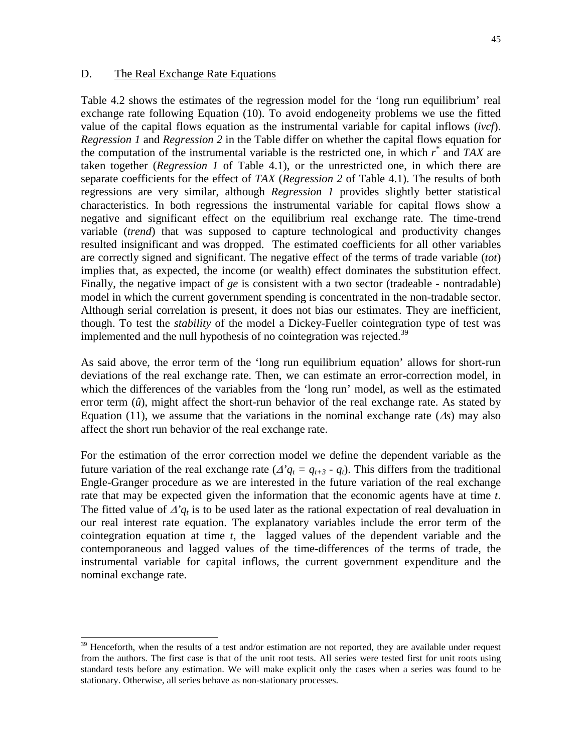### D. The Real Exchange Rate Equations

Table 4.2 shows the estimates of the regression model for the 'long run equilibrium' real exchange rate following Equation (10). To avoid endogeneity problems we use the fitted value of the capital flows equation as the instrumental variable for capital inflows (*ivcf*). *Regression 1* and *Regression 2* in the Table differ on whether the capital flows equation for the computation of the instrumental variable is the restricted one, in which $r^*$ and *TAX* are taken together (*Regression 1* of Table 4.1), or the unrestricted one, in which there are separate coefficients for the effect of *TAX* (*Regression 2* of Table 4.1). The results of both regressions are very similar, although *Regression 1* provides slightly better statistical characteristics. In both regressions the instrumental variable for capital flows show a negative and significant effect on the equilibrium real exchange rate. The time-trend variable (*trend*) that was supposed to capture technological and productivity changes resulted insignificant and was dropped. The estimated coefficients for all other variables are correctly signed and significant. The negative effect of the terms of trade variable (*tot*) implies that, as expected, the income (or wealth) effect dominates the substitution effect. Finally, the negative impact of *ge* is consistent with a two sector (tradeable - nontradable) model in which the current government spending is concentrated in the non-tradable sector. Although serial correlation is present, it does not bias our estimates. They are inefficient, though. To test the *stability* of the model a Dickey-Fueller cointegration type of test was implemented and the null hypothesis of no cointegration was rejected.[39]

As said above, the error term of the 'long run equilibrium equation' allows for short-run deviations of the real exchange rate. Then, we can estimate an error-correction model, in which the differences of the variables from the 'long run' model, as well as the estimated error term ($\hat{u}$), might affect the short-run behavior of the real exchange rate. As stated by Equation (11), we assume that the variations in the nominal exchange rate ($\Delta s$) may also affect the short run behavior of the real exchange rate.

For the estimation of the error correction model we define the dependent variable as the future variation of the real exchange rate ($\Delta' q_t = q_{t+3} - q_t$). This differs from the traditional Engle-Granger procedure as we are interested in the future variation of the real exchange rate that may be expected given the information that the economic agents have at time $t$. The fitted value of $\Delta' q_t$ is to be used later as the rational expectation of real devaluation in our real interest rate equation. The explanatory variables include the error term of the cointegration equation at time $t$, the lagged values of the dependent variable and the contemporaneous and lagged values of the time-differences of the terms of trade, the instrumental variable for capital inflows, the current government expenditure and the nominal exchange rate.

---

[39] Henceforth, when the results of a test and/or estimation are not reported, they are available under request from the authors. The first case is that of the unit root tests. All series were tested first for unit roots using standard tests before any estimation. We will make explicit only the cases when a series was found to be stationary. Otherwise, all series behave as non-stationary processes.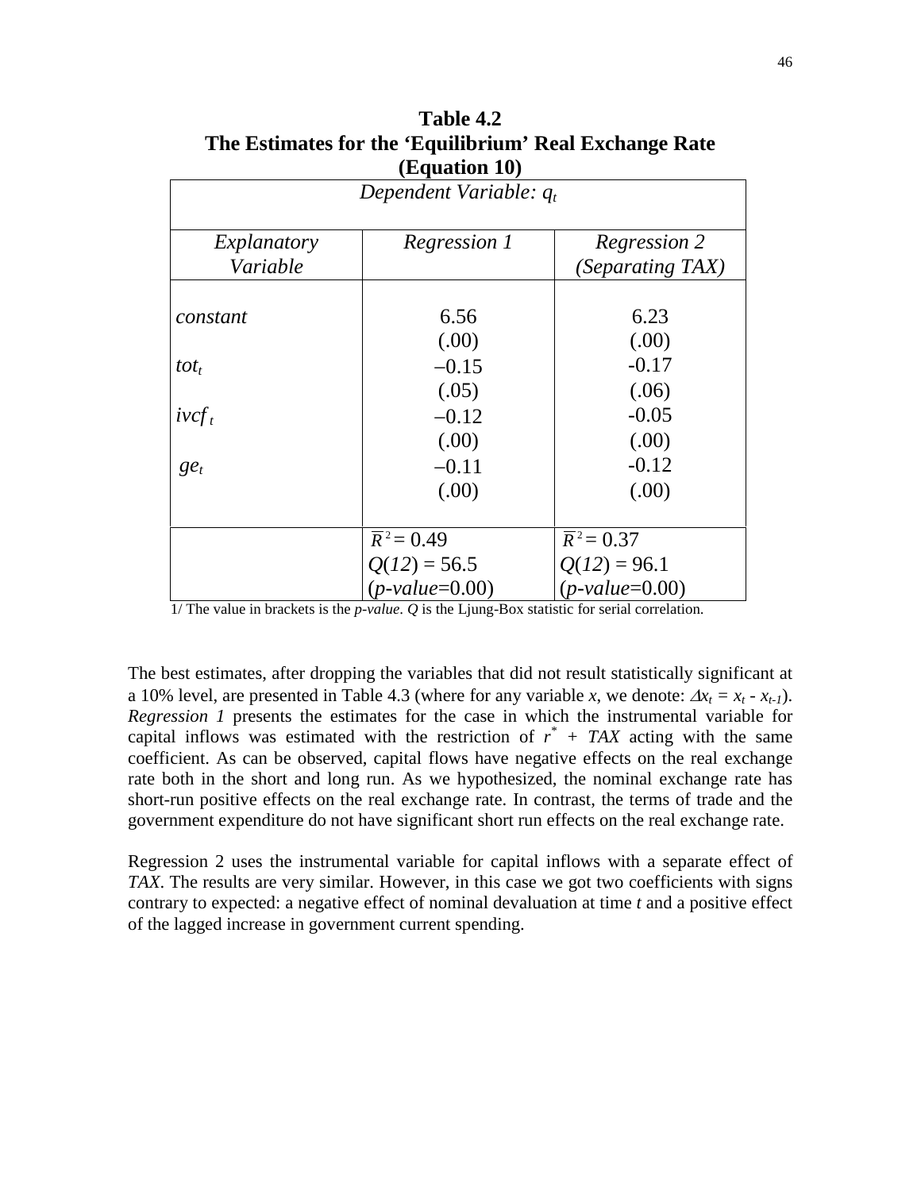**Table 4.2**
**The Estimates for the 'Equilibrium' Real Exchange Rate**
**(Equation 10)**

| *Dependent Variable: $q_t$* | | |
|---|---|---|
| *Explanatory Variable* | *Regression 1* | *Regression 2 (Separating TAX)* |
| *constant* | 6.56 | 6.23 |
| | (.00) | (.00) |
| $tot_t$ | –0.15 | -0.17 |
| | (.05) | (.06) |
| $ivcf_t$ | –0.12 | -0.05 |
| | (.00) | (.00) |
| $ge_t$ | –0.11 | -0.12 |
| | (.00) | (.00) |
| | $\bar{R}^2 = 0.49$ | $\bar{R}^2 = 0.37$ |
| | $Q(12) = 56.5$ | $Q(12) = 96.1$ |
| | (*p-value*=0.00) | (*p-value*=0.00) |

1/ The value in brackets is the *p-value*. *Q* is the Ljung-Box statistic for serial correlation.

The best estimates, after dropping the variables that did not result statistically significant at a 10% level, are presented in Table 4.3 (where for any variable *x*, we denote: $\Delta x_t = x_t - x_{t-1}$). *Regression 1* presents the estimates for the case in which the instrumental variable for capital inflows was estimated with the restriction of $r^* + TAX$ acting with the same coefficient. As can be observed, capital flows have negative effects on the real exchange rate both in the short and long run. As we hypothesized, the nominal exchange rate has short-run positive effects on the real exchange rate. In contrast, the terms of trade and the government expenditure do not have significant short run effects on the real exchange rate.

Regression 2 uses the instrumental variable for capital inflows with a separate effect of *TAX*. The results are very similar. However, in this case we got two coefficients with signs contrary to expected: a negative effect of nominal devaluation at time *t* and a positive effect of the lagged increase in government current spending.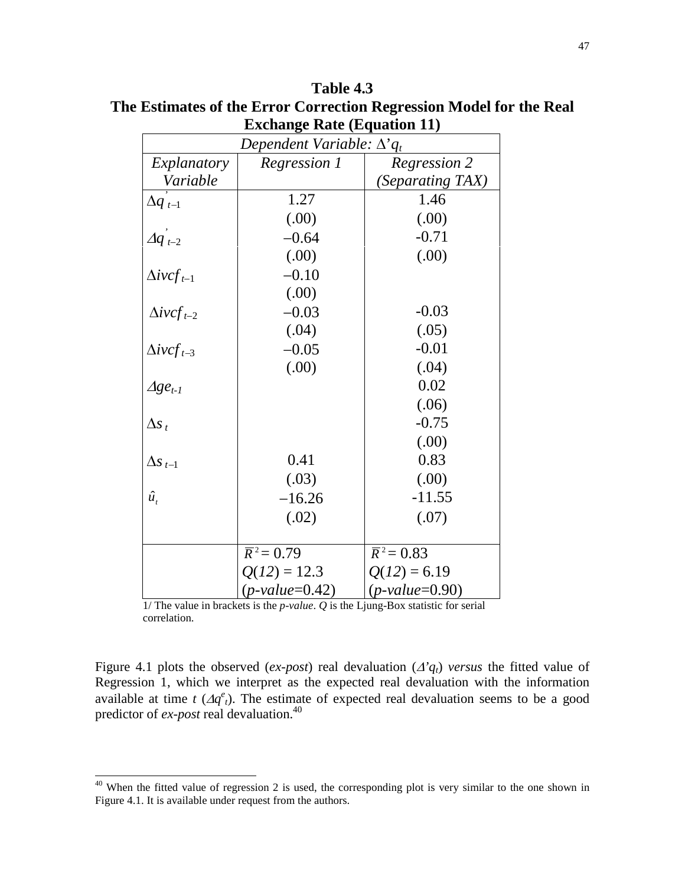**Table 4.3**
**The Estimates of the Error Correction Regression Model for the Real Exchange Rate (Equation 11)**

| *Dependent Variable:* $\Delta' q_t$ | | |
|---|---|---|
| *Explanatory Variable* | *Regression 1* | *Regression 2 (Separating TAX)* |
| $\Delta q'_{t-1}$ | 1.27 | 1.46 |
| | (.00) | (.00) |
| $\Delta q'_{t-2}$ | $-0.64$ | -0.71 |
| | (.00) | (.00) |
| $\Delta ivcf_{t-1}$ | $-0.10$ | |
| | (.00) | |
| $\Delta ivcf_{t-2}$ | $-0.03$ | -0.03 |
| | (.04) | (.05) |
| $\Delta ivcf_{t-3}$ | $-0.05$ | -0.01 |
| | (.00) | (.04) |
| $\Delta ge_{t-1}$ | | 0.02 |
| | | (.06) |
| $\Delta s_t$ | | -0.75 |
| | | (.00) |
| $\Delta s_{t-1}$ | 0.41 | 0.83 |
| | (.03) | (.00) |
| $\hat{u}_t$ | $-16.26$ | -11.55 |
| | (.02) | (.07) |
| | $\bar{R}^2 = 0.79$ | $\bar{R}^2 = 0.83$ |
| | $Q(12) = 12.3$ | $Q(12) = 6.19$ |
| | (*p-value*=0.42) | (*p-value*=0.90) |

1/ The value in brackets is the *p-value*. *Q* is the Ljung-Box statistic for serial correlation.

Figure 4.1 plots the observed (*ex-post*) real devaluation ($\Delta' q_t$) *versus* the fitted value of Regression 1, which we interpret as the expected real devaluation with the information available at time *t* ($\Delta q^e_t$). The estimate of expected real devaluation seems to be a good predictor of *ex-post* real devaluation.[40]

[40] When the fitted value of regression 2 is used, the corresponding plot is very similar to the one shown in Figure 4.1. It is available under request from the authors.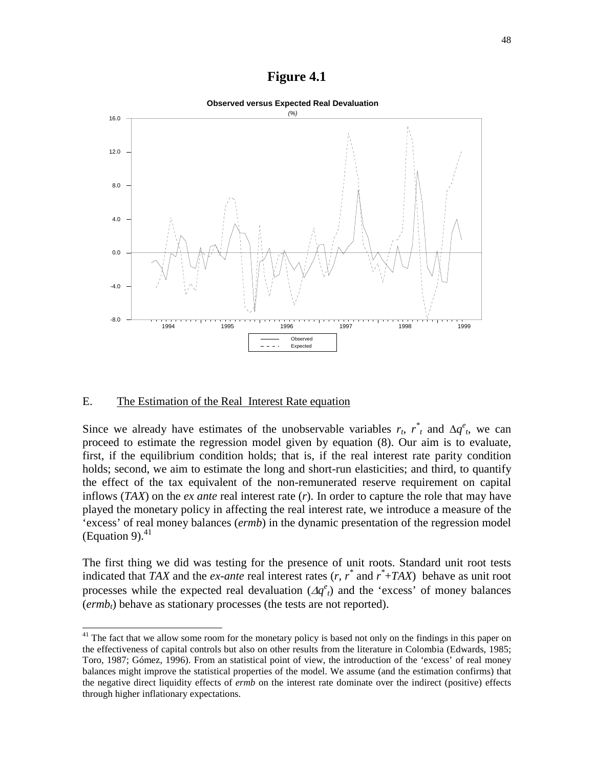# Figure 4.1

**Observed versus Expected Real Devaluation**

*(%)*

Observed
Expected

## E. The Estimation of the Real Interest Rate equation

Since we already have estimates of the unobservable variables $r_t$, $r^*_t$ and $\Delta q^e_t$, we can proceed to estimate the regression model given by equation (8). Our aim is to evaluate, first, if the equilibrium condition holds; that is, if the real interest rate parity condition holds; second, we aim to estimate the long and short-run elasticities; and third, to quantify the effect of the tax equivalent of the non-remunerated reserve requirement on capital inflows (*TAX*) on the *ex ante* real interest rate (*r*). In order to capture the role that may have played the monetary policy in affecting the real interest rate, we introduce a measure of the 'excess' of real money balances (*ermb*) in the dynamic presentation of the regression model (Equation 9).[41]

The first thing we did was testing for the presence of unit roots. Standard unit root tests indicated that *TAX* and the *ex-ante* real interest rates ($r$, $r^*$ and $r^*+TAX$) behave as unit root processes while the expected real devaluation ($\Delta q^e_t$) and the 'excess' of money balances ($ermb_t$) behave as stationary processes (the tests are not reported).

[41] The fact that we allow some room for the monetary policy is based not only on the findings in this paper on the effectiveness of capital controls but also on other results from the literature in Colombia (Edwards, 1985; Toro, 1987; Gómez, 1996). From an statistical point of view, the introduction of the 'excess' of real money balances might improve the statistical properties of the model. We assume (and the estimation confirms) that the negative direct liquidity effects of *ermb* on the interest rate dominate over the indirect (positive) effects through higher inflationary expectations.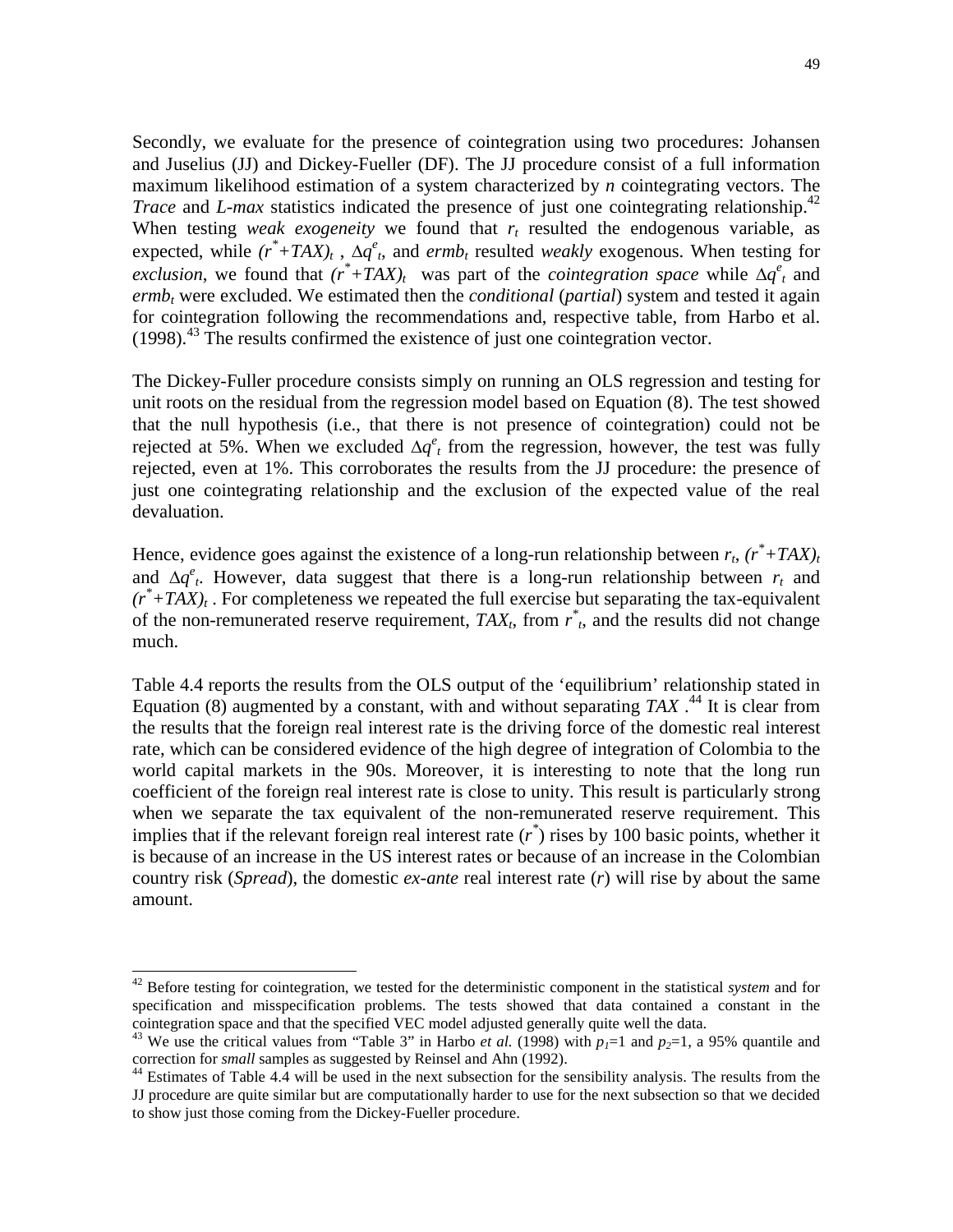Secondly, we evaluate for the presence of cointegration using two procedures: Johansen and Juselius (JJ) and Dickey-Fueller (DF). The JJ procedure consist of a full information maximum likelihood estimation of a system characterized by *n* cointegrating vectors. The *Trace* and *L-max* statistics indicated the presence of just one cointegrating relationship.[42] When testing *weak exogeneity* we found that $r_t$ resulted the endogenous variable, as expected, while $(r^*+TAX)_t$ , $\Delta q^e_t$, and $ermb_t$ resulted *weakly* exogenous. When testing for *exclusion*, we found that $(r^*+TAX)_t$ was part of the *cointegration space* while $\Delta q^e_t$ and $ermb_t$ were excluded. We estimated then the *conditional* (*partial*) system and tested it again for cointegration following the recommendations and, respective table, from Harbo et al. (1998).[43] The results confirmed the existence of just one cointegration vector.

The Dickey-Fueller procedure consists simply on running an OLS regression and testing for unit roots on the residual from the regression model based on Equation (8). The test showed that the null hypothesis (i.e., that there is not presence of cointegration) could not be rejected at 5%. When we excluded $\Delta q^e_t$ from the regression, however, the test was fully rejected, even at 1%. This corroborates the results from the JJ procedure: the presence of just one cointegrating relationship and the exclusion of the expected value of the real devaluation.

Hence, evidence goes against the existence of a long-run relationship between $r_t$, $(r^*+TAX)_t$ and $\Delta q^e_t$. However, data suggest that there is a long-run relationship between $r_t$ and $(r^*+TAX)_t$ . For completeness we repeated the full exercise but separating the tax-equivalent of the non-remunerated reserve requirement, $TAX_t$, from $r^*_t$, and the results did not change much.

Table 4.4 reports the results from the OLS output of the 'equilibrium' relationship stated in Equation (8) augmented by a constant, with and without separating *TAX* .[44] It is clear from the results that the foreign real interest rate is the driving force of the domestic real interest rate, which can be considered evidence of the high degree of integration of Colombia to the world capital markets in the 90s. Moreover, it is interesting to note that the long run coefficient of the foreign real interest rate is close to unity. This result is particularly strong when we separate the tax equivalent of the non-remunerated reserve requirement. This implies that if the relevant foreign real interest rate ($r^*$) rises by 100 basic points, whether it is because of an increase in the US interest rates or because of an increase in the Colombian country risk (*Spread*), the domestic *ex-ante* real interest rate ($r$) will rise by about the same amount.

---

[42] Before testing for cointegration, we tested for the deterministic component in the statistical *system* and for specification and misspecification problems. The tests showed that data contained a constant in the cointegration space and that the specified VEC model adjusted generally quite well the data.

[43] We use the critical values from "Table 3" in Harbo *et al.* (1998) with $p_1$=1 and $p_2$=1, a 95% quantile and correction for *small* samples as suggested by Reinsel and Ahn (1992).

[44] Estimates of Table 4.4 will be used in the next subsection for the sensibility analysis. The results from the JJ procedure are quite similar but are computationally harder to use for the next subsection so that we decided to show just those coming from the Dickey-Fueller procedure.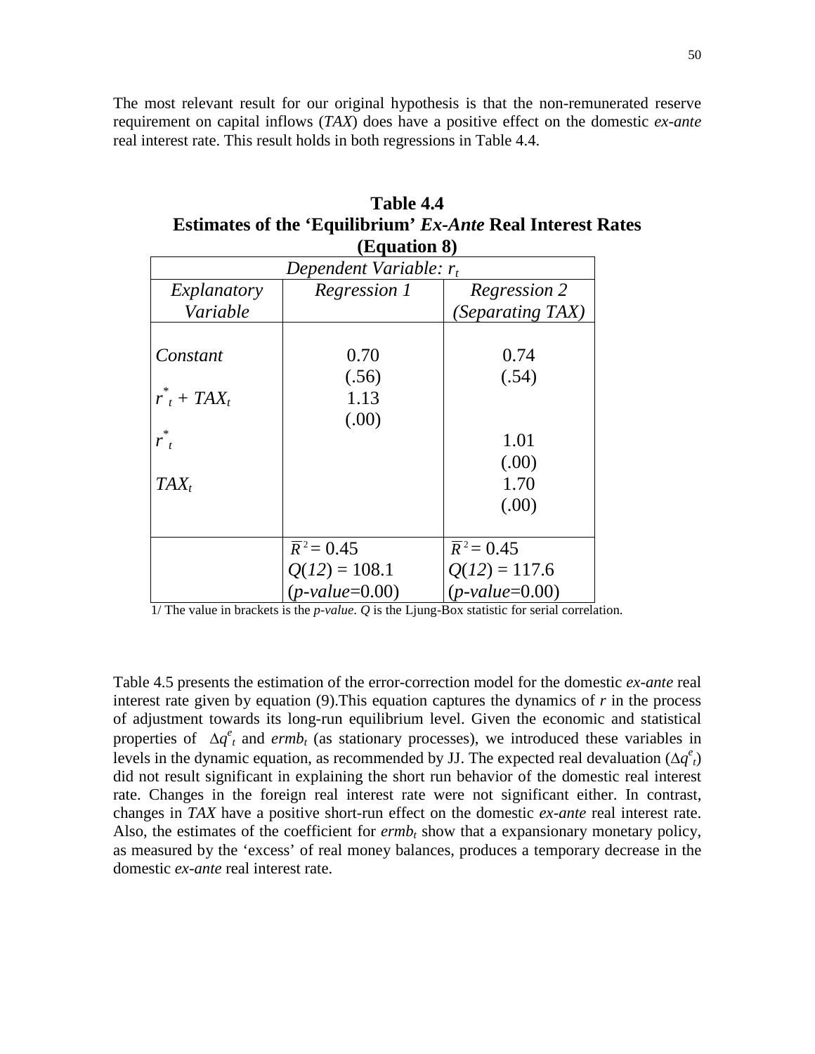The most relevant result for our original hypothesis is that the non-remunerated reserve requirement on capital inflows (*TAX*) does have a positive effect on the domestic *ex-ante* real interest rate. This result holds in both regressions in Table 4.4.

**Table 4.4**
**Estimates of the 'Equilibrium' *Ex-Ante* Real Interest Rates (Equation 8)**

| *Dependent Variable: $r_t$* | | |
|---|---|---|
| *Explanatory Variable* | *Regression 1* | *Regression 2 (Separating TAX)* |
| *Constant* | 0.70 | 0.74 |
| | (.56) | (.54) |
| $r^*_t + TAX_t$ | 1.13 | |
| | (.00) | |
| $r^*_t$ | | 1.01 |
| | | (.00) |
| $TAX_t$ | | 1.70 |
| | | (.00) |
| | $\bar{R}^2 = 0.45$ | $\bar{R}^2 = 0.45$ |
| | $Q(12) = 108.1$ | $Q(12) = 117.6$ |
| | (*p-value*=0.00) | (*p-value*=0.00) |

1/ The value in brackets is the *p-value*. *Q* is the Ljung-Box statistic for serial correlation.

Table 4.5 presents the estimation of the error-correction model for the domestic *ex-ante* real interest rate given by equation (9).This equation captures the dynamics of $r$ in the process of adjustment towards its long-run equilibrium level. Given the economic and statistical properties of $\Delta q^e_t$ and $ermb_t$ (as stationary processes), we introduced these variables in levels in the dynamic equation, as recommended by JJ. The expected real devaluation ($\Delta q^e_t$) did not result significant in explaining the short run behavior of the domestic real interest rate. Changes in the foreign real interest rate were not significant either. In contrast, changes in *TAX* have a positive short-run effect on the domestic *ex-ante* real interest rate. Also, the estimates of the coefficient for $ermb_t$ show that a expansionary monetary policy, as measured by the 'excess' of real money balances, produces a temporary decrease in the domestic *ex-ante* real interest rate.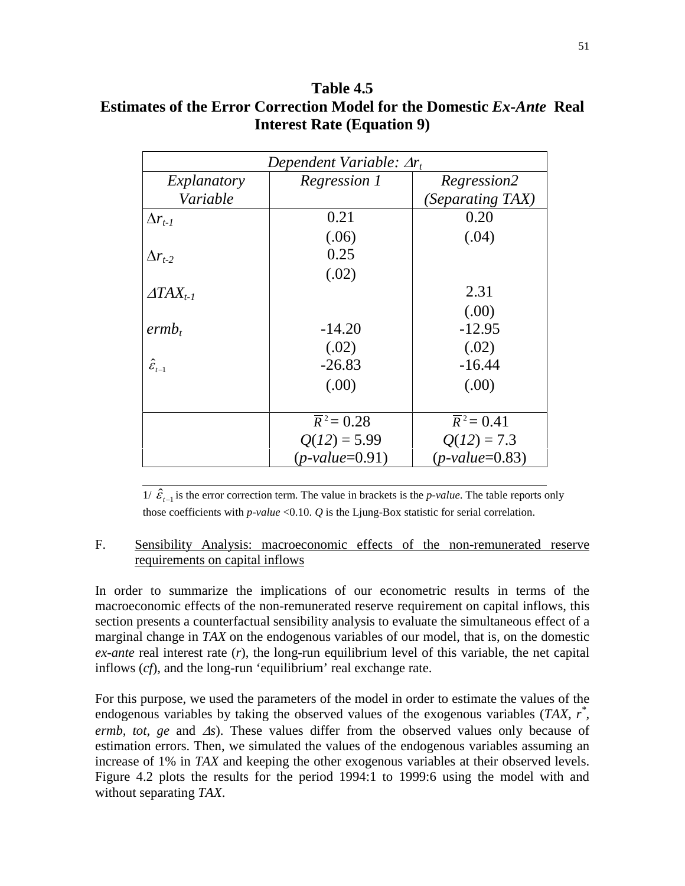**Table 4.5**
**Estimates of the Error Correction Model for the Domestic *Ex-Ante* Real Interest Rate (Equation 9)**

| *Dependent Variable: $\Delta r_t$* | | |
|---|---|---|
| *Explanatory Variable* | *Regression 1* | *Regression2 (Separating TAX)* |
| $\Delta r_{t-1}$ | 0.21 | 0.20 |
| | (.06) | (.04) |
| $\Delta r_{t-2}$ | 0.25 | |
| | (.02) | |
| $\Delta TAX_{t-1}$ | | 2.31 |
| | | (.00) |
| $ermb_t$ | -14.20 | -12.95 |
| | (.02) | (.02) |
| $\hat{\varepsilon}_{t-1}$ | -26.83 | -16.44 |
| | (.00) | (.00) |
| | $\bar{R}^2 = 0.28$ | $\bar{R}^2 = 0.41$ |
| | $Q(12) = 5.99$ | $Q(12) = 7.3$ |
| | (*p-value*=0.91) | (*p-value*=0.83) |

1/ $\hat{\varepsilon}_{t-1}$ is the error correction term. The value in brackets is the *p-value*. The table reports only those coefficients with *p-value* <0.10. *Q* is the Ljung-Box statistic for serial correlation.

F. Sensibility Analysis: macroeconomic effects of the non-remunerated reserve requirements on capital inflows

In order to summarize the implications of our econometric results in terms of the macroeconomic effects of the non-remunerated reserve requirement on capital inflows, this section presents a counterfactual sensibility analysis to evaluate the simultaneous effect of a marginal change in *TAX* on the endogenous variables of our model, that is, on the domestic *ex-ante* real interest rate (*r*), the long-run equilibrium level of this variable, the net capital inflows (*cf*), and the long-run 'equilibrium' real exchange rate.

For this purpose, we used the parameters of the model in order to estimate the values of the endogenous variables by taking the observed values of the exogenous variables (*TAX*, $r^*$, *ermb*, *tot*, *ge* and $\Delta s$). These values differ from the observed values only because of estimation errors. Then, we simulated the values of the endogenous variables assuming an increase of 1% in *TAX* and keeping the other exogenous variables at their observed levels. Figure 4.2 plots the results for the period 1994:1 to 1999:6 using the model with and without separating *TAX*.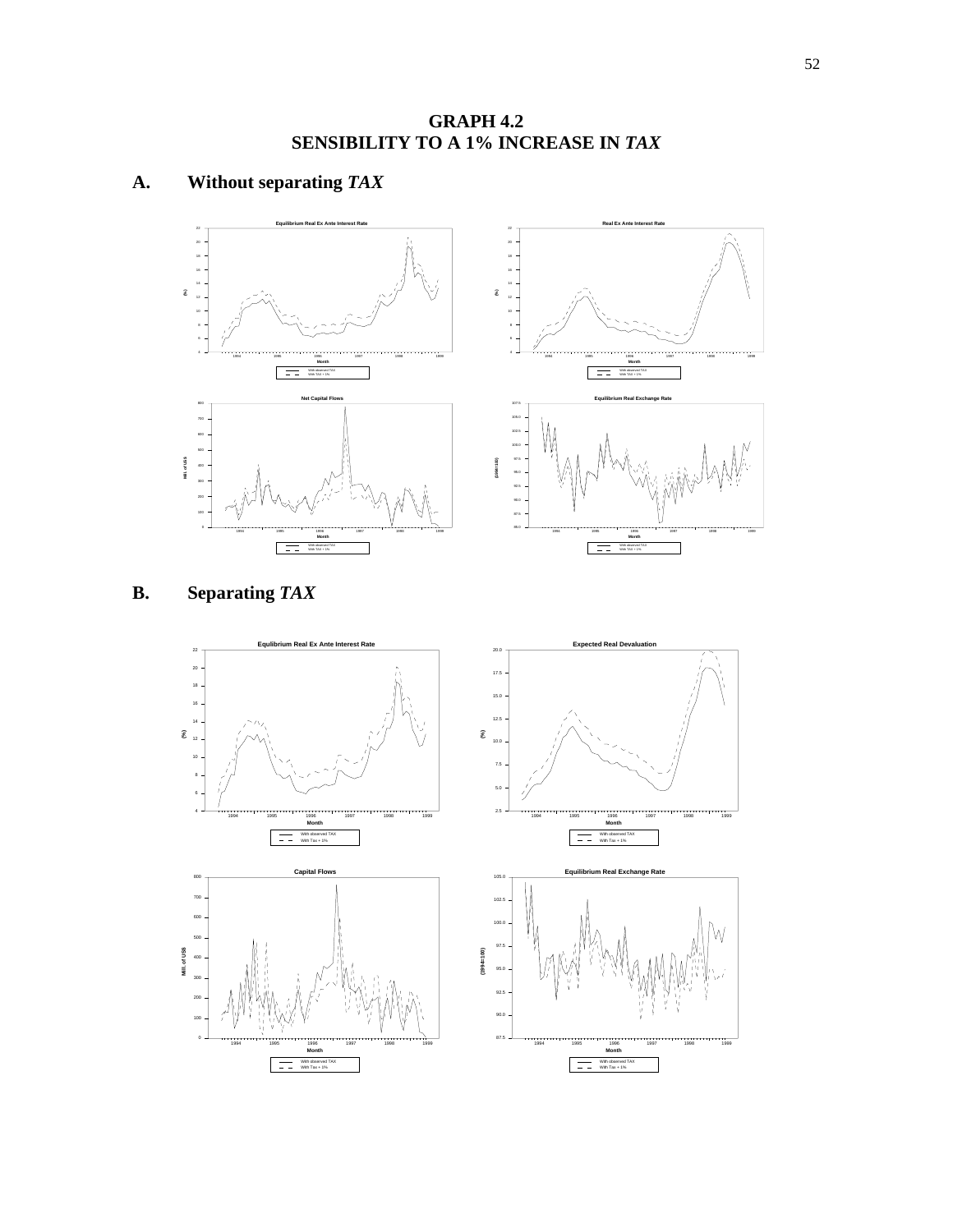# GRAPH 4.2
# SENSIBILITY TO A 1% INCREASE IN *TAX*

## A. Without separating *TAX*

## B. Separating *TAX*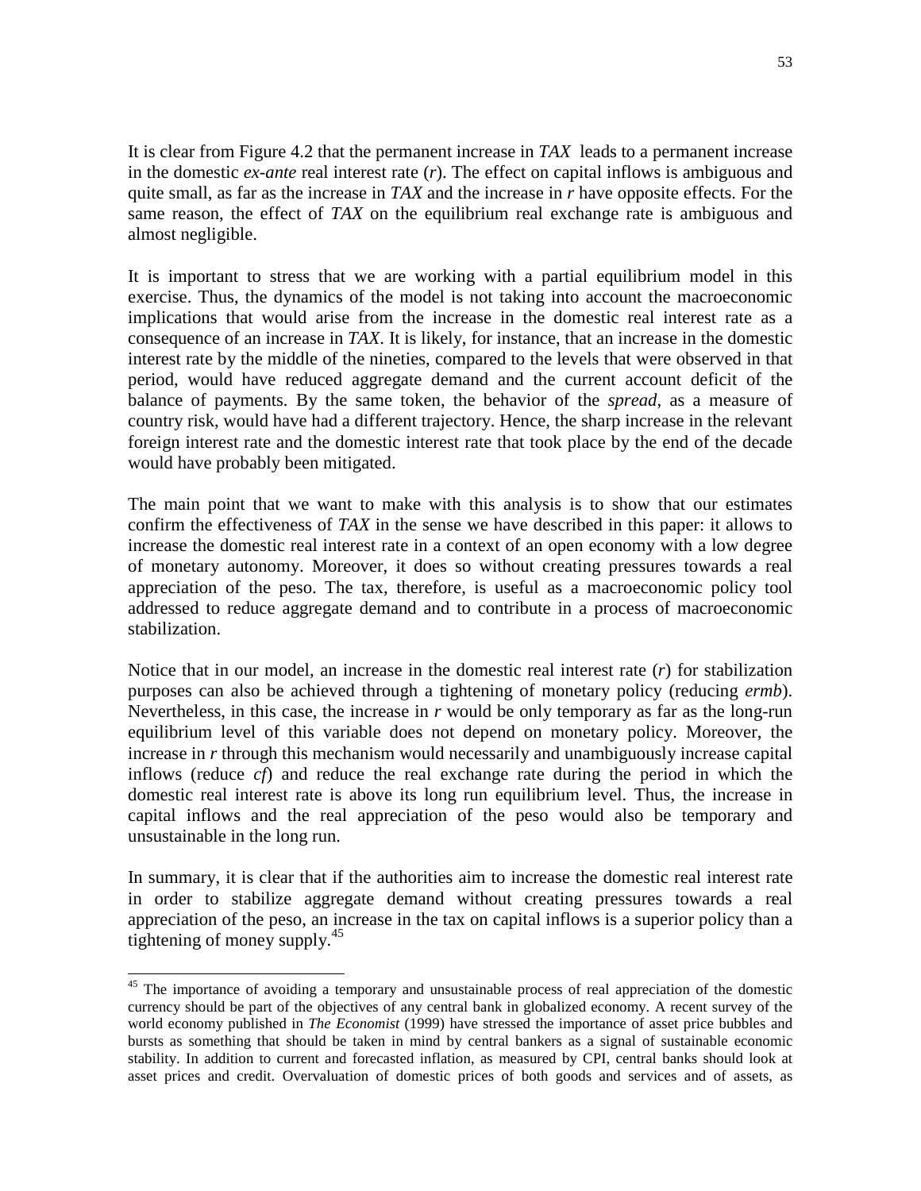It is clear from Figure 4.2 that the permanent increase in *TAX* leads to a permanent increase in the domestic *ex-ante* real interest rate (*r*). The effect on capital inflows is ambiguous and quite small, as far as the increase in *TAX* and the increase in *r* have opposite effects. For the same reason, the effect of *TAX* on the equilibrium real exchange rate is ambiguous and almost negligible.

It is important to stress that we are working with a partial equilibrium model in this exercise. Thus, the dynamics of the model is not taking into account the macroeconomic implications that would arise from the increase in the domestic real interest rate as a consequence of an increase in *TAX*. It is likely, for instance, that an increase in the domestic interest rate by the middle of the nineties, compared to the levels that were observed in that period, would have reduced aggregate demand and the current account deficit of the balance of payments. By the same token, the behavior of the *spread*, as a measure of country risk, would have had a different trajectory. Hence, the sharp increase in the relevant foreign interest rate and the domestic interest rate that took place by the end of the decade would have probably been mitigated.

The main point that we want to make with this analysis is to show that our estimates confirm the effectiveness of *TAX* in the sense we have described in this paper: it allows to increase the domestic real interest rate in a context of an open economy with a low degree of monetary autonomy. Moreover, it does so without creating pressures towards a real appreciation of the peso. The tax, therefore, is useful as a macroeconomic policy tool addressed to reduce aggregate demand and to contribute in a process of macroeconomic stabilization.

Notice that in our model, an increase in the domestic real interest rate (*r*) for stabilization purposes can also be achieved through a tightening of monetary policy (reducing *ermb*). Nevertheless, in this case, the increase in *r* would be only temporary as far as the long-run equilibrium level of this variable does not depend on monetary policy. Moreover, the increase in *r* through this mechanism would necessarily and unambiguously increase capital inflows (reduce *cf*) and reduce the real exchange rate during the period in which the domestic real interest rate is above its long run equilibrium level. Thus, the increase in capital inflows and the real appreciation of the peso would also be temporary and unsustainable in the long run.

In summary, it is clear that if the authorities aim to increase the domestic real interest rate in order to stabilize aggregate demand without creating pressures towards a real appreciation of the peso, an increase in the tax on capital inflows is a superior policy than a tightening of money supply.[45]

[45] The importance of avoiding a temporary and unsustainable process of real appreciation of the domestic currency should be part of the objectives of any central bank in globalized economy. A recent survey of the world economy published in *The Economist* (1999) have stressed the importance of asset price bubbles and bursts as something that should be taken in mind by central bankers as a signal of sustainable economic stability. In addition to current and forecasted inflation, as measured by CPI, central banks should look at asset prices and credit. Overvaluation of domestic prices of both goods and services and of assets, as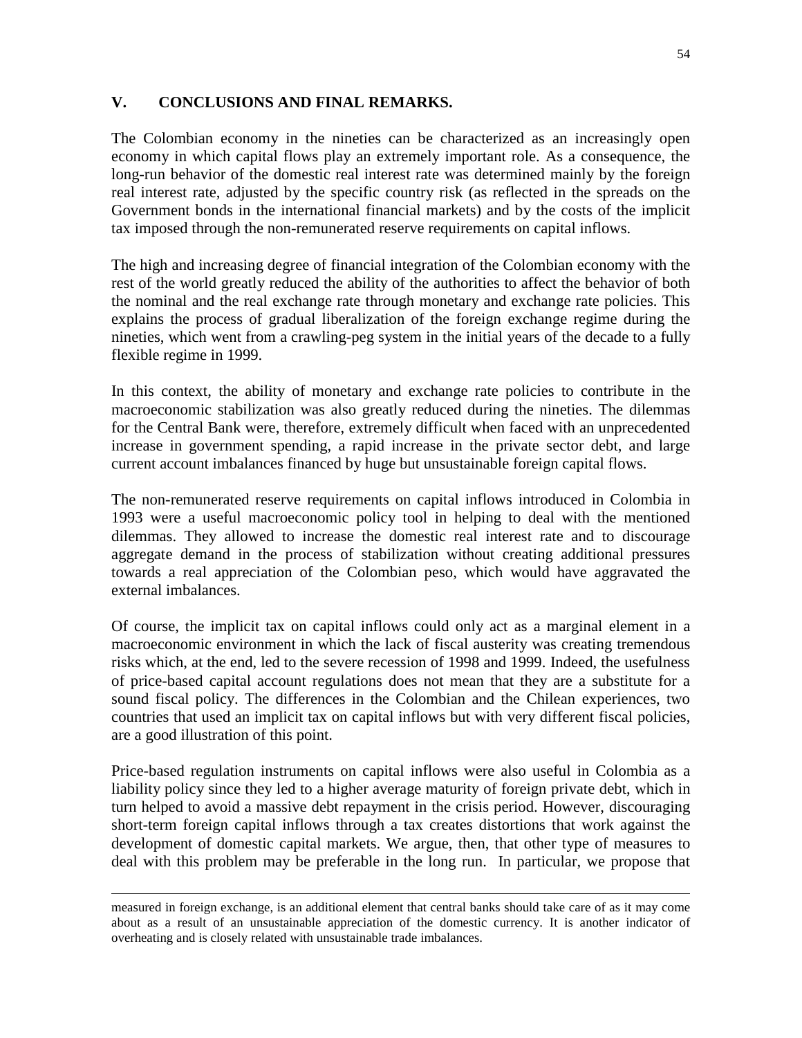## V. CONCLUSIONS AND FINAL REMARKS.

The Colombian economy in the nineties can be characterized as an increasingly open economy in which capital flows play an extremely important role. As a consequence, the long-run behavior of the domestic real interest rate was determined mainly by the foreign real interest rate, adjusted by the specific country risk (as reflected in the spreads on the Government bonds in the international financial markets) and by the costs of the implicit tax imposed through the non-remunerated reserve requirements on capital inflows.

The high and increasing degree of financial integration of the Colombian economy with the rest of the world greatly reduced the ability of the authorities to affect the behavior of both the nominal and the real exchange rate through monetary and exchange rate policies. This explains the process of gradual liberalization of the foreign exchange regime during the nineties, which went from a crawling-peg system in the initial years of the decade to a fully flexible regime in 1999.

In this context, the ability of monetary and exchange rate policies to contribute in the macroeconomic stabilization was also greatly reduced during the nineties. The dilemmas for the Central Bank were, therefore, extremely difficult when faced with an unprecedented increase in government spending, a rapid increase in the private sector debt, and large current account imbalances financed by huge but unsustainable foreign capital flows.

The non-remunerated reserve requirements on capital inflows introduced in Colombia in 1993 were a useful macroeconomic policy tool in helping to deal with the mentioned dilemmas. They allowed to increase the domestic real interest rate and to discourage aggregate demand in the process of stabilization without creating additional pressures towards a real appreciation of the Colombian peso, which would have aggravated the external imbalances.

Of course, the implicit tax on capital inflows could only act as a marginal element in a macroeconomic environment in which the lack of fiscal austerity was creating tremendous risks which, at the end, led to the severe recession of 1998 and 1999. Indeed, the usefulness of price-based capital account regulations does not mean that they are a substitute for a sound fiscal policy. The differences in the Colombian and the Chilean experiences, two countries that used an implicit tax on capital inflows but with very different fiscal policies, are a good illustration of this point.

Price-based regulation instruments on capital inflows were also useful in Colombia as a liability policy since they led to a higher average maturity of foreign private debt, which in turn helped to avoid a massive debt repayment in the crisis period. However, discouraging short-term foreign capital inflows through a tax creates distortions that work against the development of domestic capital markets. We argue, then, that other type of measures to deal with this problem may be preferable in the long run. In particular, we propose that

---

measured in foreign exchange, is an additional element that central banks should take care of as it may come about as a result of an unsustainable appreciation of the domestic currency. It is another indicator of overheating and is closely related with unsustainable trade imbalances.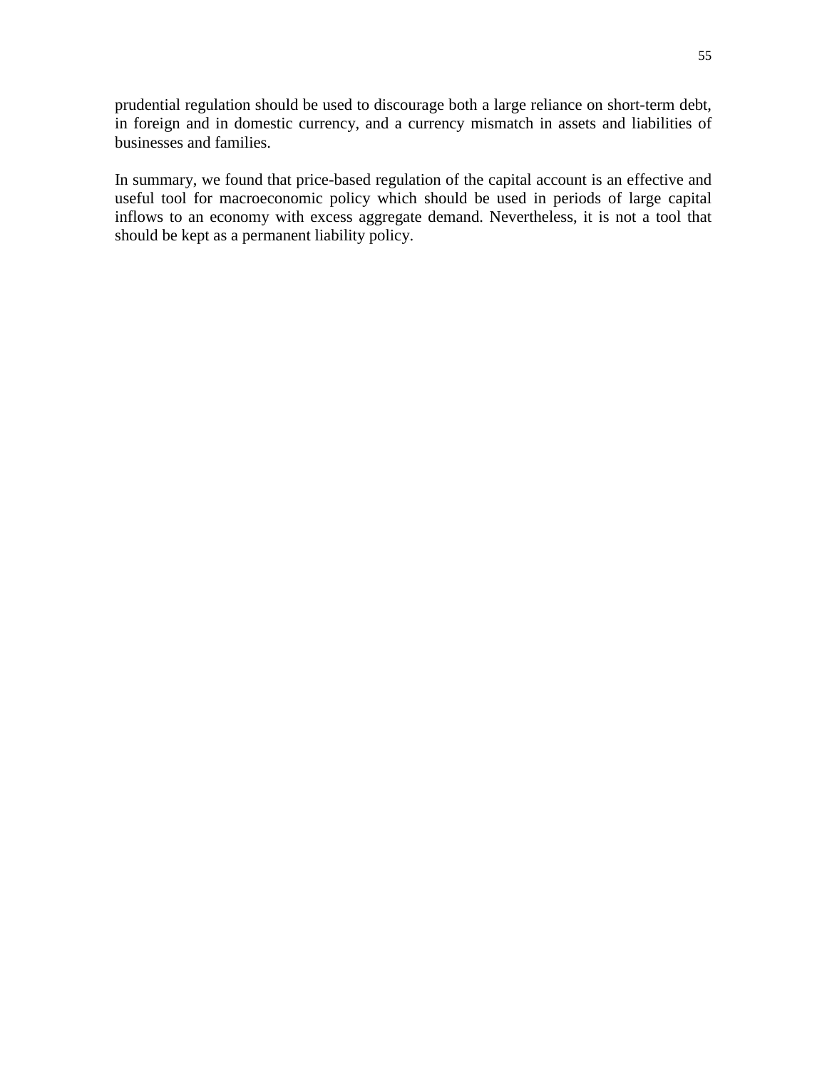prudential regulation should be used to discourage both a large reliance on short-term debt, in foreign and in domestic currency, and a currency mismatch in assets and liabilities of businesses and families.

In summary, we found that price-based regulation of the capital account is an effective and useful tool for macroeconomic policy which should be used in periods of large capital inflows to an economy with excess aggregate demand. Nevertheless, it is not a tool that should be kept as a permanent liability policy.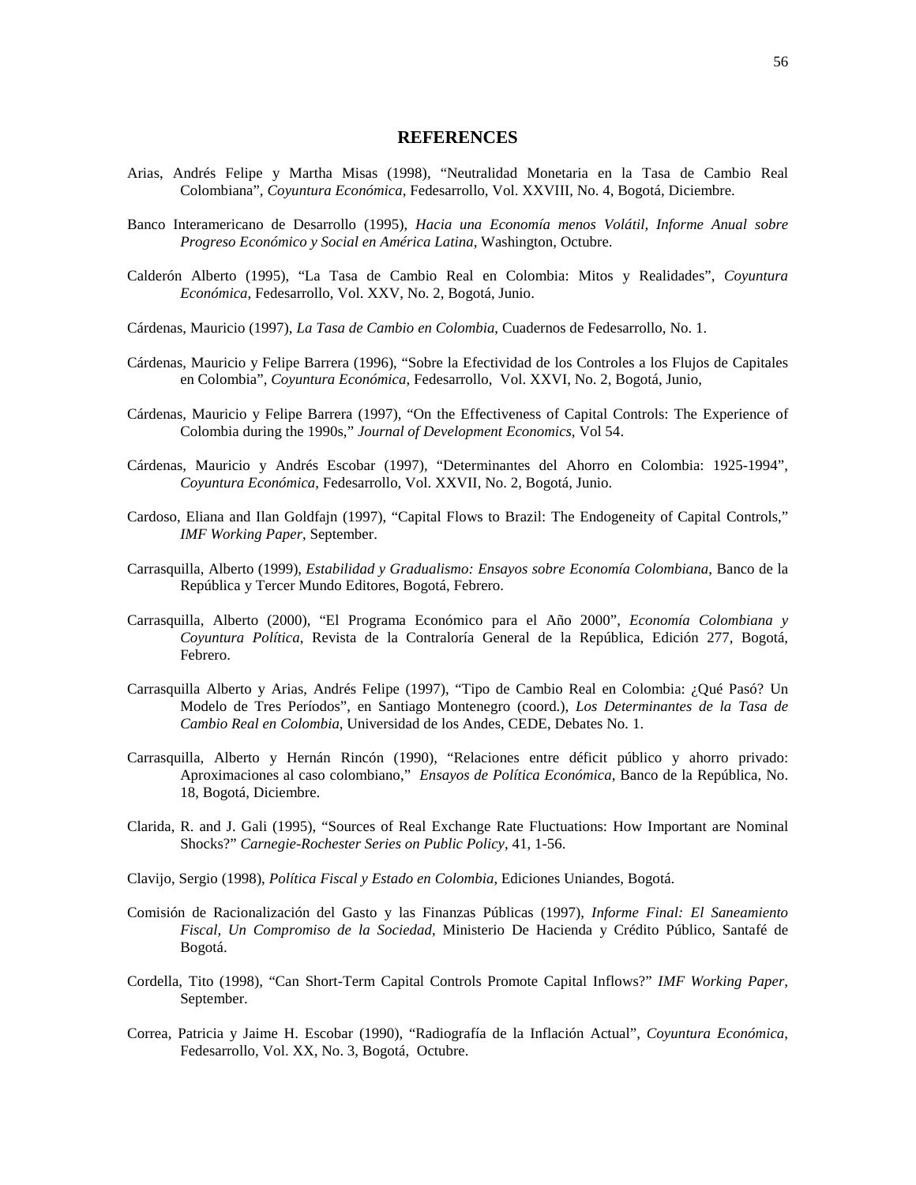## REFERENCES

Arias, Andrés Felipe y Martha Misas (1998), "Neutralidad Monetaria en la Tasa de Cambio Real Colombiana", *Coyuntura Económica*, Fedesarrollo, Vol. XXVIII, No. 4, Bogotá, Diciembre.

Banco Interamericano de Desarrollo (1995), *Hacia una Economía menos Volátil, Informe Anual sobre Progreso Económico y Social en América Latina*, Washington, Octubre.

Calderón Alberto (1995), "La Tasa de Cambio Real en Colombia: Mitos y Realidades", *Coyuntura Económica*, Fedesarrollo, Vol. XXV, No. 2, Bogotá, Junio.

Cárdenas, Mauricio (1997), *La Tasa de Cambio en Colombia*, Cuadernos de Fedesarrollo, No. 1.

Cárdenas, Mauricio y Felipe Barrera (1996), "Sobre la Efectividad de los Controles a los Flujos de Capitales en Colombia", *Coyuntura Económica*, Fedesarrollo, Vol. XXVI, No. 2, Bogotá, Junio,

Cárdenas, Mauricio y Felipe Barrera (1997), "On the Effectiveness of Capital Controls: The Experience of Colombia during the 1990s," *Journal of Development Economics*, Vol 54.

Cárdenas, Mauricio y Andrés Escobar (1997), "Determinantes del Ahorro en Colombia: 1925-1994", *Coyuntura Económica*, Fedesarrollo, Vol. XXVII, No. 2, Bogotá, Junio.

Cardoso, Eliana and Ilan Goldfajn (1997), "Capital Flows to Brazil: The Endogeneity of Capital Controls," *IMF Working Paper*, September.

Carrasquilla, Alberto (1999), *Estabilidad y Gradualismo: Ensayos sobre Economía Colombiana*, Banco de la República y Tercer Mundo Editores, Bogotá, Febrero.

Carrasquilla, Alberto (2000), "El Programa Económico para el Año 2000", *Economía Colombiana y Coyuntura Política*, Revista de la Contraloría General de la República, Edición 277, Bogotá, Febrero.

Carrasquilla Alberto y Arias, Andrés Felipe (1997), "Tipo de Cambio Real en Colombia: ¿Qué Pasó? Un Modelo de Tres Períodos", en Santiago Montenegro (coord.), *Los Determinantes de la Tasa de Cambio Real en Colombia*, Universidad de los Andes, CEDE, Debates No. 1.

Carrasquilla, Alberto y Hernán Rincón (1990), "Relaciones entre déficit público y ahorro privado: Aproximaciones al caso colombiano," *Ensayos de Política Económica*, Banco de la República, No. 18, Bogotá, Diciembre.

Clarida, R. and J. Gali (1995), "Sources of Real Exchange Rate Fluctuations: How Important are Nominal Shocks?" *Carnegie-Rochester Series on Public Policy*, 41, 1-56.

Clavijo, Sergio (1998), *Política Fiscal y Estado en Colombia*, Ediciones Uniandes, Bogotá.

Comisión de Racionalización del Gasto y las Finanzas Públicas (1997), *Informe Final: El Saneamiento Fiscal, Un Compromiso de la Sociedad*, Ministerio De Hacienda y Crédito Público, Santafé de Bogotá.

Cordella, Tito (1998), "Can Short-Term Capital Controls Promote Capital Inflows?" *IMF Working Paper*, September.

Correa, Patricia y Jaime H. Escobar (1990), "Radiografía de la Inflación Actual", *Coyuntura Económica*, Fedesarrollo, Vol. XX, No. 3, Bogotá, Octubre.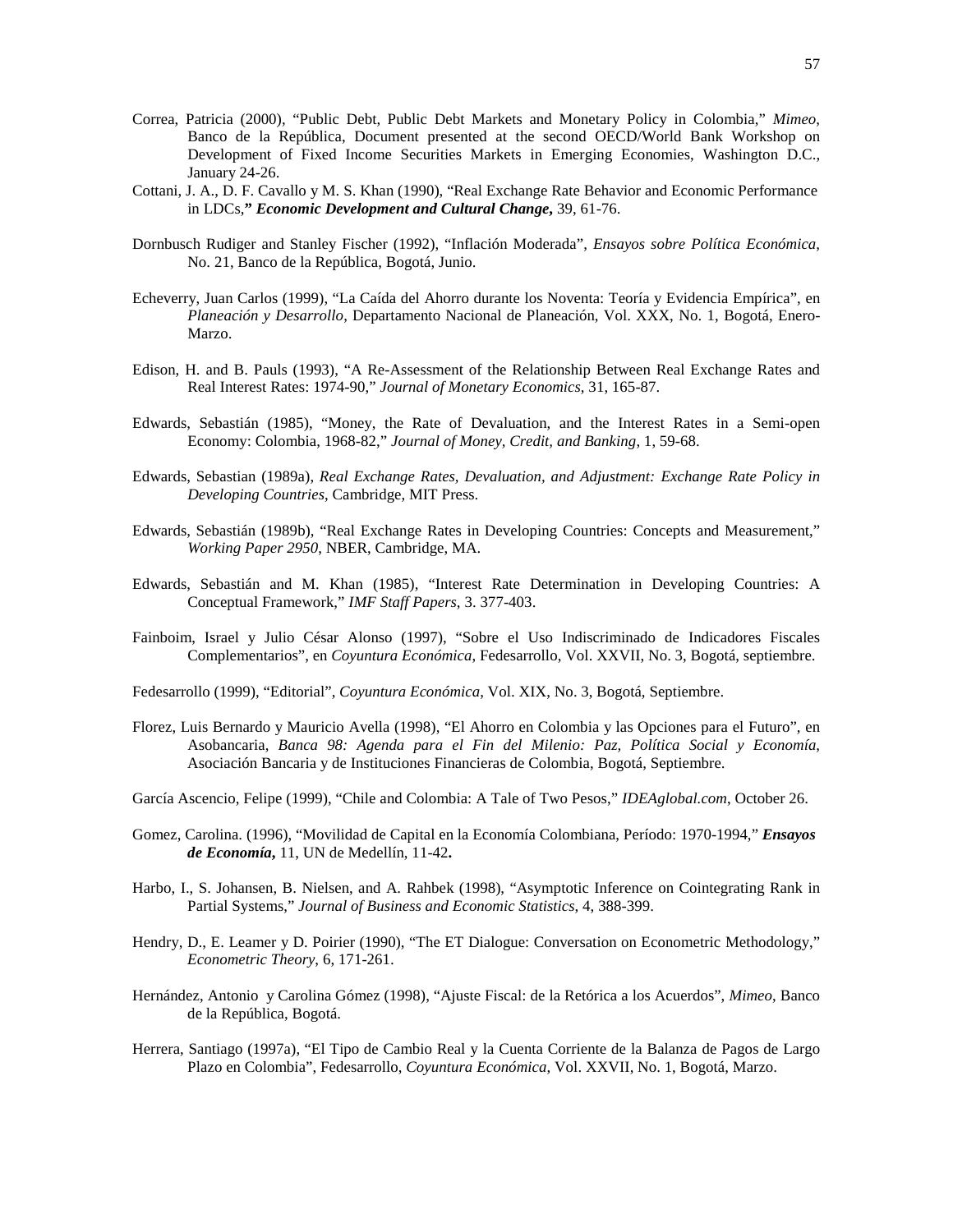Correa, Patricia (2000), "Public Debt, Public Debt Markets and Monetary Policy in Colombia," *Mimeo*, Banco de la República, Document presented at the second OECD/World Bank Workshop on Development of Fixed Income Securities Markets in Emerging Economies, Washington D.C., January 24-26.

Cottani, J. A., D. F. Cavallo y M. S. Khan (1990), "Real Exchange Rate Behavior and Economic Performance in LDCs,**" *Economic Development and Cultural Change*,** 39, 61-76.

Dornbusch Rudiger and Stanley Fischer (1992), "Inflación Moderada", *Ensayos sobre Política Económica*, No. 21, Banco de la República, Bogotá, Junio.

Echeverry, Juan Carlos (1999), "La Caída del Ahorro durante los Noventa: Teoría y Evidencia Empírica", en *Planeación y Desarrollo*, Departamento Nacional de Planeación, Vol. XXX, No. 1, Bogotá, Enero-Marzo.

Edison, H. and B. Pauls (1993), "A Re-Assessment of the Relationship Between Real Exchange Rates and Real Interest Rates: 1974-90," *Journal of Monetary Economics*, 31, 165-87.

Edwards, Sebastián (1985), "Money, the Rate of Devaluation, and the Interest Rates in a Semi-open Economy: Colombia, 1968-82," *Journal of Money, Credit, and Banking*, 1, 59-68.

Edwards, Sebastian (1989a), *Real Exchange Rates, Devaluation, and Adjustment: Exchange Rate Policy in Developing Countries*, Cambridge, MIT Press.

Edwards, Sebastián (1989b), "Real Exchange Rates in Developing Countries: Concepts and Measurement," *Working Paper 2950*, NBER, Cambridge, MA.

Edwards, Sebastián and M. Khan (1985), "Interest Rate Determination in Developing Countries: A Conceptual Framework," *IMF Staff Papers*, 3. 377-403.

Fainboim, Israel y Julio César Alonso (1997), "Sobre el Uso Indiscriminado de Indicadores Fiscales Complementarios", en *Coyuntura Económica*, Fedesarrollo, Vol. XXVII, No. 3, Bogotá, septiembre.

Fedesarrollo (1999), "Editorial", *Coyuntura Económica*, Vol. XIX, No. 3, Bogotá, Septiembre.

Florez, Luis Bernardo y Mauricio Avella (1998), "El Ahorro en Colombia y las Opciones para el Futuro", en Asobancaria, *Banca 98: Agenda para el Fin del Milenio: Paz, Política Social y Economía*, Asociación Bancaria y de Instituciones Financieras de Colombia, Bogotá, Septiembre.

García Ascencio, Felipe (1999), "Chile and Colombia: A Tale of Two Pesos," *IDEAglobal.com*, October 26.

Gomez, Carolina. (1996), "Movilidad de Capital en la Economía Colombiana, Período: 1970-1994," ***Ensayos de Economía*,** 11, UN de Medellín, 11-42**.**

Harbo, I., S. Johansen, B. Nielsen, and A. Rahbek (1998), "Asymptotic Inference on Cointegrating Rank in Partial Systems," *Journal of Business and Economic Statistics*, 4, 388-399.

Hendry, D., E. Leamer y D. Poirier (1990), "The ET Dialogue: Conversation on Econometric Methodology," *Econometric Theory*, 6, 171-261.

Hernández, Antonio y Carolina Gómez (1998), "Ajuste Fiscal: de la Retórica a los Acuerdos", *Mimeo*, Banco de la República, Bogotá.

Herrera, Santiago (1997a), "El Tipo de Cambio Real y la Cuenta Corriente de la Balanza de Pagos de Largo Plazo en Colombia", Fedesarrollo, *Coyuntura Económica*, Vol. XXVII, No. 1, Bogotá, Marzo.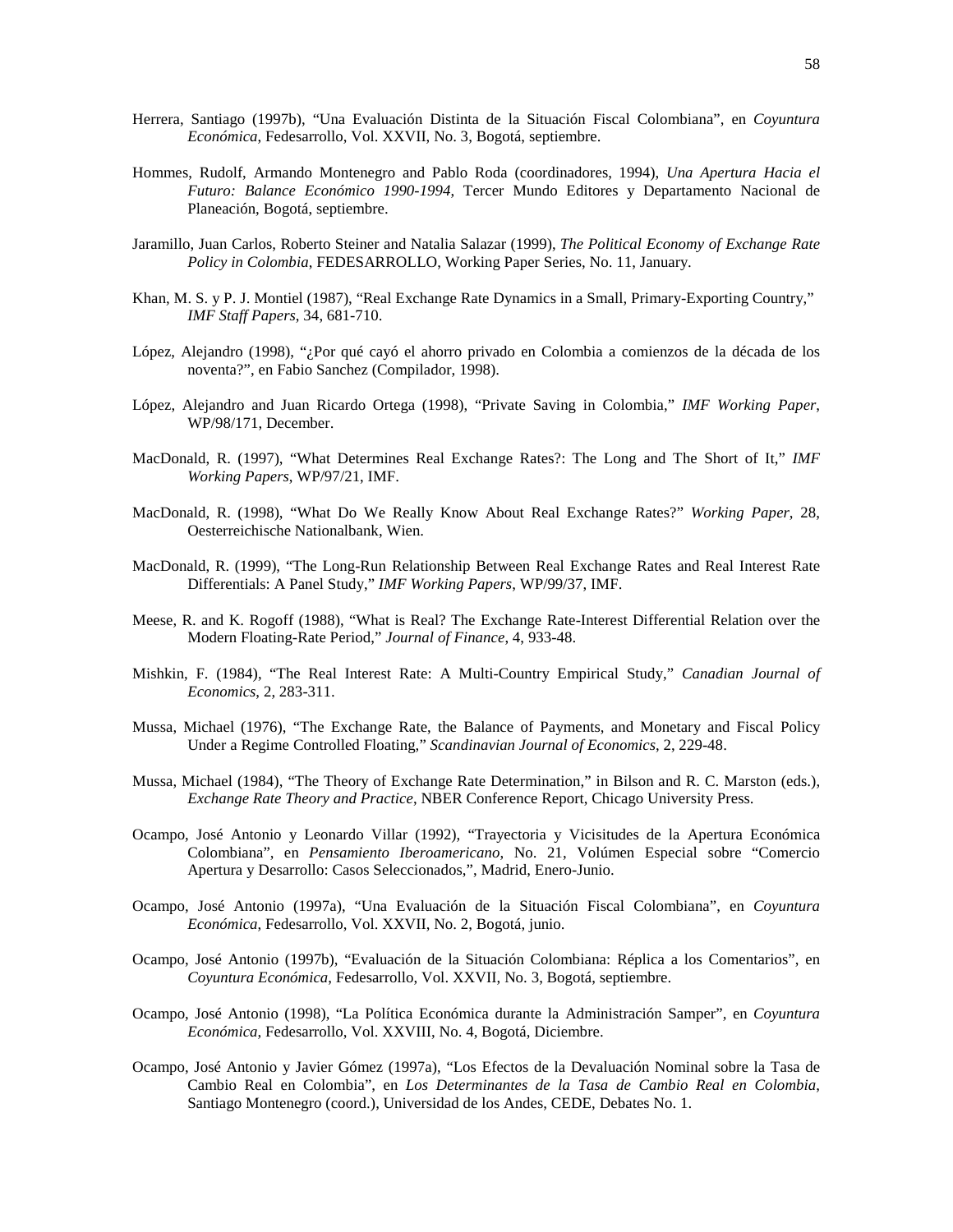Herrera, Santiago (1997b), "Una Evaluación Distinta de la Situación Fiscal Colombiana", en *Coyuntura Económica*, Fedesarrollo, Vol. XXVII, No. 3, Bogotá, septiembre.

Hommes, Rudolf, Armando Montenegro and Pablo Roda (coordinadores, 1994), *Una Apertura Hacia el Futuro: Balance Económico 1990-1994*, Tercer Mundo Editores y Departamento Nacional de Planeación, Bogotá, septiembre.

Jaramillo, Juan Carlos, Roberto Steiner and Natalia Salazar (1999), *The Political Economy of Exchange Rate Policy in Colombia*, FEDESARROLLO, Working Paper Series, No. 11, January.

Khan, M. S. y P. J. Montiel (1987), "Real Exchange Rate Dynamics in a Small, Primary-Exporting Country," *IMF Staff Papers*, 34, 681-710.

López, Alejandro (1998), "¿Por qué cayó el ahorro privado en Colombia a comienzos de la década de los noventa?", en Fabio Sanchez (Compilador, 1998).

López, Alejandro and Juan Ricardo Ortega (1998), "Private Saving in Colombia," *IMF Working Paper*, WP/98/171, December.

MacDonald, R. (1997), "What Determines Real Exchange Rates?: The Long and The Short of It," *IMF Working Papers*, WP/97/21, IMF.

MacDonald, R. (1998), "What Do We Really Know About Real Exchange Rates?" *Working Paper*, 28, Oesterreichische Nationalbank, Wien.

MacDonald, R. (1999), "The Long-Run Relationship Between Real Exchange Rates and Real Interest Rate Differentials: A Panel Study," *IMF Working Papers*, WP/99/37, IMF.

Meese, R. and K. Rogoff (1988), "What is Real? The Exchange Rate-Interest Differential Relation over the Modern Floating-Rate Period," *Journal of Finance*, 4, 933-48.

Mishkin, F. (1984), "The Real Interest Rate: A Multi-Country Empirical Study," *Canadian Journal of Economics*, 2, 283-311.

Mussa, Michael (1976), "The Exchange Rate, the Balance of Payments, and Monetary and Fiscal Policy Under a Regime Controlled Floating," *Scandinavian Journal of Economics*, 2, 229-48.

Mussa, Michael (1984), "The Theory of Exchange Rate Determination," in Bilson and R. C. Marston (eds.), *Exchange Rate Theory and Practice*, NBER Conference Report, Chicago University Press.

Ocampo, José Antonio y Leonardo Villar (1992), "Trayectoria y Vicisitudes de la Apertura Económica Colombiana", en *Pensamiento Iberoamericano*, No. 21, Volúmen Especial sobre "Comercio Apertura y Desarrollo: Casos Seleccionados,", Madrid, Enero-Junio.

Ocampo, José Antonio (1997a), "Una Evaluación de la Situación Fiscal Colombiana", en *Coyuntura Económica,* Fedesarrollo, Vol. XXVII, No. 2, Bogotá, junio.

Ocampo, José Antonio (1997b), "Evaluación de la Situación Colombiana: Réplica a los Comentarios", en *Coyuntura Económica*, Fedesarrollo, Vol. XXVII, No. 3, Bogotá, septiembre.

Ocampo, José Antonio (1998), "La Política Económica durante la Administración Samper", en *Coyuntura Económica*, Fedesarrollo, Vol. XXVIII, No. 4, Bogotá, Diciembre.

Ocampo, José Antonio y Javier Gómez (1997a), "Los Efectos de la Devaluación Nominal sobre la Tasa de Cambio Real en Colombia", en *Los Determinantes de la Tasa de Cambio Real en Colombia*, Santiago Montenegro (coord.), Universidad de los Andes, CEDE, Debates No. 1.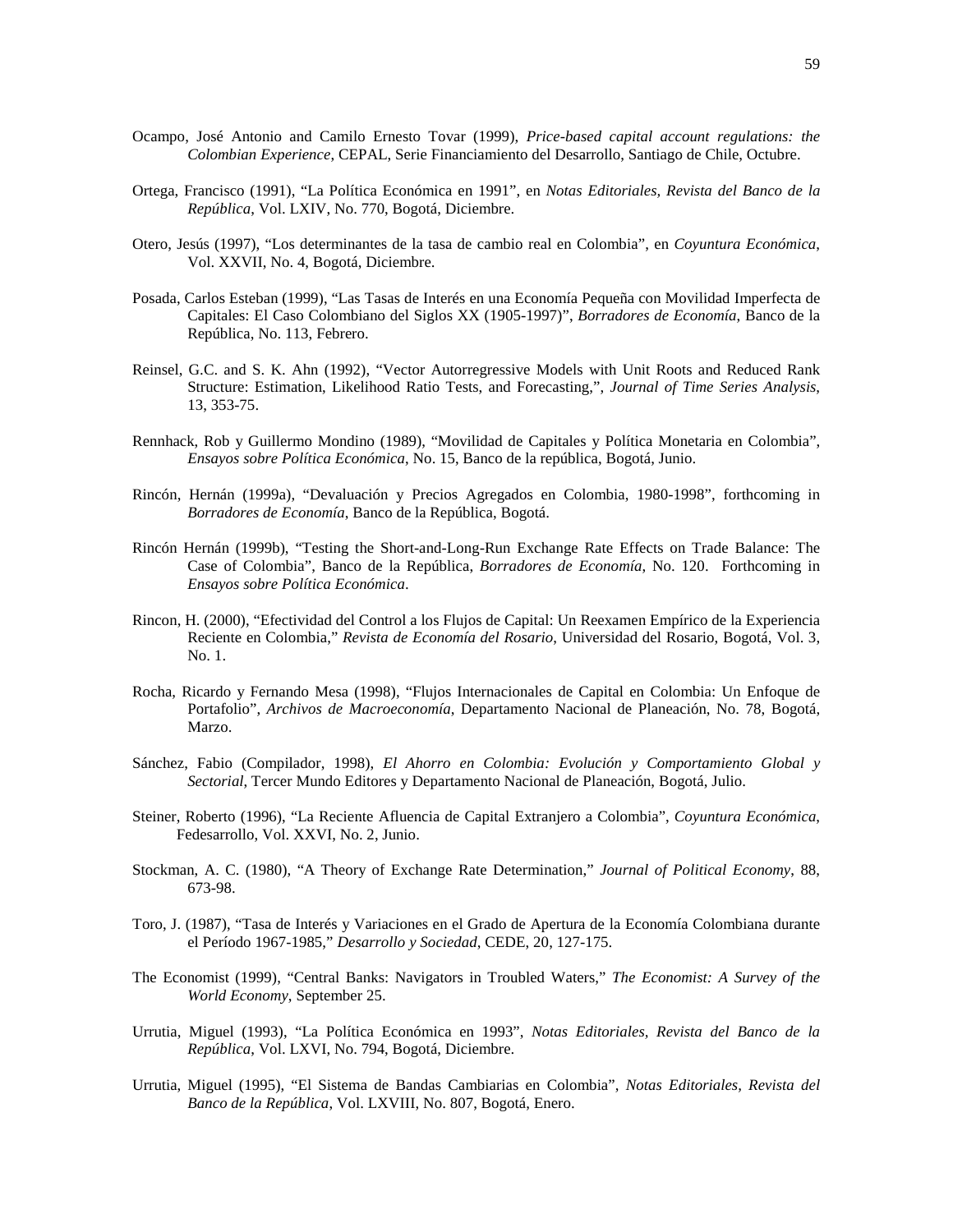Ocampo, José Antonio and Camilo Ernesto Tovar (1999), *Price-based capital account regulations: the Colombian Experience*, CEPAL, Serie Financiamiento del Desarrollo, Santiago de Chile, Octubre.

Ortega, Francisco (1991), "La Política Económica en 1991", en *Notas Editoriales, Revista del Banco de la República*, Vol. LXIV, No. 770, Bogotá, Diciembre.

Otero, Jesús (1997), "Los determinantes de la tasa de cambio real en Colombia", en *Coyuntura Económica*, Vol. XXVII, No. 4, Bogotá, Diciembre.

Posada, Carlos Esteban (1999), "Las Tasas de Interés en una Economía Pequeña con Movilidad Imperfecta de Capitales: El Caso Colombiano del Siglos XX (1905-1997)", *Borradores de Economía*, Banco de la República, No. 113, Febrero.

Reinsel, G.C. and S. K. Ahn (1992), "Vector Autorregressive Models with Unit Roots and Reduced Rank Structure: Estimation, Likelihood Ratio Tests, and Forecasting,", *Journal of Time Series Analysis*, 13, 353-75.

Rennhack, Rob y Guillermo Mondino (1989), "Movilidad de Capitales y Política Monetaria en Colombia", *Ensayos sobre Política Económica*, No. 15, Banco de la república, Bogotá, Junio.

Rincón, Hernán (1999a), "Devaluación y Precios Agregados en Colombia, 1980-1998", forthcoming in *Borradores de Economía*, Banco de la República, Bogotá.

Rincón Hernán (1999b), "Testing the Short-and-Long-Run Exchange Rate Effects on Trade Balance: The Case of Colombia", Banco de la República, *Borradores de Economía*, No. 120. Forthcoming in *Ensayos sobre Política Económica*.

Rincon, H. (2000), "Efectividad del Control a los Flujos de Capital: Un Reexamen Empírico de la Experiencia Reciente en Colombia," *Revista de Economía del Rosario*, Universidad del Rosario, Bogotá, Vol. 3, No. 1.

Rocha, Ricardo y Fernando Mesa (1998), "Flujos Internacionales de Capital en Colombia: Un Enfoque de Portafolio", *Archivos de Macroeconomía*, Departamento Nacional de Planeación, No. 78, Bogotá, Marzo.

Sánchez, Fabio (Compilador, 1998), *El Ahorro en Colombia: Evolución y Comportamiento Global y Sectorial*, Tercer Mundo Editores y Departamento Nacional de Planeación, Bogotá, Julio.

Steiner, Roberto (1996), "La Reciente Afluencia de Capital Extranjero a Colombia", *Coyuntura Económica*, Fedesarrollo, Vol. XXVI, No. 2, Junio.

Stockman, A. C. (1980), "A Theory of Exchange Rate Determination," *Journal of Political Economy*, 88, 673-98.

Toro, J. (1987), "Tasa de Interés y Variaciones en el Grado de Apertura de la Economía Colombiana durante el Período 1967-1985," *Desarrollo y Sociedad*, CEDE, 20, 127-175.

The Economist (1999), "Central Banks: Navigators in Troubled Waters," *The Economist: A Survey of the World Economy*, September 25.

Urrutia, Miguel (1993), "La Política Económica en 1993", *Notas Editoriales, Revista del Banco de la República*, Vol. LXVI, No. 794, Bogotá, Diciembre.

Urrutia, Miguel (1995), "El Sistema de Bandas Cambiarias en Colombia", *Notas Editoriales, Revista del Banco de la República*, Vol. LXVIII, No. 807, Bogotá, Enero.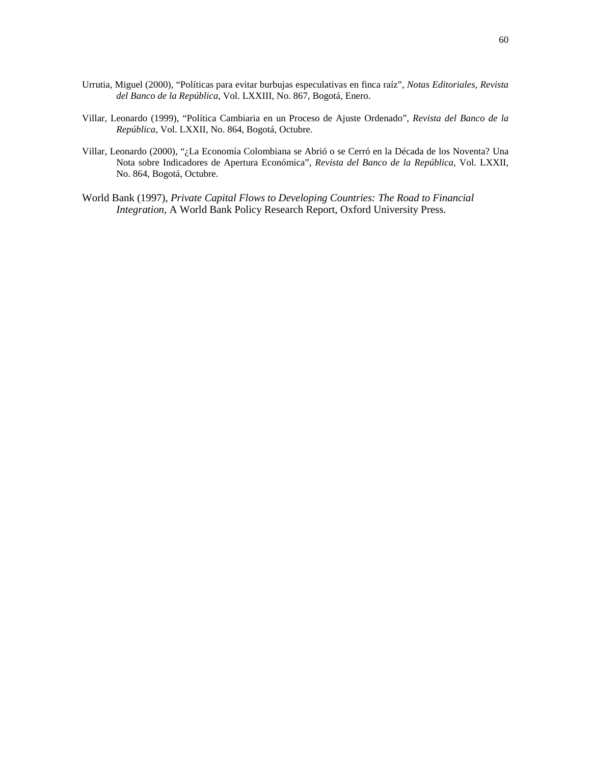Urrutia, Miguel (2000), "Políticas para evitar burbujas especulativas en finca raíz", *Notas Editoriales, Revista del Banco de la República*, Vol. LXXIII, No. 867, Bogotá, Enero.

Villar, Leonardo (1999), "Política Cambiaria en un Proceso de Ajuste Ordenado", *Revista del Banco de la República*, Vol. LXXII, No. 864, Bogotá, Octubre.

Villar, Leonardo (2000), "¿La Economía Colombiana se Abrió o se Cerró en la Década de los Noventa? Una Nota sobre Indicadores de Apertura Económica", *Revista del Banco de la República*, Vol. LXXII, No. 864, Bogotá, Octubre.

World Bank (1997), *Private Capital Flows to Developing Countries: The Road to Financial Integration*, A World Bank Policy Research Report, Oxford University Press.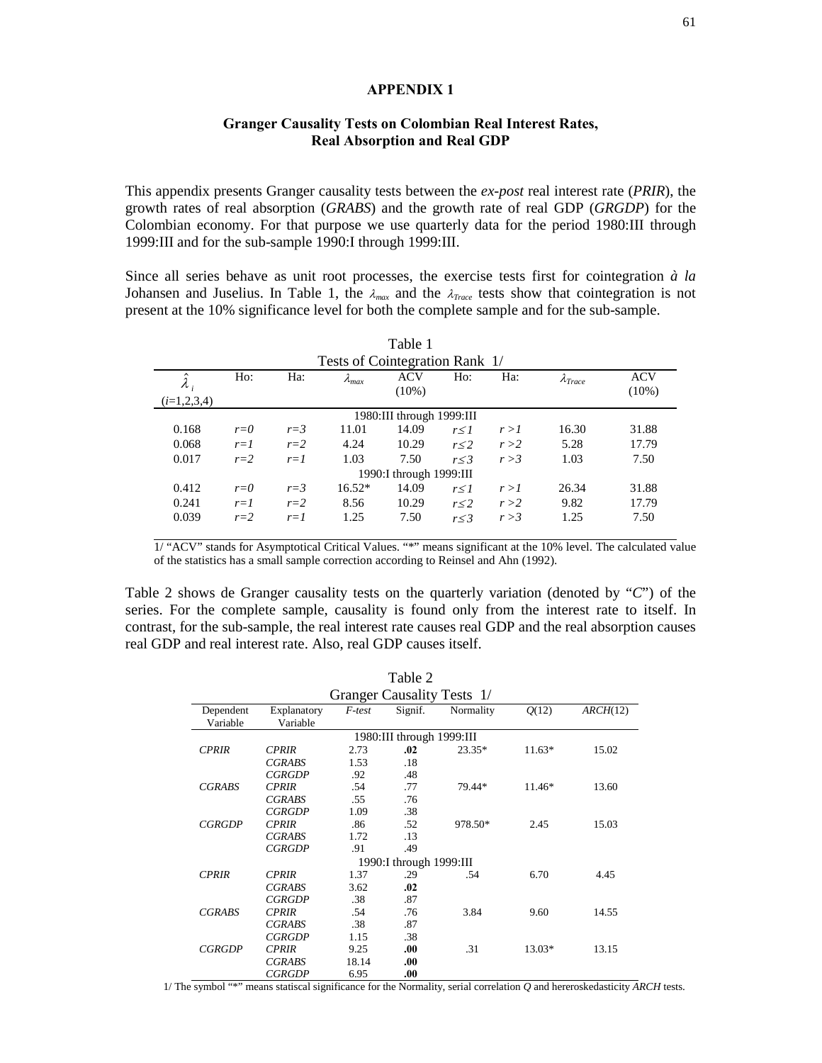# APPENDIX 1

## Granger Causality Tests on Colombian Real Interest Rates, Real Absorption and Real GDP

This appendix presents Granger causality tests between the *ex-post* real interest rate (*PRIR*), the growth rates of real absorption (*GRABS*) and the growth rate of real GDP (*GRGDP*) for the Colombian economy. For that purpose we use quarterly data for the period 1980:III through 1999:III and for the sub-sample 1990:I through 1999:III.

Since all series behave as unit root processes, the exercise tests first for cointegration *à la* Johansen and Juselius. In Table 1, the $\lambda_{max}$ and the $\lambda_{Trace}$ tests show that cointegration is not present at the 10% significance level for both the complete sample and for the sub-sample.

Table 1
Tests of Cointegration Rank 1/

| $\hat{\lambda}_i$ ($i$=1,2,3,4) | Ho: | Ha: | $\lambda_{max}$ | ACV (10%) | Ho: | Ha: | $\lambda_{Trace}$ | ACV (10%) |
|---|---|---|---|---|---|---|---|---|
| | | | | 1980:III through 1999:III | | | | |
| 0.168 | $r=0$ | $r=3$ | 11.01 | 14.09 | $r\leq 1$ | $r>1$ | 16.30 | 31.88 |
| 0.068 | $r=1$ | $r=2$ | 4.24 | 10.29 | $r\leq 2$ | $r>2$ | 5.28 | 17.79 |
| 0.017 | $r=2$ | $r=1$ | 1.03 | 7.50 | $r\leq 3$ | $r>3$ | 1.03 | 7.50 |
| | | | | 1990:I through 1999:III | | | | |
| 0.412 | $r=0$ | $r=3$ | 16.52* | 14.09 | $r\leq 1$ | $r>1$ | 26.34 | 31.88 |
| 0.241 | $r=1$ | $r=2$ | 8.56 | 10.29 | $r\leq 2$ | $r>2$ | 9.82 | 17.79 |
| 0.039 | $r=2$ | $r=1$ | 1.25 | 7.50 | $r\leq 3$ | $r>3$ | 1.25 | 7.50 |

1/ "ACV" stands for Asymptotical Critical Values. "*" means significant at the 10% level. The calculated value of the statistics has a small sample correction according to Reinsel and Ahn (1992).

Table 2 shows de Granger causality tests on the quarterly variation (denoted by "*C*") of the series. For the complete sample, causality is found only from the interest rate to itself. In contrast, for the sub-sample, the real interest rate causes real GDP and the real absorption causes real GDP and real interest rate. Also, real GDP causes itself.

Table 2
Granger Causality Tests 1/

| Dependent Variable | Explanatory Variable | *F-test* | Signif. | Normality | *Q*(12) | *ARCH*(12) |
|---|---|---|---|---|---|---|
| | | | 1980:III through 1999:III | | | |
| *CPRIR* | *CPRIR* | 2.73 | **.02** | 23.35* | 11.63* | 15.02 |
| | *CGRABS* | 1.53 | .18 | | | |
| | *CGRGDP* | .92 | .48 | | | |
| *CGRABS* | *CPRIR* | .54 | .77 | 79.44* | 11.46* | 13.60 |
| | *CGRABS* | .55 | .76 | | | |
| | *CGRGDP* | 1.09 | .38 | | | |
| *CGRGDP* | *CPRIR* | .86 | .52 | 978.50* | 2.45 | 15.03 |
| | *CGRABS* | 1.72 | .13 | | | |
| | *CGRGDP* | .91 | .49 | | | |
| | | | 1990:I through 1999:III | | | |
| *CPRIR* | *CPRIR* | 1.37 | .29 | .54 | 6.70 | 4.45 |
| | *CGRABS* | 3.62 | **.02** | | | |
| | *CGRGDP* | .38 | .87 | | | |
| *CGRABS* | *CPRIR* | .54 | .76 | 3.84 | 9.60 | 14.55 |
| | *CGRABS* | .38 | .87 | | | |
| | *CGRGDP* | 1.15 | .38 | | | |
| *CGRGDP* | *CPRIR* | 9.25 | **.00** | .31 | 13.03* | 13.15 |
| | *CGRABS* | 18.14 | **.00** | | | |
| | *CGRGDP* | 6.95 | **.00** | | | |

1/ The symbol "*" means statiscal significance for the Normality, serial correlation *Q* and hereroskedasticity *ARCH* tests.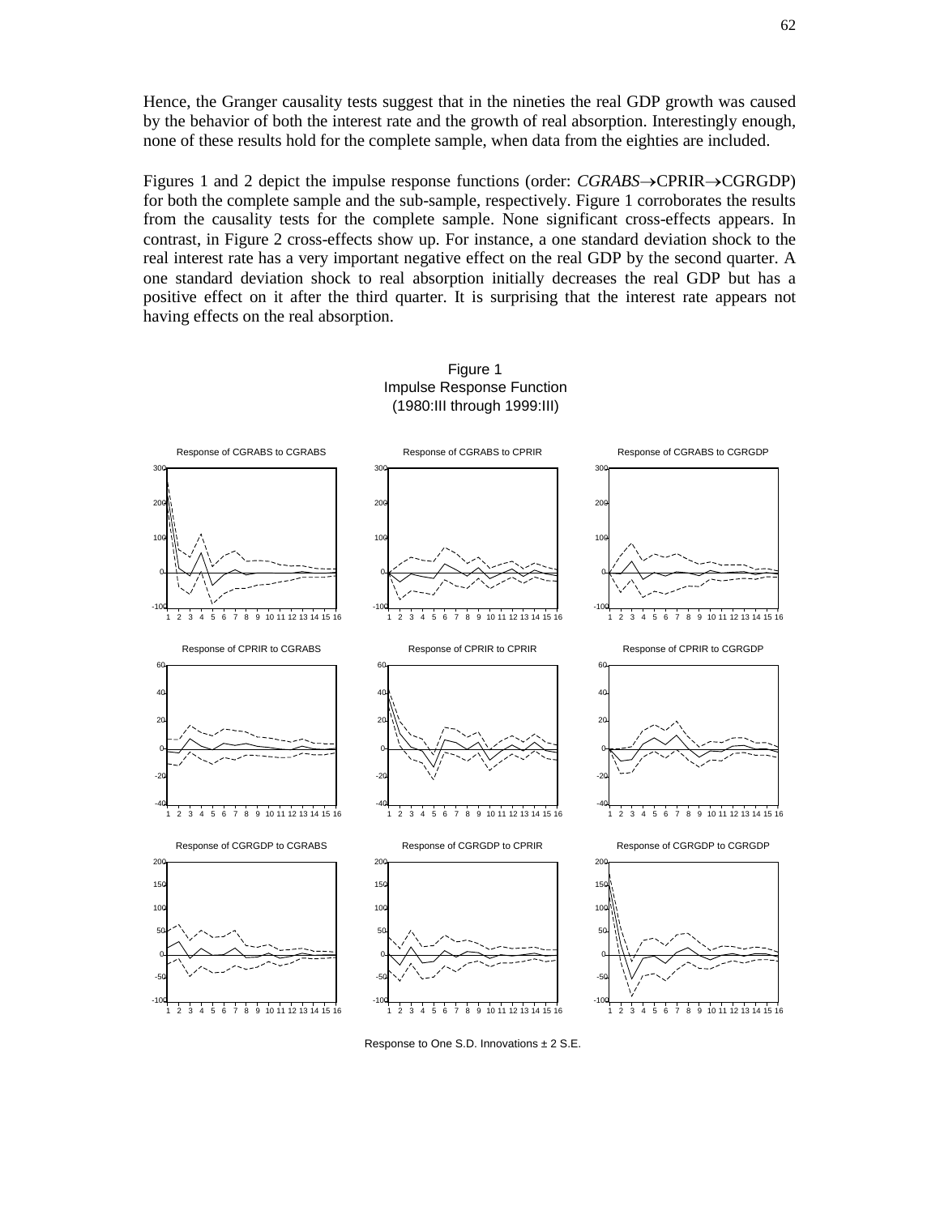Hence, the Granger causality tests suggest that in the nineties the real GDP growth was caused by the behavior of both the interest rate and the growth of real absorption. Interestingly enough, none of these results hold for the complete sample, when data from the eighties are included.

Figures 1 and 2 depict the impulse response functions (order: *CGRABS*→CPRIR→CGRGDP) for both the complete sample and the sub-sample, respectively. Figure 1 corroborates the results from the causality tests for the complete sample. None significant cross-effects appears. In contrast, in Figure 2 cross-effects show up. For instance, a one standard deviation shock to the real interest rate has a very important negative effect on the real GDP by the second quarter. A one standard deviation shock to real absorption initially decreases the real GDP but has a positive effect on it after the third quarter. It is surprising that the interest rate appears not having effects on the real absorption.

Figure 1
Impulse Response Function
(1980:III through 1999:III)

Response of CGRABS to CGRABS | Response of CGRABS to CPRIR | Response of CGRABS to CGRGDP

Response of CPRIR to CGRABS | Response of CPRIR to CPRIR | Response of CPRIR to CGRGDP

Response of CGRGDP to CGRABS | Response of CGRGDP to CPRIR | Response of CGRGDP to CGRGDP

Response to One S.D. Innovations ± 2 S.E.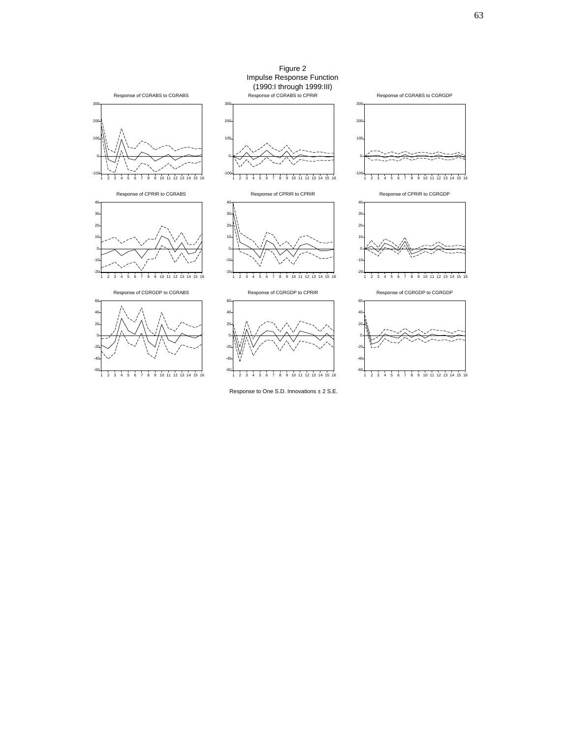Figure 2
Impulse Response Function
(1990:I through 1999:III)

Response of CGRABS to CGRABS

Response of CGRABS to CPRIR

Response of CGRABS to CGRGDP

Response of CPRIR to CGRABS

Response of CPRIR to CPRIR

Response of CPRIR to CGRGDP

Response of CGRGDP to CGRABS

Response of CGRGDP to CPRIR

Response of CGRGDP to CGRGDP

Response to One S.D. Innovations ± 2 S.E.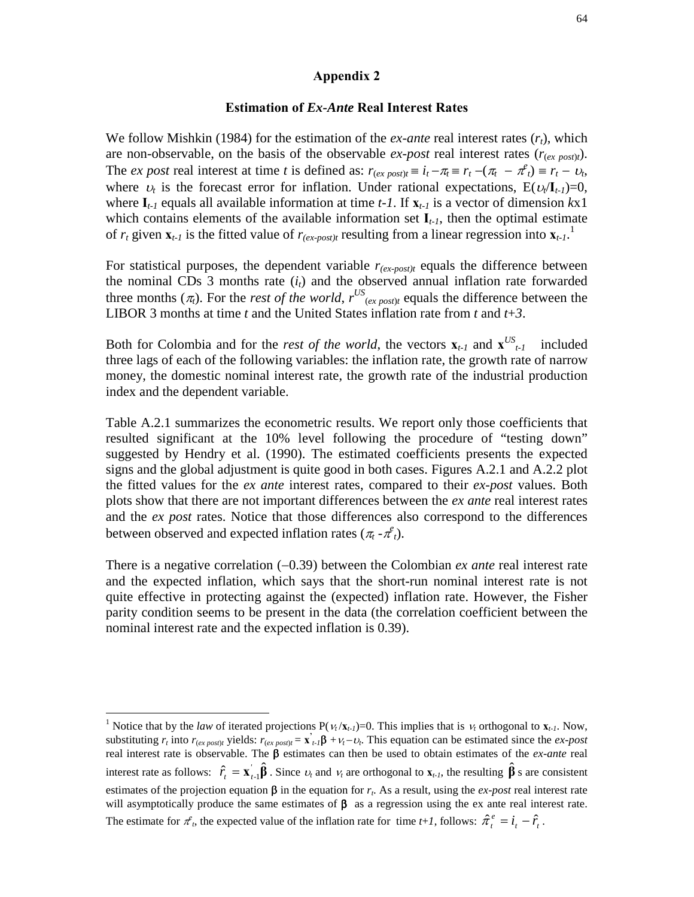## Appendix 2

### Estimation of *Ex-Ante* Real Interest Rates

We follow Mishkin (1984) for the estimation of the *ex-ante* real interest rates ($r_t$), which are non-observable, on the basis of the observable *ex-post* real interest rates ($r_{(ex\ post)t}$). The *ex post* real interest at time *t* is defined as: $r_{(ex\ post)t} \equiv i_t - \pi_t \equiv r_t - (\pi_t - \pi^e_t) \equiv r_t - \upsilon_t$, where $\upsilon_t$ is the forecast error for inflation. Under rational expectations, $E(\upsilon_t / \mathbf{I}_{t-1})=0$, where $\mathbf{I}_{t-1}$ equals all available information at time *t-1*. If $\mathbf{x}_{t-1}$ is a vector of dimension $k$x1 which contains elements of the available information set $\mathbf{I}_{t-1}$, then the optimal estimate of $r_t$ given $\mathbf{x}_{t-1}$ is the fitted value of $r_{(ex-post)t}$ resulting from a linear regression into $\mathbf{x}_{t-1}$.[1]

For statistical purposes, the dependent variable $r_{(ex-post)t}$ equals the difference between the nominal CDs 3 months rate ($i_t$) and the observed annual inflation rate forwarded three months ($\pi_t$). For the *rest of the world*, $r^{US}_{(ex\ post)t}$ equals the difference between the LIBOR 3 months at time *t* and the United States inflation rate from *t* and *t+3*.

Both for Colombia and for the *rest of the world*, the vectors $\mathbf{x}_{t-1}$ and $\mathbf{x}^{US}_{t-1}$ included three lags of each of the following variables: the inflation rate, the growth rate of narrow money, the domestic nominal interest rate, the growth rate of the industrial production index and the dependent variable.

Table A.2.1 summarizes the econometric results. We report only those coefficients that resulted significant at the 10% level following the procedure of "testing down" suggested by Hendry et al. (1990). The estimated coefficients presents the expected signs and the global adjustment is quite good in both cases. Figures A.2.1 and A.2.2 plot the fitted values for the *ex ante* interest rates, compared to their *ex-post* values. Both plots show that there are not important differences between the *ex ante* real interest rates and the *ex post* rates. Notice that those differences also correspond to the differences between observed and expected inflation rates ($\pi_t - \pi^e_t$).

There is a negative correlation (–0.39) between the Colombian *ex ante* real interest rate and the expected inflation, which says that the short-run nominal interest rate is not quite effective in protecting against the (expected) inflation rate. However, the Fisher parity condition seems to be present in the data (the correlation coefficient between the nominal interest rate and the expected inflation is 0.39).

---

[1] Notice that by the *law* of iterated projections $P(\nu_t / \mathbf{x}_{t-1})=0$. This implies that is $\nu_t$ orthogonal to $\mathbf{x}_{t-1}$. Now, substituting $r_t$ into $r_{(ex\ post)t}$ yields: $r_{(ex\ post)t} = \mathbf{x}'_{t-1}\boldsymbol{\beta} + \nu_t - \upsilon_t$. This equation can be estimated since the *ex-post* real interest rate is observable. The $\boldsymbol{\beta}$ estimates can then be used to obtain estimates of the *ex-ante* real interest rate as follows: $\hat{r}_t = \mathbf{x}'_{t-1}\hat{\boldsymbol{\beta}}$. Since $\upsilon_t$ and $\nu_t$ are orthogonal to $\mathbf{x}_{t-1}$, the resulting $\hat{\boldsymbol{\beta}}$ s are consistent estimates of the projection equation $\boldsymbol{\beta}$ in the equation for $r_t$. As a result, using the *ex-post* real interest rate will asymptotically produce the same estimates of $\boldsymbol{\beta}$ as a regression using the ex ante real interest rate. The estimate for $\pi^e_t$, the expected value of the inflation rate for time *t+1*, follows: $\hat{\pi}^e_t = i_t - \hat{r}_t$.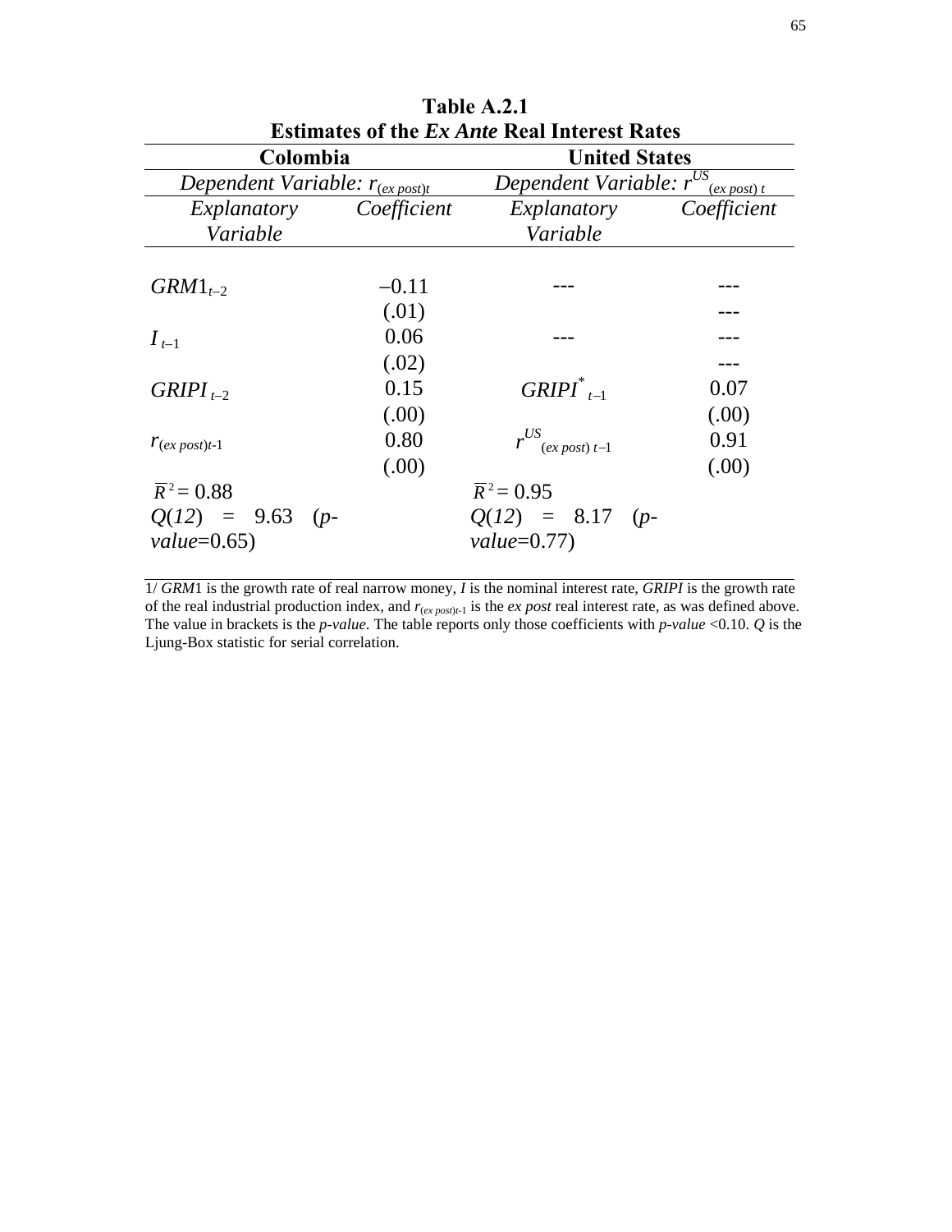**Table A.2.1**
**Estimates of the *Ex Ante* Real Interest Rates**

| Colombia | | United States | |
|---|---|---|---|
| *Dependent Variable:* $r_{(ex\ post)t}$ | | *Dependent Variable:* $r^{US}_{(ex\ post)\ t}$ | |
| *Explanatory Variable* | *Coefficient* | *Explanatory Variable* | *Coefficient* |
| $GRM1_{t-2}$ | $-0.11$ | --- | --- |
| | (.01) | | --- |
| $I_{t-1}$ | 0.06 | --- | --- |
| | (.02) | | --- |
| $GRIPI_{t-2}$ | 0.15 | $GRIPI^{*}_{t-1}$ | 0.07 |
| | (.00) | | (.00) |
| $r_{(ex\ post)t-1}$ | 0.80 | $r^{US}_{(ex\ post)\ t-1}$ | 0.91 |
| | (.00) | | (.00) |
| $\overline{R}^2 = 0.88$ | | $\overline{R}^2 = 0.95$ | |
| $Q(12) = 9.63$ (*p-value*=0.65) | | $Q(12) = 8.17$ (*p-value*=0.77) | |

1/ *GRM*1 is the growth rate of real narrow money, *I* is the nominal interest rate, *GRIPI* is the growth rate of the real industrial production index, and $r_{(ex\ post)t-1}$ is the *ex post* real interest rate, as was defined above. The value in brackets is the *p-value*. The table reports only those coefficients with *p-value* <0.10. *Q* is the Ljung-Box statistic for serial correlation.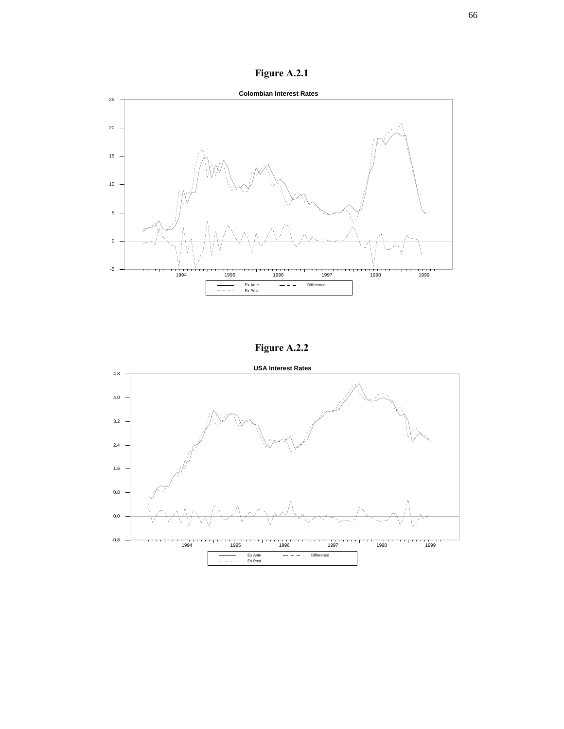# Figure A.2.1

Colombian Interest Rates

Ex Ante — Difference — Ex Post

# Figure A.2.2

USA Interest Rates

Ex Ante — Difference — Ex Post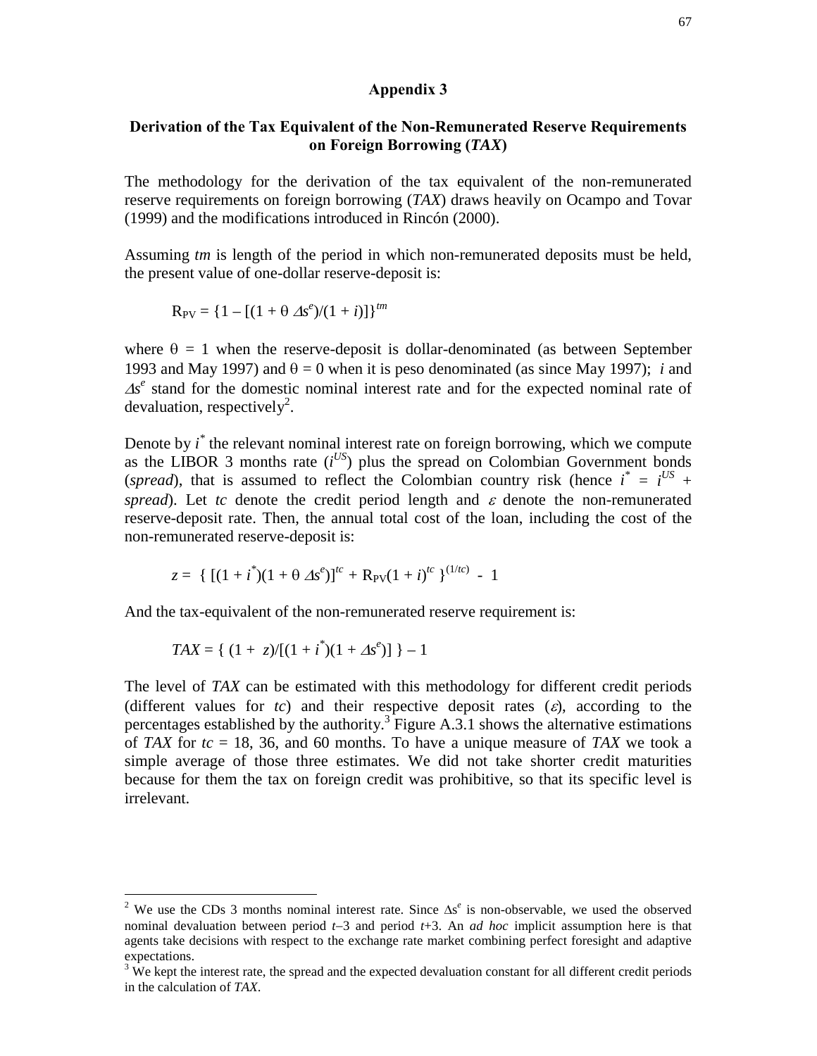## Appendix 3

### Derivation of the Tax Equivalent of the Non-Remunerated Reserve Requirements on Foreign Borrowing (*TAX*)

The methodology for the derivation of the tax equivalent of the non-remunerated reserve requirements on foreign borrowing (*TAX*) draws heavily on Ocampo and Tovar (1999) and the modifications introduced in Rincón (2000).

Assuming *tm* is length of the period in which non-remunerated deposits must be held, the present value of one-dollar reserve-deposit is:

$$R_{PV} = \{1 - [(1 + \theta\, \Delta s^e)/(1 + i)]\}^{tm}$$

where $\theta = 1$ when the reserve-deposit is dollar-denominated (as between September 1993 and May 1997) and $\theta = 0$ when it is peso denominated (as since May 1997); $i$ and $\Delta s^e$ stand for the domestic nominal interest rate and for the expected nominal rate of devaluation, respectively[2].

Denote by $i^*$ the relevant nominal interest rate on foreign borrowing, which we compute as the LIBOR 3 months rate ($i^{US}$) plus the spread on Colombian Government bonds (*spread*), that is assumed to reflect the Colombian country risk (hence $i^* = i^{US} + spread$). Let *tc* denote the credit period length and $\varepsilon$ denote the non-remunerated reserve-deposit rate. Then, the annual total cost of the loan, including the cost of the non-remunerated reserve-deposit is:

$$z = \{ [(1 + i^*)(1 + \theta\, \Delta s^e)]^{tc} + R_{PV}(1 + i)^{tc} \}^{(1/tc)} - 1$$

And the tax-equivalent of the non-remunerated reserve requirement is:

$$TAX = \{ (1 + z)/[(1 + i^*)(1 + \Delta s^e)] \} - 1$$

The level of *TAX* can be estimated with this methodology for different credit periods (different values for *tc*) and their respective deposit rates ($\varepsilon$), according to the percentages established by the authority.[3] Figure A.3.1 shows the alternative estimations of *TAX* for $tc$ = 18, 36, and 60 months. To have a unique measure of *TAX* we took a simple average of those three estimates. We did not take shorter credit maturities because for them the tax on foreign credit was prohibitive, so that its specific level is irrelevant.

---

[2] We use the CDs 3 months nominal interest rate. Since $\Delta s^e$ is non-observable, we used the observed nominal devaluation between period $t$–3 and period $t$+3. An *ad hoc* implicit assumption here is that agents take decisions with respect to the exchange rate market combining perfect foresight and adaptive expectations.

[3] We kept the interest rate, the spread and the expected devaluation constant for all different credit periods in the calculation of *TAX*.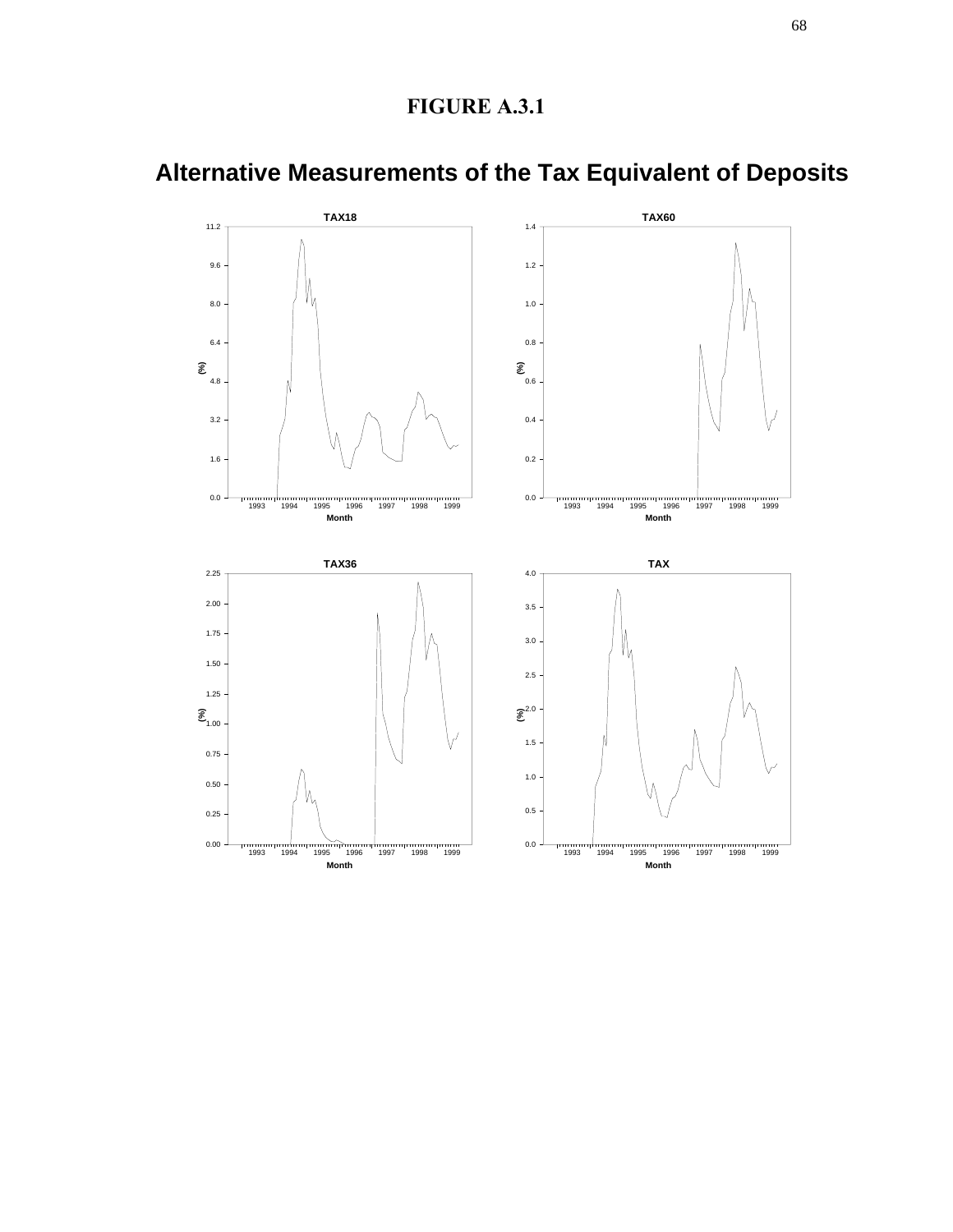**FIGURE A.3.1**

# Alternative Measurements of the Tax Equivalent of Deposits

TAX18

11.2
9.6
8.0
6.4
4.8
3.2
1.6
0.0

(%)

1993 1994 1995 1996 1997 1998 1999

Month

TAX60

1.4
1.2
1.0
0.8
0.6
0.4
0.2
0.0

(%)

1993 1994 1995 1996 1997 1998 1999

Month

TAX36

2.25
2.00
1.75
1.50
1.25
1.00
0.75
0.50
0.25
0.00

(%)

1993 1994 1995 1996 1997 1998 1999

Month

TAX

4.0
3.5
3.0
2.5
2.0
1.5
1.0
0.5
0.0

(%)

1993 1994 1995 1996 1997 1998 1999

Month